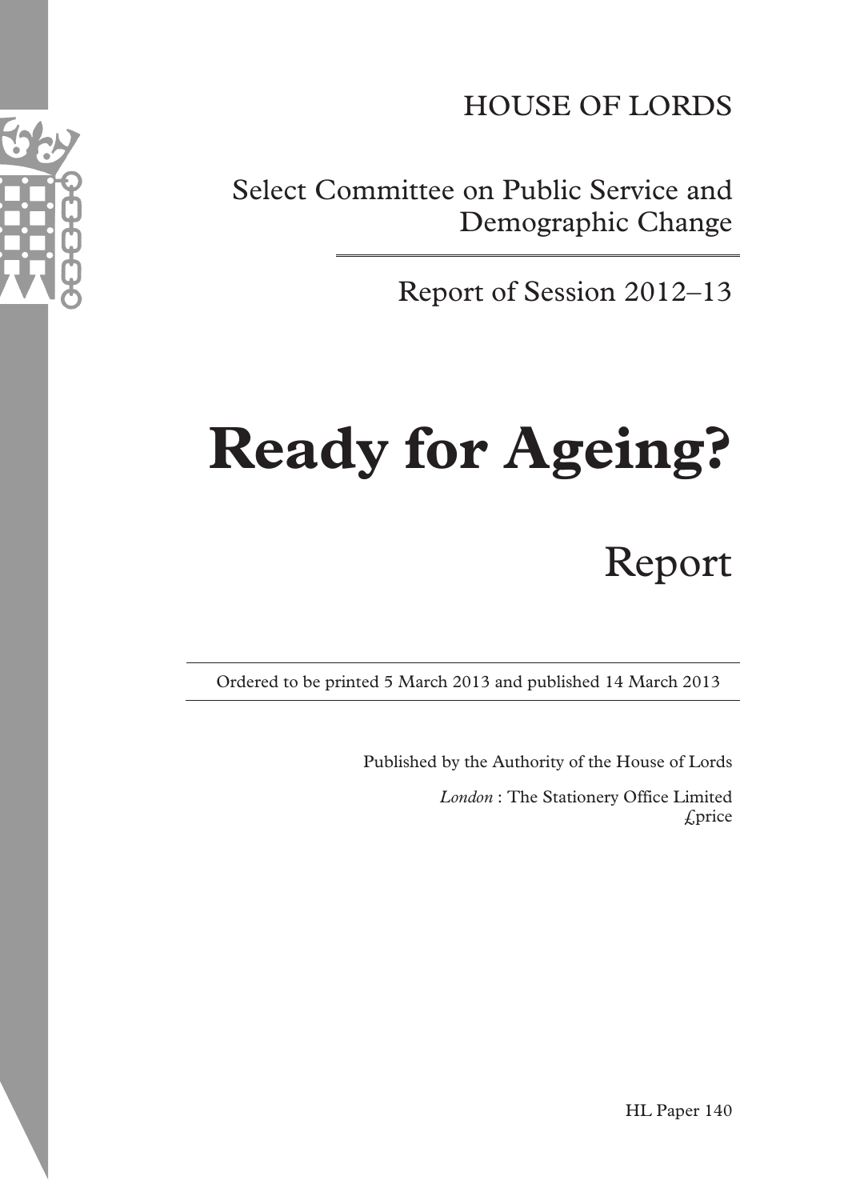HOUSE OF LORDS

Select Committee on Public Service and Demographic Change

Report of Session 2012–13

# Ready for Ageing?

## Report

Ordered to be printed 5 March 2013 and published 14 March 2013

Published by the Authority of the House of Lords

*London* : The Stationery Office Limited
£price

HL Paper 140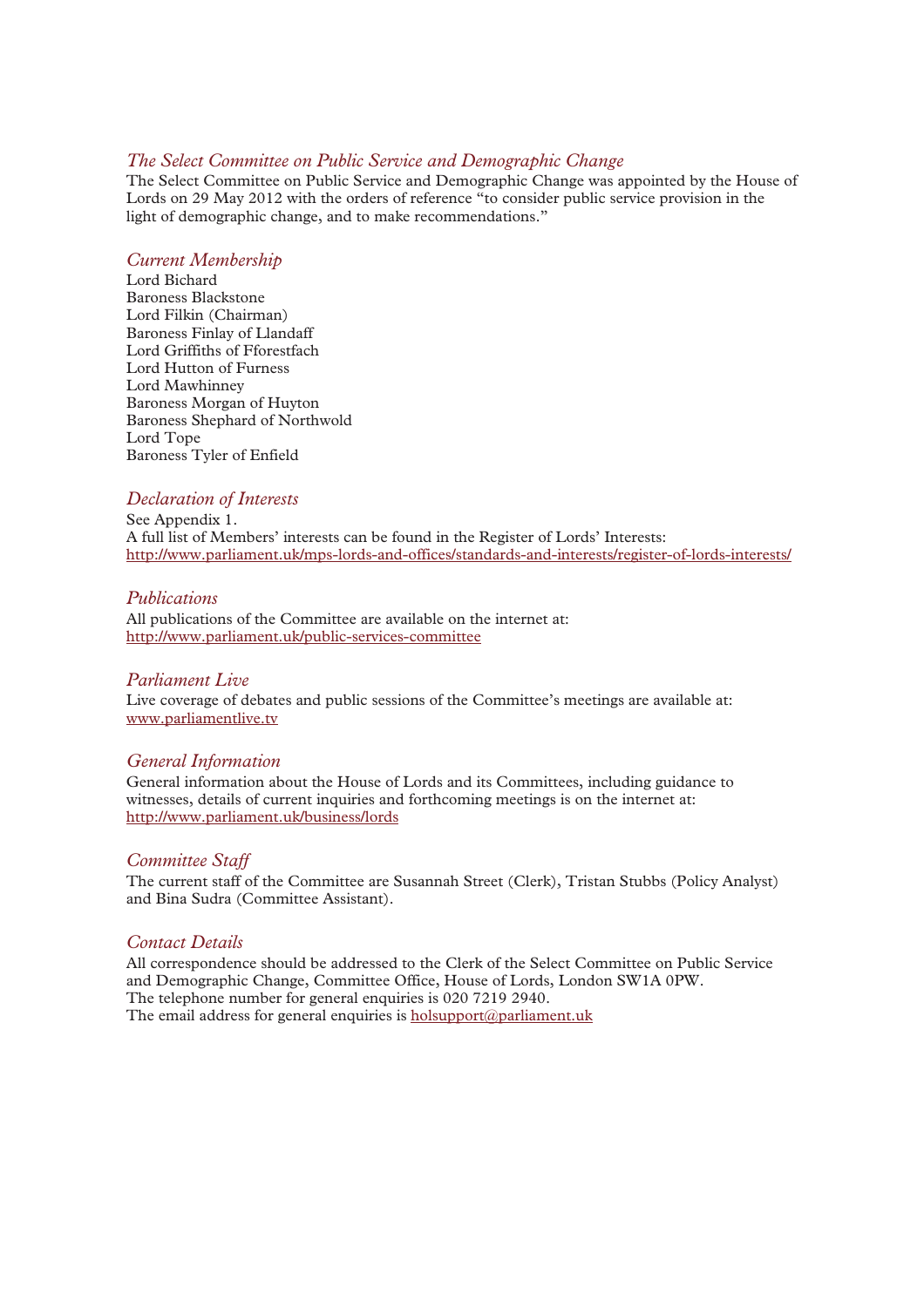### *The Select Committee on Public Service and Demographic Change*

The Select Committee on Public Service and Demographic Change was appointed by the House of Lords on 29 May 2012 with the orders of reference "to consider public service provision in the light of demographic change, and to make recommendations."

### *Current Membership*

Lord Bichard
Baroness Blackstone
Lord Filkin (Chairman)
Baroness Finlay of Llandaff
Lord Griffiths of Fforestfach
Lord Hutton of Furness
Lord Mawhinney
Baroness Morgan of Huyton
Baroness Shephard of Northwold
Lord Tope
Baroness Tyler of Enfield

### *Declaration of Interests*

See Appendix 1.
A full list of Members' interests can be found in the Register of Lords' Interests:
http://www.parliament.uk/mps-lords-and-offices/standards-and-interests/register-of-lords-interests/

### *Publications*

All publications of the Committee are available on the internet at:
http://www.parliament.uk/public-services-committee

### *Parliament Live*

Live coverage of debates and public sessions of the Committee's meetings are available at:
www.parliamentlive.tv

### *General Information*

General information about the House of Lords and its Committees, including guidance to witnesses, details of current inquiries and forthcoming meetings is on the internet at:
http://www.parliament.uk/business/lords

### *Committee Staff*

The current staff of the Committee are Susannah Street (Clerk), Tristan Stubbs (Policy Analyst) and Bina Sudra (Committee Assistant).

### *Contact Details*

All correspondence should be addressed to the Clerk of the Select Committee on Public Service and Demographic Change, Committee Office, House of Lords, London SW1A 0PW.
The telephone number for general enquiries is 020 7219 2940.
The email address for general enquiries is holsupport@parliament.uk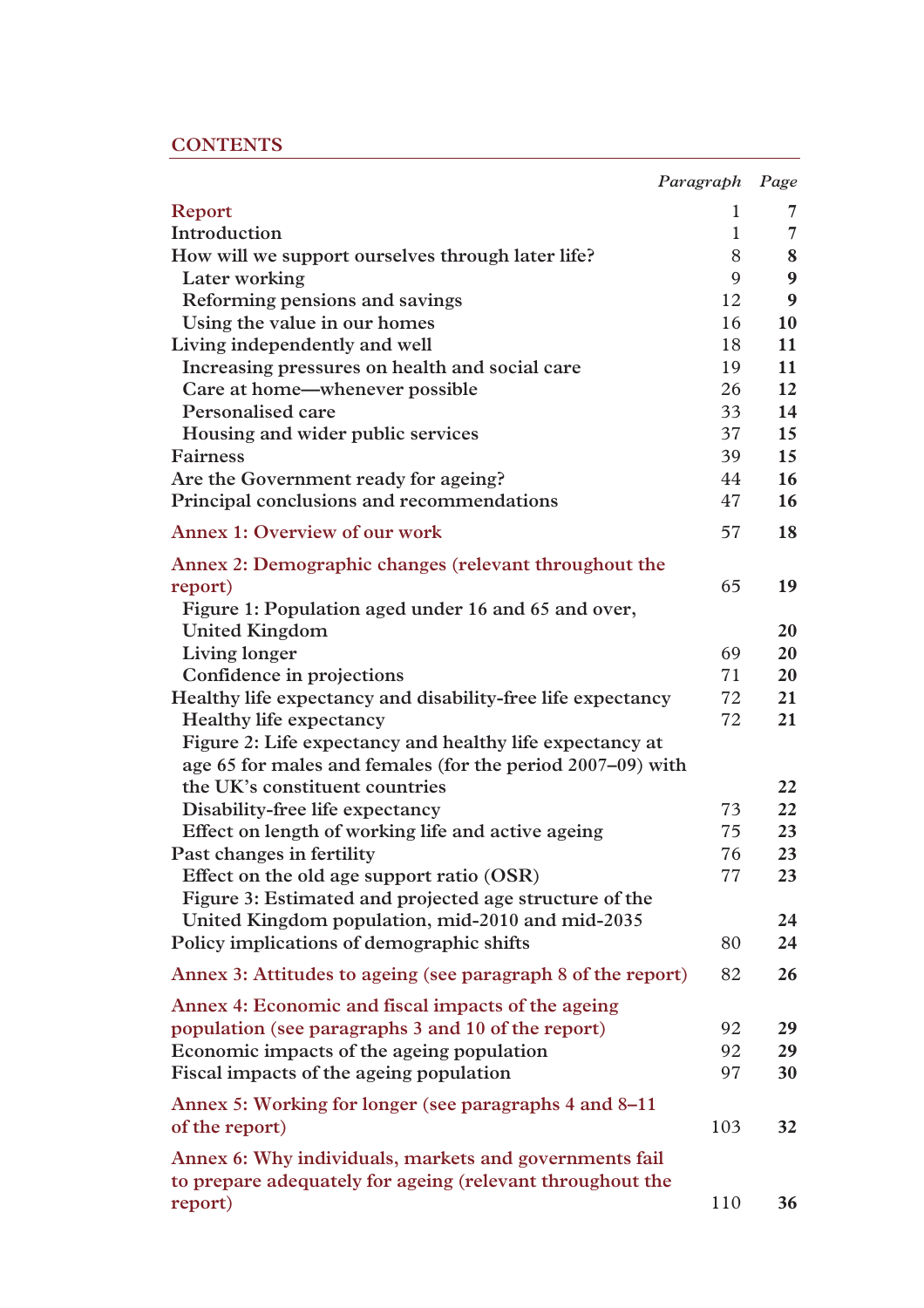## CONTENTS

| | *Paragraph* | *Page* |
|---|---|---|
| **Report** | 1 | 7 |
| Introduction | 1 | 7 |
| How will we support ourselves through later life? | 8 | 8 |
| Later working | 9 | 9 |
| Reforming pensions and savings | 12 | 9 |
| Using the value in our homes | 16 | 10 |
| Living independently and well | 18 | 11 |
| Increasing pressures on health and social care | 19 | 11 |
| Care at home—whenever possible | 26 | 12 |
| Personalised care | 33 | 14 |
| Housing and wider public services | 37 | 15 |
| Fairness | 39 | 15 |
| Are the Government ready for ageing? | 44 | 16 |
| Principal conclusions and recommendations | 47 | 16 |
| **Annex 1: Overview of our work** | 57 | 18 |
| **Annex 2: Demographic changes (relevant throughout the report)** | 65 | 19 |
| Figure 1: Population aged under 16 and 65 and over, United Kingdom | | 20 |
| Living longer | 69 | 20 |
| Confidence in projections | 71 | 20 |
| Healthy life expectancy and disability-free life expectancy | 72 | 21 |
| Healthy life expectancy | 72 | 21 |
| Figure 2: Life expectancy and healthy life expectancy at age 65 for males and females (for the period 2007–09) with the UK's constituent countries | | 22 |
| Disability-free life expectancy | 73 | 22 |
| Effect on length of working life and active ageing | 75 | 23 |
| Past changes in fertility | 76 | 23 |
| Effect on the old age support ratio (OSR) | 77 | 23 |
| Figure 3: Estimated and projected age structure of the United Kingdom population, mid-2010 and mid-2035 | | 24 |
| Policy implications of demographic shifts | 80 | 24 |
| **Annex 3: Attitudes to ageing (see paragraph 8 of the report)** | 82 | 26 |
| **Annex 4: Economic and fiscal impacts of the ageing population (see paragraphs 3 and 10 of the report)** | 92 | 29 |
| Economic impacts of the ageing population | 92 | 29 |
| Fiscal impacts of the ageing population | 97 | 30 |
| **Annex 5: Working for longer (see paragraphs 4 and 8–11 of the report)** | 103 | 32 |
| **Annex 6: Why individuals, markets and governments fail to prepare adequately for ageing (relevant throughout the report)** | 110 | 36 |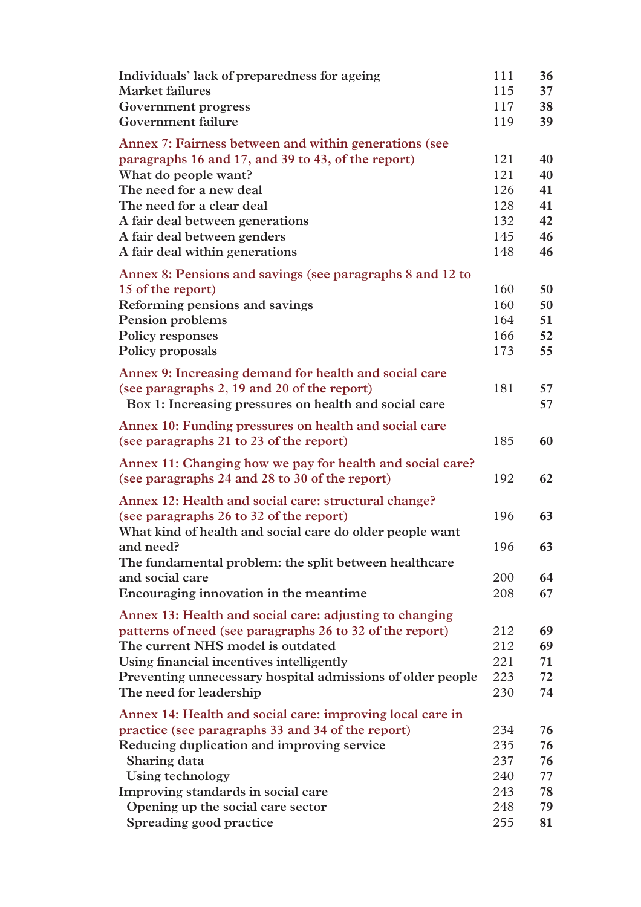| | | |
|---|---|---|
| Individuals' lack of preparedness for ageing | 111 | **36** |
| Market failures | 115 | **37** |
| Government progress | 117 | **38** |
| Government failure | 119 | **39** |
| Annex 7: Fairness between and within generations (see paragraphs 16 and 17, and 39 to 43, of the report) | 121 | **40** |
| What do people want? | 121 | **40** |
| The need for a new deal | 126 | **41** |
| The need for a clear deal | 128 | **41** |
| A fair deal between generations | 132 | **42** |
| A fair deal between genders | 145 | **46** |
| A fair deal within generations | 148 | **46** |
| Annex 8: Pensions and savings (see paragraphs 8 and 12 to 15 of the report) | 160 | **50** |
| Reforming pensions and savings | 160 | **50** |
| Pension problems | 164 | **51** |
| Policy responses | 166 | **52** |
| Policy proposals | 173 | **55** |
| Annex 9: Increasing demand for health and social care (see paragraphs 2, 19 and 20 of the report) | 181 | **57** |
| Box 1: Increasing pressures on health and social care | | **57** |
| Annex 10: Funding pressures on health and social care (see paragraphs 21 to 23 of the report) | 185 | **60** |
| Annex 11: Changing how we pay for health and social care? (see paragraphs 24 and 28 to 30 of the report) | 192 | **62** |
| Annex 12: Health and social care: structural change? (see paragraphs 26 to 32 of the report) | 196 | **63** |
| What kind of health and social care do older people want and need? | 196 | **63** |
| The fundamental problem: the split between healthcare and social care | 200 | **64** |
| Encouraging innovation in the meantime | 208 | **67** |
| Annex 13: Health and social care: adjusting to changing patterns of need (see paragraphs 26 to 32 of the report) | 212 | **69** |
| The current NHS model is outdated | 212 | **69** |
| Using financial incentives intelligently | 221 | **71** |
| Preventing unnecessary hospital admissions of older people | 223 | **72** |
| The need for leadership | 230 | **74** |
| Annex 14: Health and social care: improving local care in practice (see paragraphs 33 and 34 of the report) | 234 | **76** |
| Reducing duplication and improving service | 235 | **76** |
| Sharing data | 237 | **76** |
| Using technology | 240 | **77** |
| Improving standards in social care | 243 | **78** |
| Opening up the social care sector | 248 | **79** |
| Spreading good practice | 255 | **81** |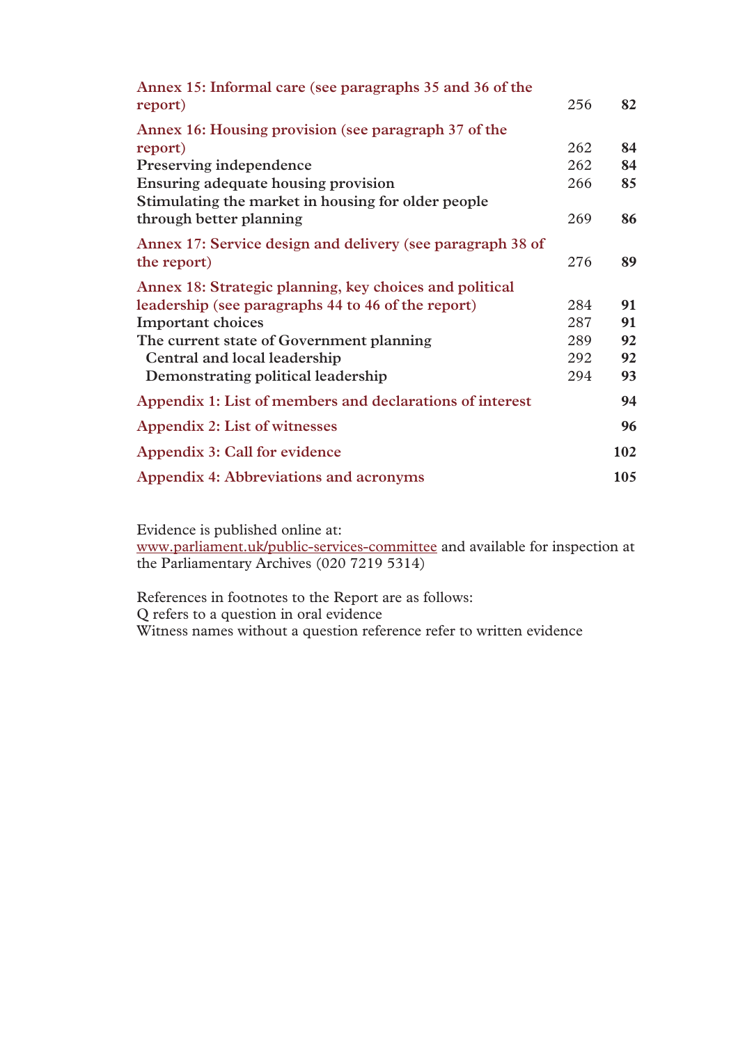| | | |
|---|---|---|
| Annex 15: Informal care (see paragraphs 35 and 36 of the report) | 256 | **82** |
| Annex 16: Housing provision (see paragraph 37 of the report) | 262 | **84** |
| Preserving independence | 262 | **84** |
| Ensuring adequate housing provision | 266 | **85** |
| Stimulating the market in housing for older people through better planning | 269 | **86** |
| Annex 17: Service design and delivery (see paragraph 38 of the report) | 276 | **89** |
| Annex 18: Strategic planning, key choices and political leadership (see paragraphs 44 to 46 of the report) | 284 | **91** |
| Important choices | 287 | **91** |
| The current state of Government planning | 289 | **92** |
| Central and local leadership | 292 | **92** |
| Demonstrating political leadership | 294 | **93** |
| Appendix 1: List of members and declarations of interest | | **94** |
| Appendix 2: List of witnesses | | **96** |
| Appendix 3: Call for evidence | | **102** |
| Appendix 4: Abbreviations and acronyms | | **105** |

Evidence is published online at:
www.parliament.uk/public-services-committee and available for inspection at the Parliamentary Archives (020 7219 5314)

References in footnotes to the Report are as follows:
Q refers to a question in oral evidence
Witness names without a question reference refer to written evidence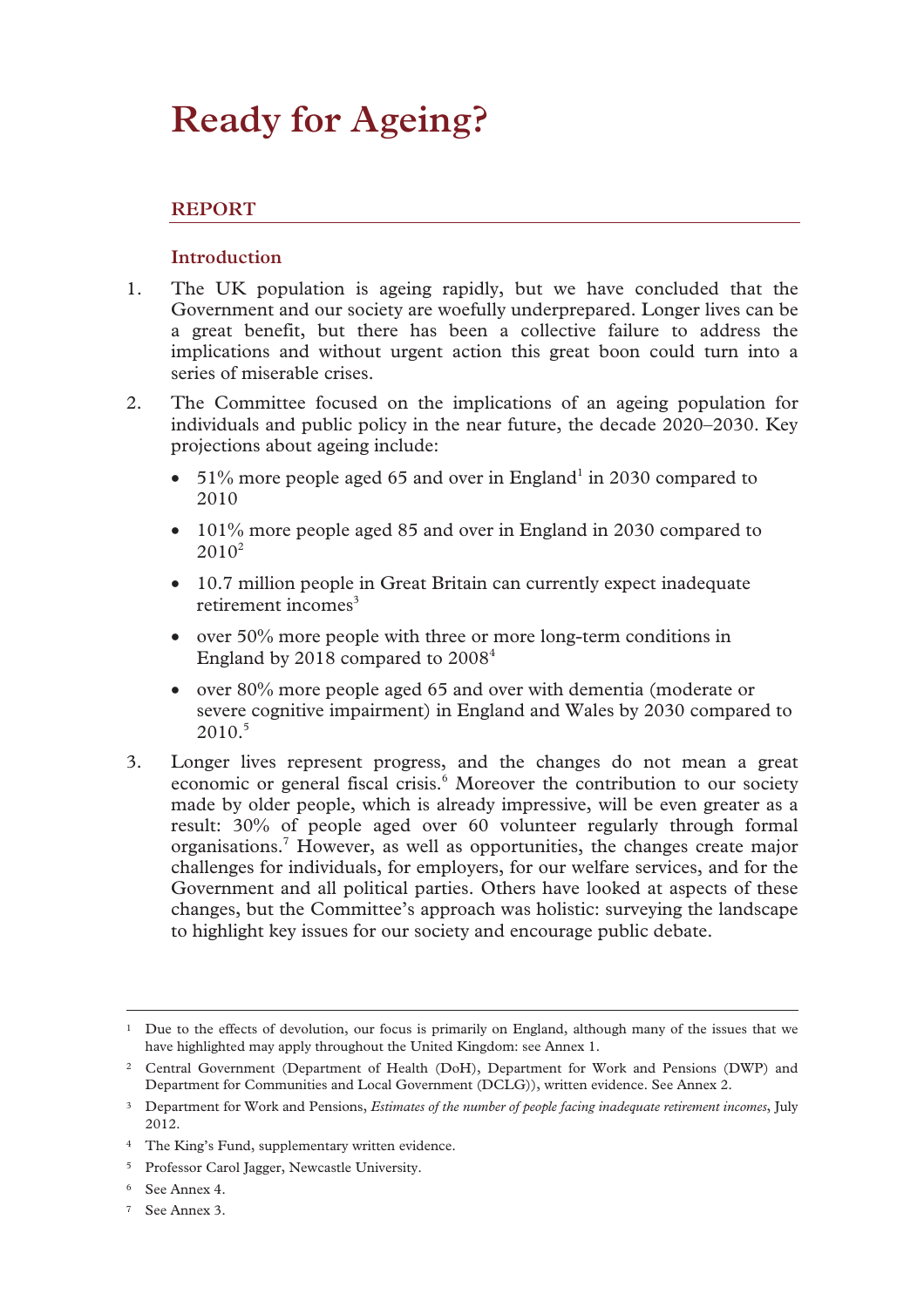# Ready for Ageing?

## REPORT

### Introduction

1. The UK population is ageing rapidly, but we have concluded that the Government and our society are woefully underprepared. Longer lives can be a great benefit, but there has been a collective failure to address the implications and without urgent action this great boon could turn into a series of miserable crises.

2. The Committee focused on the implications of an ageing population for individuals and public policy in the near future, the decade 2020–2030. Key projections about ageing include:

   - 51% more people aged 65 and over in England[1] in 2030 compared to 2010
   - 101% more people aged 85 and over in England in 2030 compared to 2010[2]
   - 10.7 million people in Great Britain can currently expect inadequate retirement incomes[3]
   - over 50% more people with three or more long-term conditions in England by 2018 compared to 2008[4]
   - over 80% more people aged 65 and over with dementia (moderate or severe cognitive impairment) in England and Wales by 2030 compared to 2010.[5]

3. Longer lives represent progress, and the changes do not mean a great economic or general fiscal crisis.[6] Moreover the contribution to our society made by older people, which is already impressive, will be even greater as a result: 30% of people aged over 60 volunteer regularly through formal organisations.[7] However, as well as opportunities, the changes create major challenges for individuals, for employers, for our welfare services, and for the Government and all political parties. Others have looked at aspects of these changes, but the Committee's approach was holistic: surveying the landscape to highlight key issues for our society and encourage public debate.

---

[1] Due to the effects of devolution, our focus is primarily on England, although many of the issues that we have highlighted may apply throughout the United Kingdom: see Annex 1.

[2] Central Government (Department of Health (DoH), Department for Work and Pensions (DWP) and Department for Communities and Local Government (DCLG)), written evidence. See Annex 2.

[3] Department for Work and Pensions, *Estimates of the number of people facing inadequate retirement incomes*, July 2012.

[4] The King's Fund, supplementary written evidence.

[5] Professor Carol Jagger, Newcastle University.

[6] See Annex 4.

[7] See Annex 3.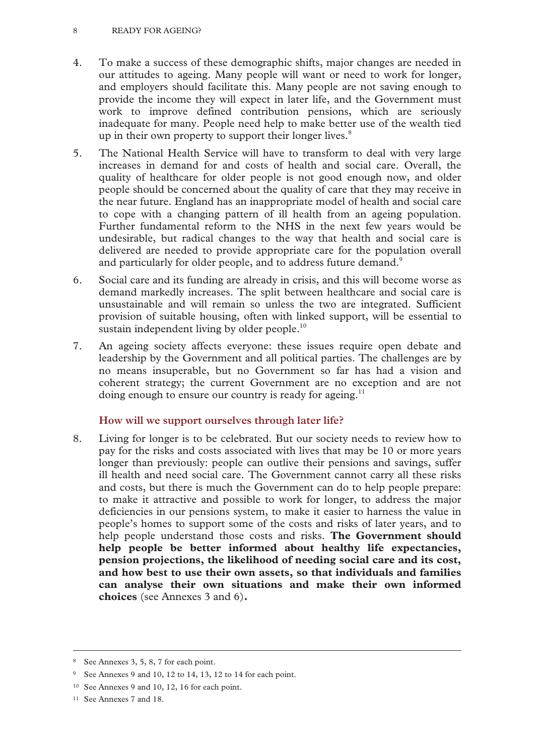4. To make a success of these demographic shifts, major changes are needed in our attitudes to ageing. Many people will want or need to work for longer, and employers should facilitate this. Many people are not saving enough to provide the income they will expect in later life, and the Government must work to improve defined contribution pensions, which are seriously inadequate for many. People need help to make better use of the wealth tied up in their own property to support their longer lives.[8]

5. The National Health Service will have to transform to deal with very large increases in demand for and costs of health and social care. Overall, the quality of healthcare for older people is not good enough now, and older people should be concerned about the quality of care that they may receive in the near future. England has an inappropriate model of health and social care to cope with a changing pattern of ill health from an ageing population. Further fundamental reform to the NHS in the next few years would be undesirable, but radical changes to the way that health and social care is delivered are needed to provide appropriate care for the population overall and particularly for older people, and to address future demand.[9]

6. Social care and its funding are already in crisis, and this will become worse as demand markedly increases. The split between healthcare and social care is unsustainable and will remain so unless the two are integrated. Sufficient provision of suitable housing, often with linked support, will be essential to sustain independent living by older people.[10]

7. An ageing society affects everyone: these issues require open debate and leadership by the Government and all political parties. The challenges are by no means insuperable, but no Government so far has had a vision and coherent strategy; the current Government are no exception and are not doing enough to ensure our country is ready for ageing.[11]

### How will we support ourselves through later life?

8. Living for longer is to be celebrated. But our society needs to review how to pay for the risks and costs associated with lives that may be 10 or more years longer than previously: people can outlive their pensions and savings, suffer ill health and need social care. The Government cannot carry all these risks and costs, but there is much the Government can do to help people prepare: to make it attractive and possible to work for longer, to address the major deficiencies in our pensions system, to make it easier to harness the value in people's homes to support some of the costs and risks of later years, and to help people understand those costs and risks. **The Government should help people be better informed about healthy life expectancies, pension projections, the likelihood of needing social care and its cost, and how best to use their own assets, so that individuals and families can analyse their own situations and make their own informed choices** (see Annexes 3 and 6)**.**

---

[8] See Annexes 3, 5, 8, 7 for each point.

[9] See Annexes 9 and 10, 12 to 14, 13, 12 to 14 for each point.

[10] See Annexes 9 and 10, 12, 16 for each point.

[11] See Annexes 7 and 18.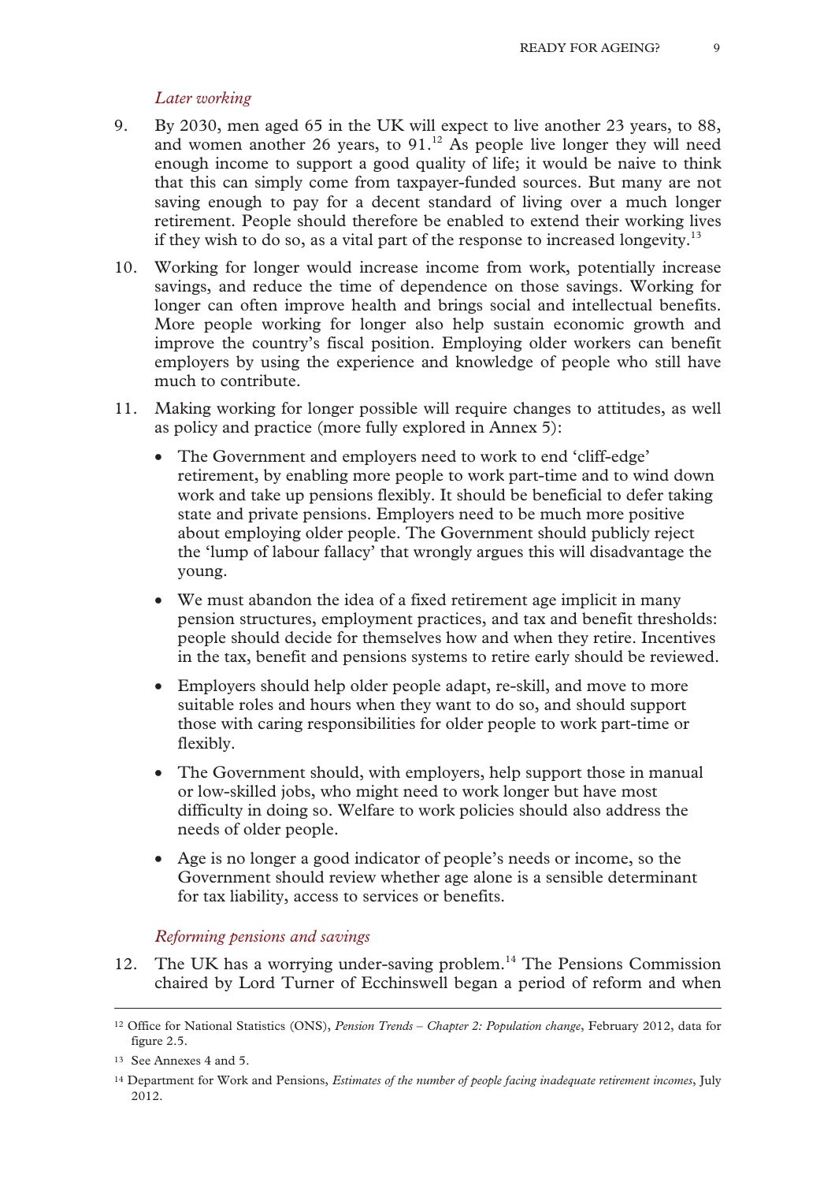*Later working*

9. By 2030, men aged 65 in the UK will expect to live another 23 years, to 88, and women another 26 years, to 91.[12] As people live longer they will need enough income to support a good quality of life; it would be naive to think that this can simply come from taxpayer-funded sources. But many are not saving enough to pay for a decent standard of living over a much longer retirement. People should therefore be enabled to extend their working lives if they wish to do so, as a vital part of the response to increased longevity.[13]

10. Working for longer would increase income from work, potentially increase savings, and reduce the time of dependence on those savings. Working for longer can often improve health and brings social and intellectual benefits. More people working for longer also help sustain economic growth and improve the country's fiscal position. Employing older workers can benefit employers by using the experience and knowledge of people who still have much to contribute.

11. Making working for longer possible will require changes to attitudes, as well as policy and practice (more fully explored in Annex 5):

    - The Government and employers need to work to end 'cliff-edge' retirement, by enabling more people to work part-time and to wind down work and take up pensions flexibly. It should be beneficial to defer taking state and private pensions. Employers need to be much more positive about employing older people. The Government should publicly reject the 'lump of labour fallacy' that wrongly argues this will disadvantage the young.
    - We must abandon the idea of a fixed retirement age implicit in many pension structures, employment practices, and tax and benefit thresholds: people should decide for themselves how and when they retire. Incentives in the tax, benefit and pensions systems to retire early should be reviewed.
    - Employers should help older people adapt, re-skill, and move to more suitable roles and hours when they want to do so, and should support those with caring responsibilities for older people to work part-time or flexibly.
    - The Government should, with employers, help support those in manual or low-skilled jobs, who might need to work longer but have most difficulty in doing so. Welfare to work policies should also address the needs of older people.
    - Age is no longer a good indicator of people's needs or income, so the Government should review whether age alone is a sensible determinant for tax liability, access to services or benefits.

*Reforming pensions and savings*

12. The UK has a worrying under-saving problem.[14] The Pensions Commission chaired by Lord Turner of Ecchinswell began a period of reform and when

---

[12] Office for National Statistics (ONS), *Pension Trends – Chapter 2: Population change*, February 2012, data for figure 2.5.

[13] See Annexes 4 and 5.

[14] Department for Work and Pensions, *Estimates of the number of people facing inadequate retirement incomes*, July 2012.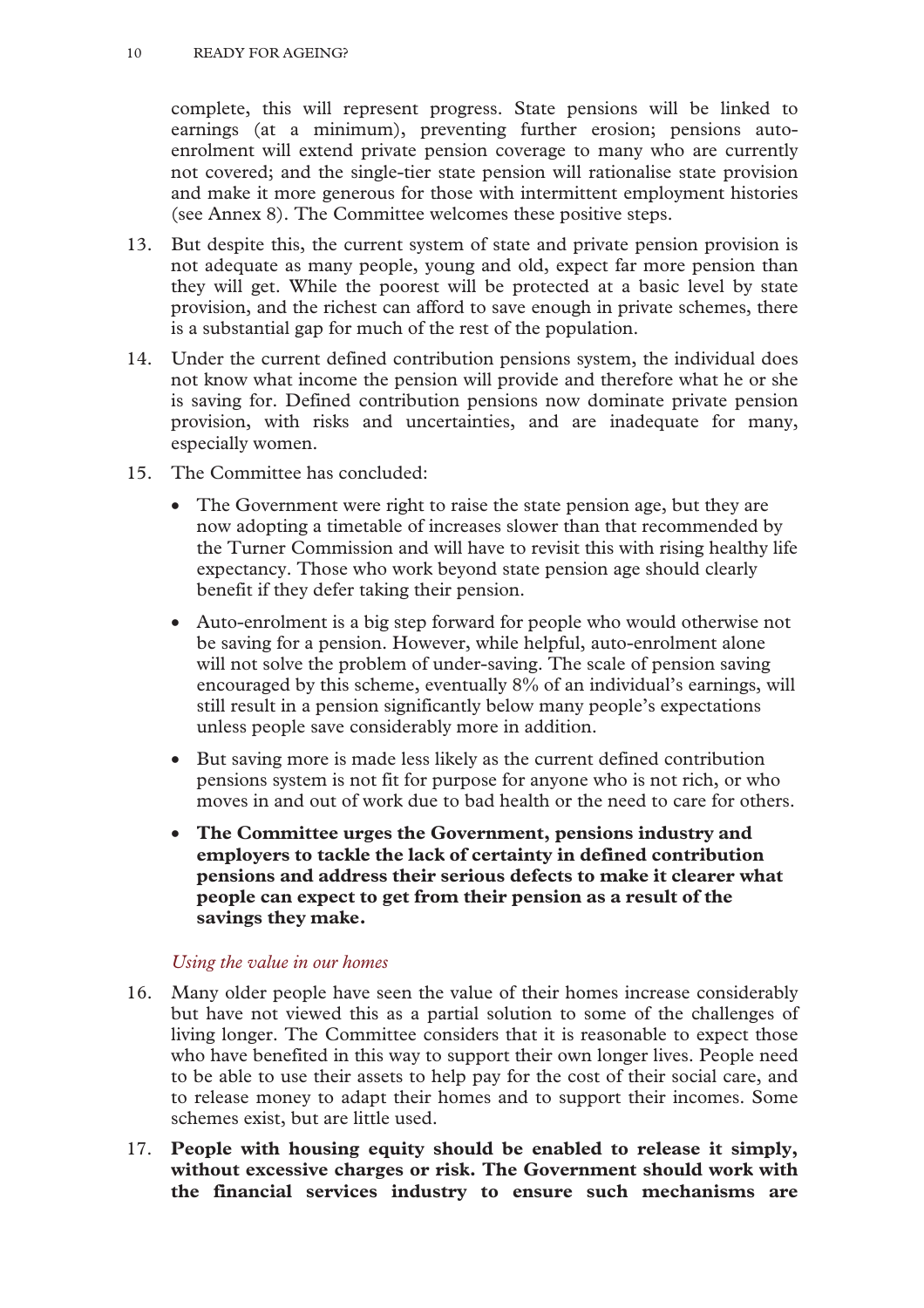complete, this will represent progress. State pensions will be linked to earnings (at a minimum), preventing further erosion; pensions auto-enrolment will extend private pension coverage to many who are currently not covered; and the single-tier state pension will rationalise state provision and make it more generous for those with intermittent employment histories (see Annex 8). The Committee welcomes these positive steps.

13. But despite this, the current system of state and private pension provision is not adequate as many people, young and old, expect far more pension than they will get. While the poorest will be protected at a basic level by state provision, and the richest can afford to save enough in private schemes, there is a substantial gap for much of the rest of the population.

14. Under the current defined contribution pensions system, the individual does not know what income the pension will provide and therefore what he or she is saving for. Defined contribution pensions now dominate private pension provision, with risks and uncertainties, and are inadequate for many, especially women.

15. The Committee has concluded:

    - The Government were right to raise the state pension age, but they are now adopting a timetable of increases slower than that recommended by the Turner Commission and will have to revisit this with rising healthy life expectancy. Those who work beyond state pension age should clearly benefit if they defer taking their pension.
    - Auto-enrolment is a big step forward for people who would otherwise not be saving for a pension. However, while helpful, auto-enrolment alone will not solve the problem of under-saving. The scale of pension saving encouraged by this scheme, eventually 8% of an individual's earnings, will still result in a pension significantly below many people's expectations unless people save considerably more in addition.
    - But saving more is made less likely as the current defined contribution pensions system is not fit for purpose for anyone who is not rich, or who moves in and out of work due to bad health or the need to care for others.
    - **The Committee urges the Government, pensions industry and employers to tackle the lack of certainty in defined contribution pensions and address their serious defects to make it clearer what people can expect to get from their pension as a result of the savings they make.**

*Using the value in our homes*

16. Many older people have seen the value of their homes increase considerably but have not viewed this as a partial solution to some of the challenges of living longer. The Committee considers that it is reasonable to expect those who have benefited in this way to support their own longer lives. People need to be able to use their assets to help pay for the cost of their social care, and to release money to adapt their homes and to support their incomes. Some schemes exist, but are little used.

17. **People with housing equity should be enabled to release it simply, without excessive charges or risk. The Government should work with the financial services industry to ensure such mechanisms are**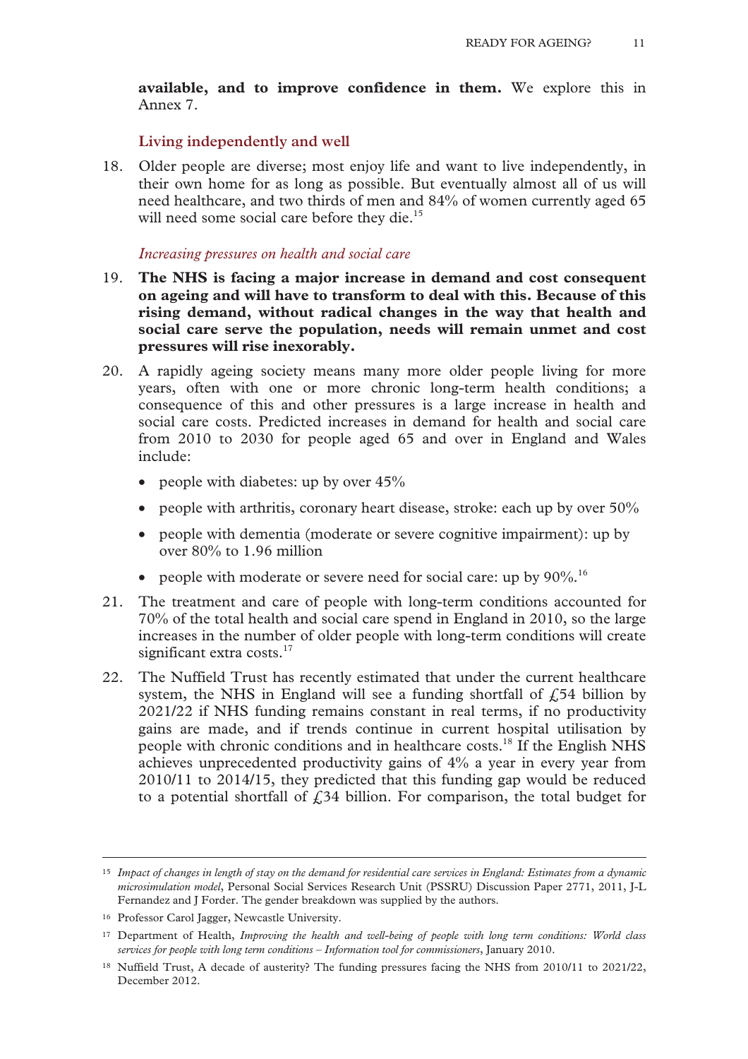**available, and to improve confidence in them.** We explore this in Annex 7.

### Living independently and well

18. Older people are diverse; most enjoy life and want to live independently, in their own home for as long as possible. But eventually almost all of us will need healthcare, and two thirds of men and 84% of women currently aged 65 will need some social care before they die.[15]

#### *Increasing pressures on health and social care*

19. **The NHS is facing a major increase in demand and cost consequent on ageing and will have to transform to deal with this. Because of this rising demand, without radical changes in the way that health and social care serve the population, needs will remain unmet and cost pressures will rise inexorably.**

20. A rapidly ageing society means many more older people living for more years, often with one or more chronic long-term health conditions; a consequence of this and other pressures is a large increase in health and social care costs. Predicted increases in demand for health and social care from 2010 to 2030 for people aged 65 and over in England and Wales include:

    - people with diabetes: up by over 45%
    - people with arthritis, coronary heart disease, stroke: each up by over 50%
    - people with dementia (moderate or severe cognitive impairment): up by over 80% to 1.96 million
    - people with moderate or severe need for social care: up by 90%.[16]

21. The treatment and care of people with long-term conditions accounted for 70% of the total health and social care spend in England in 2010, so the large increases in the number of older people with long-term conditions will create significant extra costs.[17]

22. The Nuffield Trust has recently estimated that under the current healthcare system, the NHS in England will see a funding shortfall of £54 billion by 2021/22 if NHS funding remains constant in real terms, if no productivity gains are made, and if trends continue in current hospital utilisation by people with chronic conditions and in healthcare costs.[18] If the English NHS achieves unprecedented productivity gains of 4% a year in every year from 2010/11 to 2014/15, they predicted that this funding gap would be reduced to a potential shortfall of £34 billion. For comparison, the total budget for

---

[15] *Impact of changes in length of stay on the demand for residential care services in England: Estimates from a dynamic microsimulation model*, Personal Social Services Research Unit (PSSRU) Discussion Paper 2771, 2011, J-L Fernandez and J Forder. The gender breakdown was supplied by the authors.

[16] Professor Carol Jagger, Newcastle University.

[17] Department of Health, *Improving the health and well-being of people with long term conditions: World class services for people with long term conditions – Information tool for commissioners*, January 2010.

[18] Nuffield Trust, A decade of austerity? The funding pressures facing the NHS from 2010/11 to 2021/22, December 2012.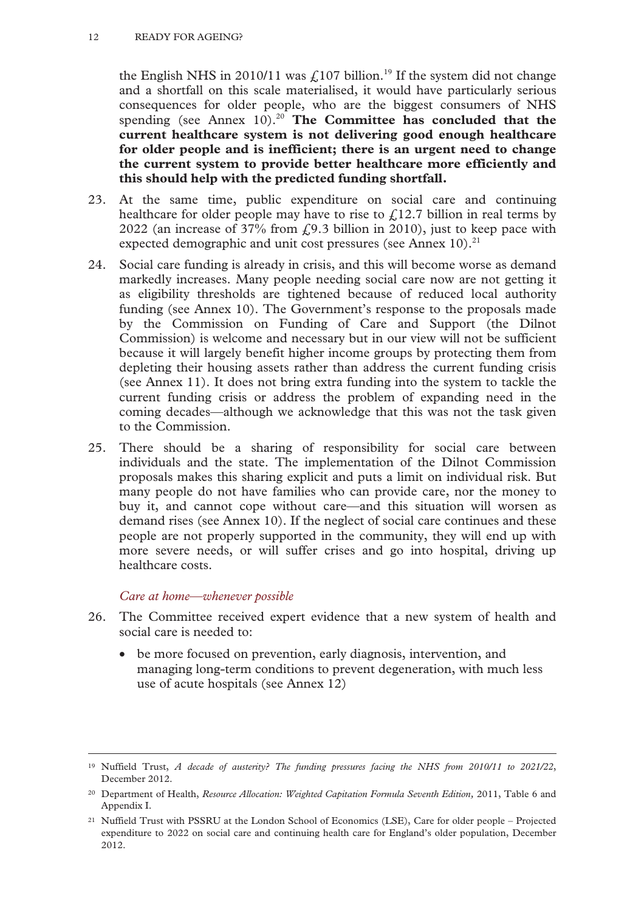the English NHS in 2010/11 was £107 billion.[19] If the system did not change and a shortfall on this scale materialised, it would have particularly serious consequences for older people, who are the biggest consumers of NHS spending (see Annex 10).[20] **The Committee has concluded that the current healthcare system is not delivering good enough healthcare for older people and is inefficient; there is an urgent need to change the current system to provide better healthcare more efficiently and this should help with the predicted funding shortfall.**

23. At the same time, public expenditure on social care and continuing healthcare for older people may have to rise to £12.7 billion in real terms by 2022 (an increase of 37% from £9.3 billion in 2010), just to keep pace with expected demographic and unit cost pressures (see Annex 10).[21]

24. Social care funding is already in crisis, and this will become worse as demand markedly increases. Many people needing social care now are not getting it as eligibility thresholds are tightened because of reduced local authority funding (see Annex 10). The Government's response to the proposals made by the Commission on Funding of Care and Support (the Dilnot Commission) is welcome and necessary but in our view will not be sufficient because it will largely benefit higher income groups by protecting them from depleting their housing assets rather than address the current funding crisis (see Annex 11). It does not bring extra funding into the system to tackle the current funding crisis or address the problem of expanding need in the coming decades—although we acknowledge that this was not the task given to the Commission.

25. There should be a sharing of responsibility for social care between individuals and the state. The implementation of the Dilnot Commission proposals makes this sharing explicit and puts a limit on individual risk. But many people do not have families who can provide care, nor the money to buy it, and cannot cope without care—and this situation will worsen as demand rises (see Annex 10). If the neglect of social care continues and these people are not properly supported in the community, they will end up with more severe needs, or will suffer crises and go into hospital, driving up healthcare costs.

### *Care at home—whenever possible*

26. The Committee received expert evidence that a new system of health and social care is needed to:

- be more focused on prevention, early diagnosis, intervention, and managing long-term conditions to prevent degeneration, with much less use of acute hospitals (see Annex 12)

---

[19] Nuffield Trust, *A decade of austerity? The funding pressures facing the NHS from 2010/11 to 2021/22*, December 2012.

[20] Department of Health, *Resource Allocation: Weighted Capitation Formula Seventh Edition,* 2011, Table 6 and Appendix I.

[21] Nuffield Trust with PSSRU at the London School of Economics (LSE), Care for older people – Projected expenditure to 2022 on social care and continuing health care for England's older population, December 2012.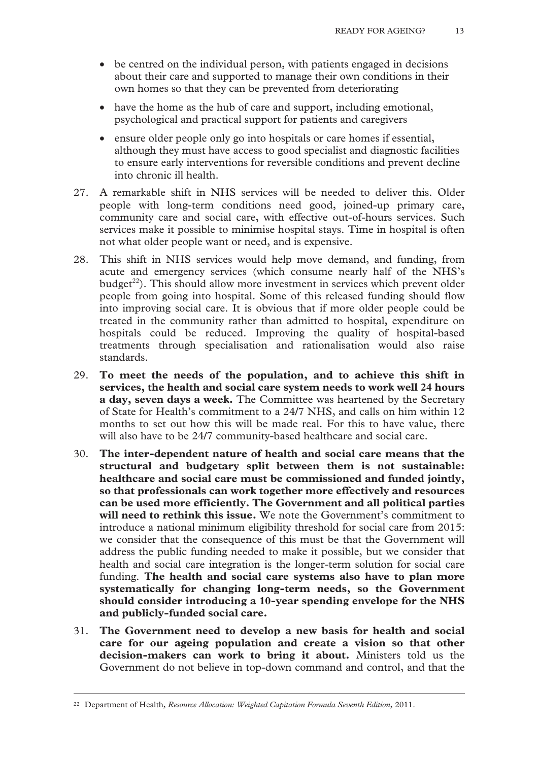- be centred on the individual person, with patients engaged in decisions about their care and supported to manage their own conditions in their own homes so that they can be prevented from deteriorating
- have the home as the hub of care and support, including emotional, psychological and practical support for patients and caregivers
- ensure older people only go into hospitals or care homes if essential, although they must have access to good specialist and diagnostic facilities to ensure early interventions for reversible conditions and prevent decline into chronic ill health.

27. A remarkable shift in NHS services will be needed to deliver this. Older people with long-term conditions need good, joined-up primary care, community care and social care, with effective out-of-hours services. Such services make it possible to minimise hospital stays. Time in hospital is often not what older people want or need, and is expensive.

28. This shift in NHS services would help move demand, and funding, from acute and emergency services (which consume nearly half of the NHS's budget[22]). This should allow more investment in services which prevent older people from going into hospital. Some of this released funding should flow into improving social care. It is obvious that if more older people could be treated in the community rather than admitted to hospital, expenditure on hospitals could be reduced. Improving the quality of hospital-based treatments through specialisation and rationalisation would also raise standards.

29. **To meet the needs of the population, and to achieve this shift in services, the health and social care system needs to work well 24 hours a day, seven days a week.** The Committee was heartened by the Secretary of State for Health's commitment to a 24/7 NHS, and calls on him within 12 months to set out how this will be made real. For this to have value, there will also have to be 24/7 community-based healthcare and social care.

30. **The inter-dependent nature of health and social care means that the structural and budgetary split between them is not sustainable: healthcare and social care must be commissioned and funded jointly, so that professionals can work together more effectively and resources can be used more efficiently. The Government and all political parties will need to rethink this issue.** We note the Government's commitment to introduce a national minimum eligibility threshold for social care from 2015: we consider that the consequence of this must be that the Government will address the public funding needed to make it possible, but we consider that health and social care integration is the longer-term solution for social care funding. **The health and social care systems also have to plan more systematically for changing long-term needs, so the Government should consider introducing a 10-year spending envelope for the NHS and publicly-funded social care.**

31. **The Government need to develop a new basis for health and social care for our ageing population and create a vision so that other decision-makers can work to bring it about.** Ministers told us the Government do not believe in top-down command and control, and that the

---

[22] Department of Health, *Resource Allocation: Weighted Capitation Formula Seventh Edition*, 2011.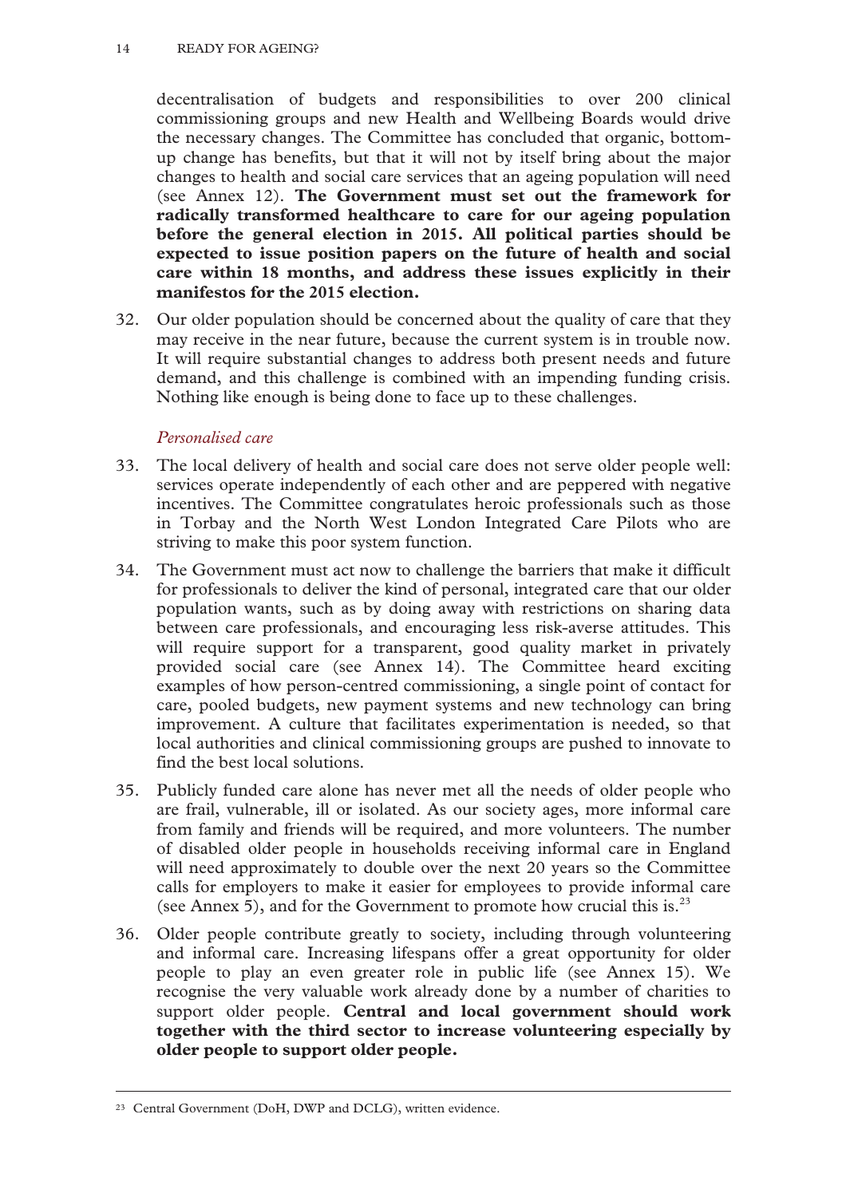decentralisation of budgets and responsibilities to over 200 clinical commissioning groups and new Health and Wellbeing Boards would drive the necessary changes. The Committee has concluded that organic, bottom-up change has benefits, but that it will not by itself bring about the major changes to health and social care services that an ageing population will need (see Annex 12). **The Government must set out the framework for radically transformed healthcare to care for our ageing population before the general election in 2015. All political parties should be expected to issue position papers on the future of health and social care within 18 months, and address these issues explicitly in their manifestos for the 2015 election.**

32. Our older population should be concerned about the quality of care that they may receive in the near future, because the current system is in trouble now. It will require substantial changes to address both present needs and future demand, and this challenge is combined with an impending funding crisis. Nothing like enough is being done to face up to these challenges.

*Personalised care*

33. The local delivery of health and social care does not serve older people well: services operate independently of each other and are peppered with negative incentives. The Committee congratulates heroic professionals such as those in Torbay and the North West London Integrated Care Pilots who are striving to make this poor system function.

34. The Government must act now to challenge the barriers that make it difficult for professionals to deliver the kind of personal, integrated care that our older population wants, such as by doing away with restrictions on sharing data between care professionals, and encouraging less risk-averse attitudes. This will require support for a transparent, good quality market in privately provided social care (see Annex 14). The Committee heard exciting examples of how person-centred commissioning, a single point of contact for care, pooled budgets, new payment systems and new technology can bring improvement. A culture that facilitates experimentation is needed, so that local authorities and clinical commissioning groups are pushed to innovate to find the best local solutions.

35. Publicly funded care alone has never met all the needs of older people who are frail, vulnerable, ill or isolated. As our society ages, more informal care from family and friends will be required, and more volunteers. The number of disabled older people in households receiving informal care in England will need approximately to double over the next 20 years so the Committee calls for employers to make it easier for employees to provide informal care (see Annex 5), and for the Government to promote how crucial this is.[23]

36. Older people contribute greatly to society, including through volunteering and informal care. Increasing lifespans offer a great opportunity for older people to play an even greater role in public life (see Annex 15). We recognise the very valuable work already done by a number of charities to support older people. **Central and local government should work together with the third sector to increase volunteering especially by older people to support older people.**

---

[23] Central Government (DoH, DWP and DCLG), written evidence.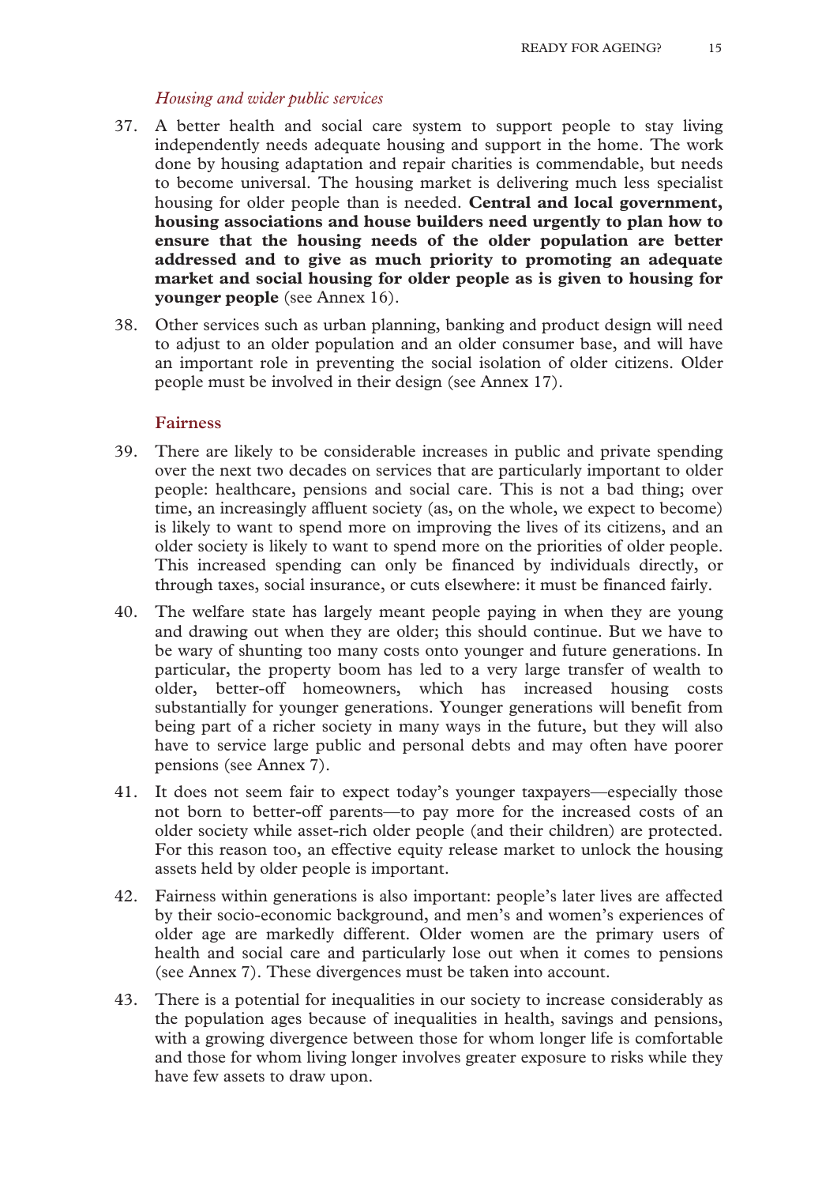*Housing and wider public services*

37. A better health and social care system to support people to stay living independently needs adequate housing and support in the home. The work done by housing adaptation and repair charities is commendable, but needs to become universal. The housing market is delivering much less specialist housing for older people than is needed. **Central and local government, housing associations and house builders need urgently to plan how to ensure that the housing needs of the older population are better addressed and to give as much priority to promoting an adequate market and social housing for older people as is given to housing for younger people** (see Annex 16).

38. Other services such as urban planning, banking and product design will need to adjust to an older population and an older consumer base, and will have an important role in preventing the social isolation of older citizens. Older people must be involved in their design (see Annex 17).

### Fairness

39. There are likely to be considerable increases in public and private spending over the next two decades on services that are particularly important to older people: healthcare, pensions and social care. This is not a bad thing; over time, an increasingly affluent society (as, on the whole, we expect to become) is likely to want to spend more on improving the lives of its citizens, and an older society is likely to want to spend more on the priorities of older people. This increased spending can only be financed by individuals directly, or through taxes, social insurance, or cuts elsewhere: it must be financed fairly.

40. The welfare state has largely meant people paying in when they are young and drawing out when they are older; this should continue. But we have to be wary of shunting too many costs onto younger and future generations. In particular, the property boom has led to a very large transfer of wealth to older, better-off homeowners, which has increased housing costs substantially for younger generations. Younger generations will benefit from being part of a richer society in many ways in the future, but they will also have to service large public and personal debts and may often have poorer pensions (see Annex 7).

41. It does not seem fair to expect today's younger taxpayers—especially those not born to better-off parents—to pay more for the increased costs of an older society while asset-rich older people (and their children) are protected. For this reason too, an effective equity release market to unlock the housing assets held by older people is important.

42. Fairness within generations is also important: people's later lives are affected by their socio-economic background, and men's and women's experiences of older age are markedly different. Older women are the primary users of health and social care and particularly lose out when it comes to pensions (see Annex 7). These divergences must be taken into account.

43. There is a potential for inequalities in our society to increase considerably as the population ages because of inequalities in health, savings and pensions, with a growing divergence between those for whom longer life is comfortable and those for whom living longer involves greater exposure to risks while they have few assets to draw upon.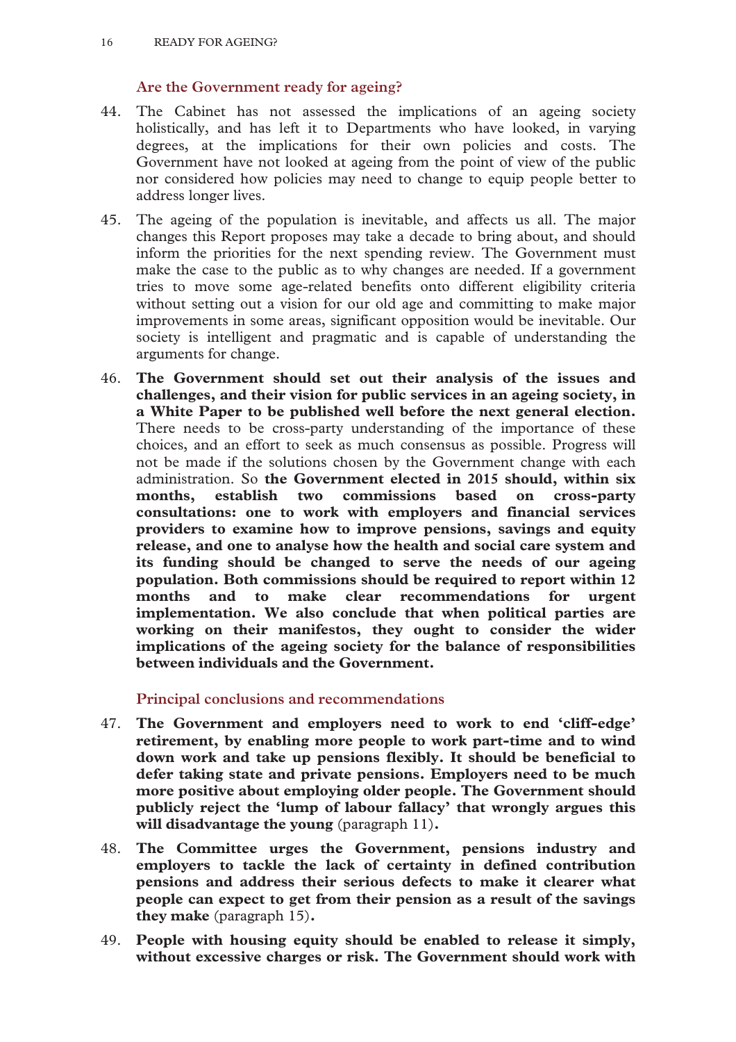### Are the Government ready for ageing?

44. The Cabinet has not assessed the implications of an ageing society holistically, and has left it to Departments who have looked, in varying degrees, at the implications for their own policies and costs. The Government have not looked at ageing from the point of view of the public nor considered how policies may need to change to equip people better to address longer lives.

45. The ageing of the population is inevitable, and affects us all. The major changes this Report proposes may take a decade to bring about, and should inform the priorities for the next spending review. The Government must make the case to the public as to why changes are needed. If a government tries to move some age-related benefits onto different eligibility criteria without setting out a vision for our old age and committing to make major improvements in some areas, significant opposition would be inevitable. Our society is intelligent and pragmatic and is capable of understanding the arguments for change.

46. **The Government should set out their analysis of the issues and challenges, and their vision for public services in an ageing society, in a White Paper to be published well before the next general election.** There needs to be cross-party understanding of the importance of these choices, and an effort to seek as much consensus as possible. Progress will not be made if the solutions chosen by the Government change with each administration. So **the Government elected in 2015 should, within six months, establish two commissions based on cross-party consultations: one to work with employers and financial services providers to examine how to improve pensions, savings and equity release, and one to analyse how the health and social care system and its funding should be changed to serve the needs of our ageing population. Both commissions should be required to report within 12 months and to make clear recommendations for urgent implementation. We also conclude that when political parties are working on their manifestos, they ought to consider the wider implications of the ageing society for the balance of responsibilities between individuals and the Government.**

### Principal conclusions and recommendations

47. **The Government and employers need to work to end 'cliff-edge' retirement, by enabling more people to work part-time and to wind down work and take up pensions flexibly. It should be beneficial to defer taking state and private pensions. Employers need to be much more positive about employing older people. The Government should publicly reject the 'lump of labour fallacy' that wrongly argues this will disadvantage the young** (paragraph 11)**.**

48. **The Committee urges the Government, pensions industry and employers to tackle the lack of certainty in defined contribution pensions and address their serious defects to make it clearer what people can expect to get from their pension as a result of the savings they make** (paragraph 15)**.**

49. **People with housing equity should be enabled to release it simply, without excessive charges or risk. The Government should work with**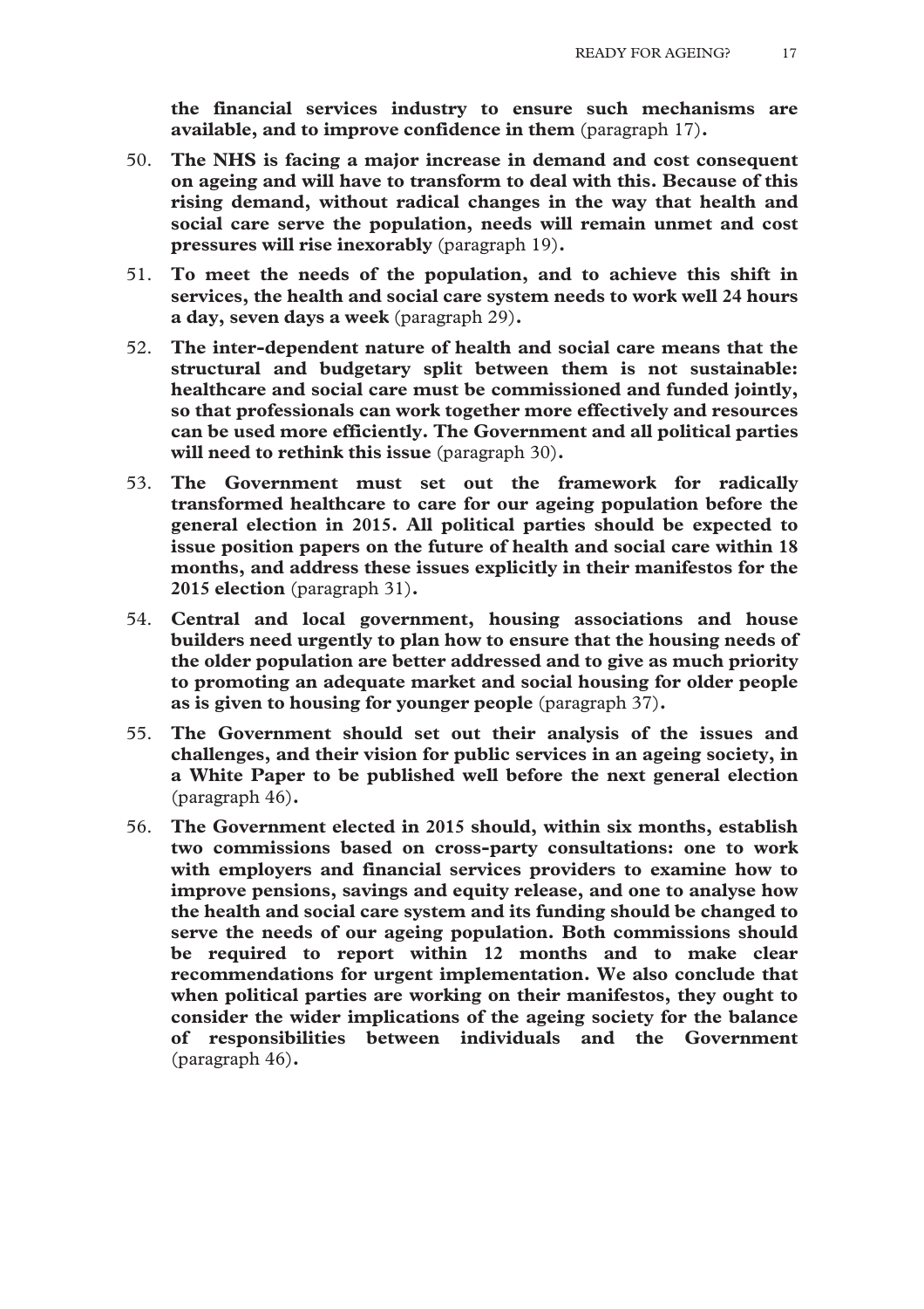**the financial services industry to ensure such mechanisms are available, and to improve confidence in them** (paragraph 17)**.**

50. **The NHS is facing a major increase in demand and cost consequent on ageing and will have to transform to deal with this. Because of this rising demand, without radical changes in the way that health and social care serve the population, needs will remain unmet and cost pressures will rise inexorably** (paragraph 19)**.**

51. **To meet the needs of the population, and to achieve this shift in services, the health and social care system needs to work well 24 hours a day, seven days a week** (paragraph 29)**.**

52. **The inter-dependent nature of health and social care means that the structural and budgetary split between them is not sustainable: healthcare and social care must be commissioned and funded jointly, so that professionals can work together more effectively and resources can be used more efficiently. The Government and all political parties will need to rethink this issue** (paragraph 30)**.**

53. **The Government must set out the framework for radically transformed healthcare to care for our ageing population before the general election in 2015. All political parties should be expected to issue position papers on the future of health and social care within 18 months, and address these issues explicitly in their manifestos for the 2015 election** (paragraph 31)**.**

54. **Central and local government, housing associations and house builders need urgently to plan how to ensure that the housing needs of the older population are better addressed and to give as much priority to promoting an adequate market and social housing for older people as is given to housing for younger people** (paragraph 37)**.**

55. **The Government should set out their analysis of the issues and challenges, and their vision for public services in an ageing society, in a White Paper to be published well before the next general election** (paragraph 46)**.**

56. **The Government elected in 2015 should, within six months, establish two commissions based on cross-party consultations: one to work with employers and financial services providers to examine how to improve pensions, savings and equity release, and one to analyse how the health and social care system and its funding should be changed to serve the needs of our ageing population. Both commissions should be required to report within 12 months and to make clear recommendations for urgent implementation. We also conclude that when political parties are working on their manifestos, they ought to consider the wider implications of the ageing society for the balance of responsibilities between individuals and the Government** (paragraph 46)**.**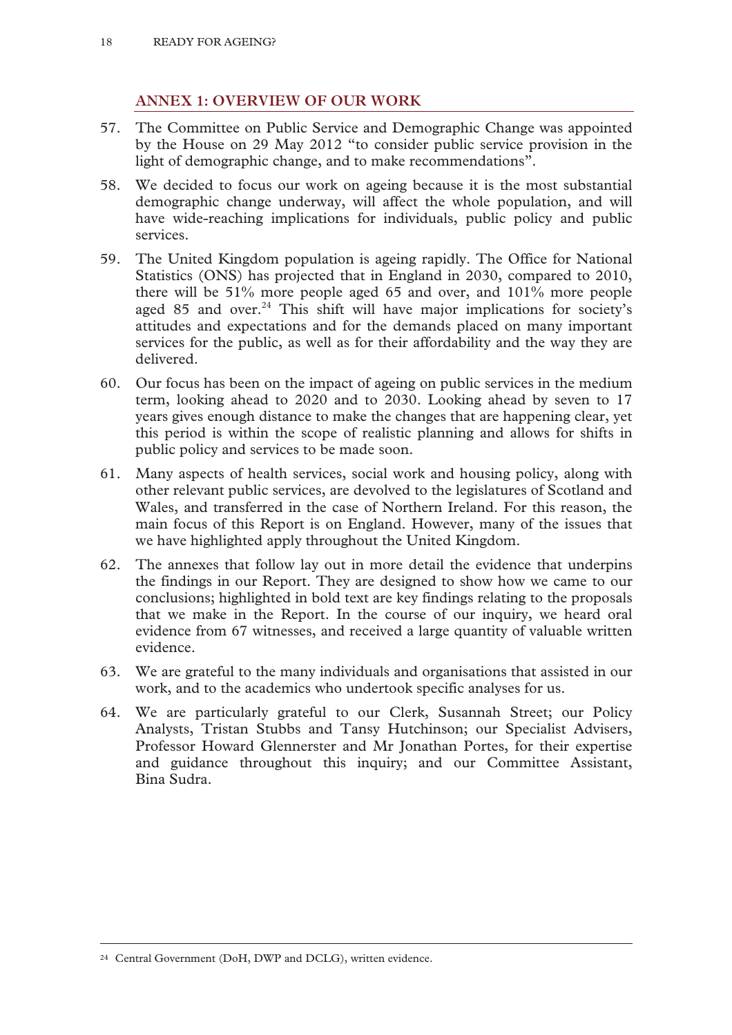## ANNEX 1: OVERVIEW OF OUR WORK

57. The Committee on Public Service and Demographic Change was appointed by the House on 29 May 2012 "to consider public service provision in the light of demographic change, and to make recommendations".

58. We decided to focus our work on ageing because it is the most substantial demographic change underway, will affect the whole population, and will have wide-reaching implications for individuals, public policy and public services.

59. The United Kingdom population is ageing rapidly. The Office for National Statistics (ONS) has projected that in England in 2030, compared to 2010, there will be 51% more people aged 65 and over, and 101% more people aged 85 and over.[24] This shift will have major implications for society's attitudes and expectations and for the demands placed on many important services for the public, as well as for their affordability and the way they are delivered.

60. Our focus has been on the impact of ageing on public services in the medium term, looking ahead to 2020 and to 2030. Looking ahead by seven to 17 years gives enough distance to make the changes that are happening clear, yet this period is within the scope of realistic planning and allows for shifts in public policy and services to be made soon.

61. Many aspects of health services, social work and housing policy, along with other relevant public services, are devolved to the legislatures of Scotland and Wales, and transferred in the case of Northern Ireland. For this reason, the main focus of this Report is on England. However, many of the issues that we have highlighted apply throughout the United Kingdom.

62. The annexes that follow lay out in more detail the evidence that underpins the findings in our Report. They are designed to show how we came to our conclusions; highlighted in bold text are key findings relating to the proposals that we make in the Report. In the course of our inquiry, we heard oral evidence from 67 witnesses, and received a large quantity of valuable written evidence.

63. We are grateful to the many individuals and organisations that assisted in our work, and to the academics who undertook specific analyses for us.

64. We are particularly grateful to our Clerk, Susannah Street; our Policy Analysts, Tristan Stubbs and Tansy Hutchinson; our Specialist Advisers, Professor Howard Glennerster and Mr Jonathan Portes, for their expertise and guidance throughout this inquiry; and our Committee Assistant, Bina Sudra.

---

[24] Central Government (DoH, DWP and DCLG), written evidence.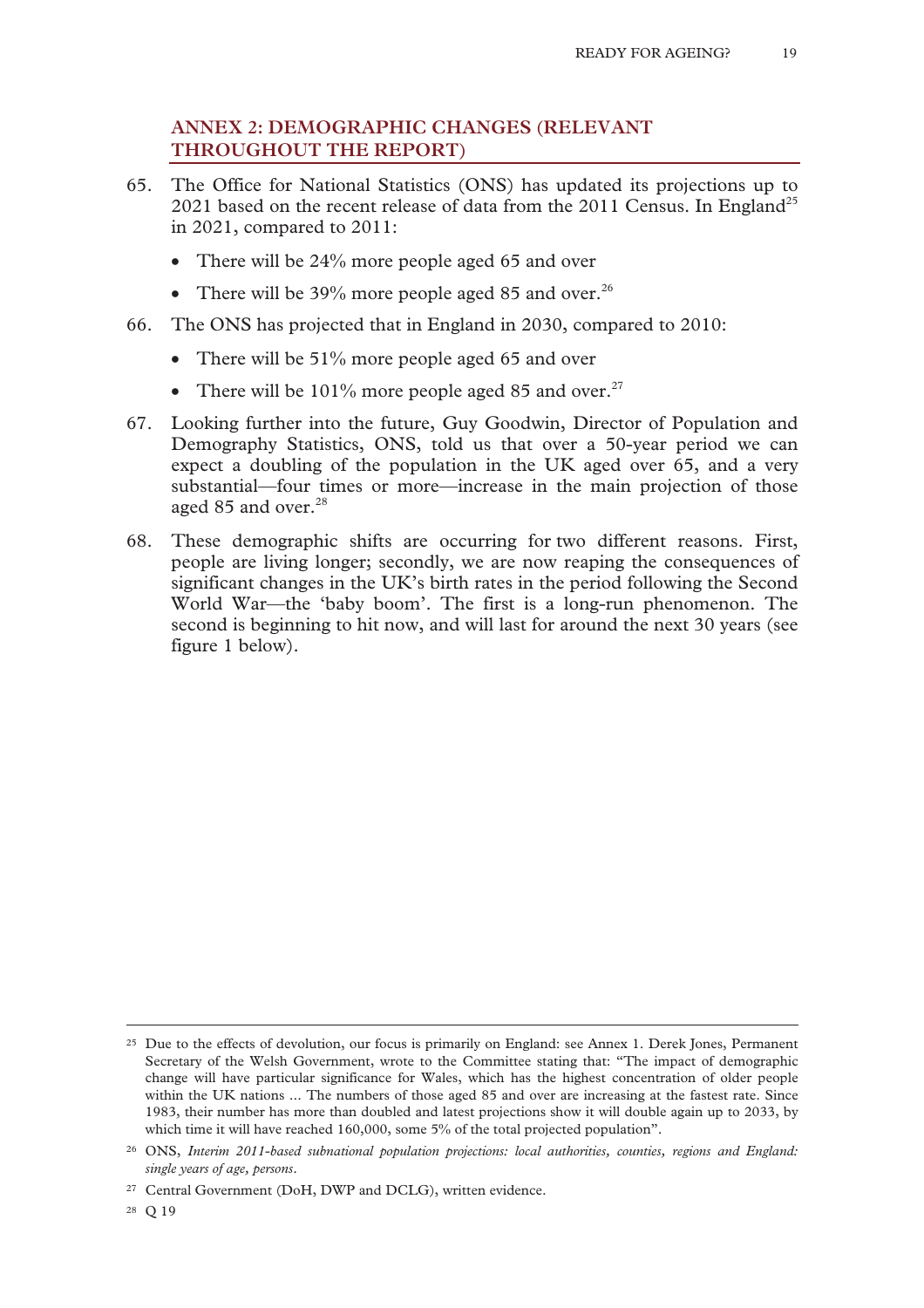## ANNEX 2: DEMOGRAPHIC CHANGES (RELEVANT THROUGHOUT THE REPORT)

65. The Office for National Statistics (ONS) has updated its projections up to 2021 based on the recent release of data from the 2011 Census. In England[25] in 2021, compared to 2011:

    - There will be 24% more people aged 65 and over
    - There will be 39% more people aged 85 and over.[26]

66. The ONS has projected that in England in 2030, compared to 2010:

    - There will be 51% more people aged 65 and over
    - There will be 101% more people aged 85 and over.[27]

67. Looking further into the future, Guy Goodwin, Director of Population and Demography Statistics, ONS, told us that over a 50-year period we can expect a doubling of the population in the UK aged over 65, and a very substantial—four times or more—increase in the main projection of those aged 85 and over.[28]

68. These demographic shifts are occurring for two different reasons. First, people are living longer; secondly, we are now reaping the consequences of significant changes in the UK's birth rates in the period following the Second World War—the 'baby boom'. The first is a long-run phenomenon. The second is beginning to hit now, and will last for around the next 30 years (see figure 1 below).

---

[25] Due to the effects of devolution, our focus is primarily on England: see Annex 1. Derek Jones, Permanent Secretary of the Welsh Government, wrote to the Committee stating that: "The impact of demographic change will have particular significance for Wales, which has the highest concentration of older people within the UK nations ... The numbers of those aged 85 and over are increasing at the fastest rate. Since 1983, their number has more than doubled and latest projections show it will double again up to 2033, by which time it will have reached 160,000, some 5% of the total projected population".

[26] ONS, *Interim 2011-based subnational population projections: local authorities, counties, regions and England: single years of age, persons*.

[27] Central Government (DoH, DWP and DCLG), written evidence.

[28] Q 19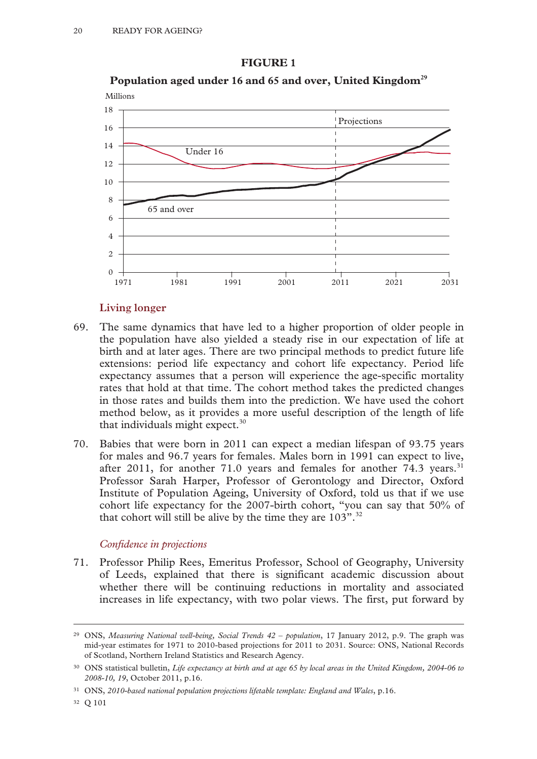**FIGURE 1**

**Population aged under 16 and 65 and over, United Kingdom[29]**

### Living longer

69. The same dynamics that have led to a higher proportion of older people in the population have also yielded a steady rise in our expectation of life at birth and at later ages. There are two principal methods to predict future life extensions: period life expectancy and cohort life expectancy. Period life expectancy assumes that a person will experience the age-specific mortality rates that hold at that time. The cohort method takes the predicted changes in those rates and builds them into the prediction. We have used the cohort method below, as it provides a more useful description of the length of life that individuals might expect.[30]

70. Babies that were born in 2011 can expect a median lifespan of 93.75 years for males and 96.7 years for females. Males born in 1991 can expect to live, after 2011, for another 71.0 years and females for another 74.3 years.[31] Professor Sarah Harper, Professor of Gerontology and Director, Oxford Institute of Population Ageing, University of Oxford, told us that if we use cohort life expectancy for the 2007-birth cohort, "you can say that 50% of that cohort will still be alive by the time they are 103".[32]

#### *Confidence in projections*

71. Professor Philip Rees, Emeritus Professor, School of Geography, University of Leeds, explained that there is significant academic discussion about whether there will be continuing reductions in mortality and associated increases in life expectancy, with two polar views. The first, put forward by

---

[29] ONS, *Measuring National well-being, Social Trends 42 – population*, 17 January 2012, p.9. The graph was mid-year estimates for 1971 to 2010-based projections for 2011 to 2031. Source: ONS, National Records of Scotland, Northern Ireland Statistics and Research Agency.

[30] ONS statistical bulletin, *Life expectancy at birth and at age 65 by local areas in the United Kingdom, 2004-06 to 2008-10, 19*, October 2011, p.16.

[31] ONS, *2010-based national population projections lifetable template: England and Wales*, p.16.

[32] Q 101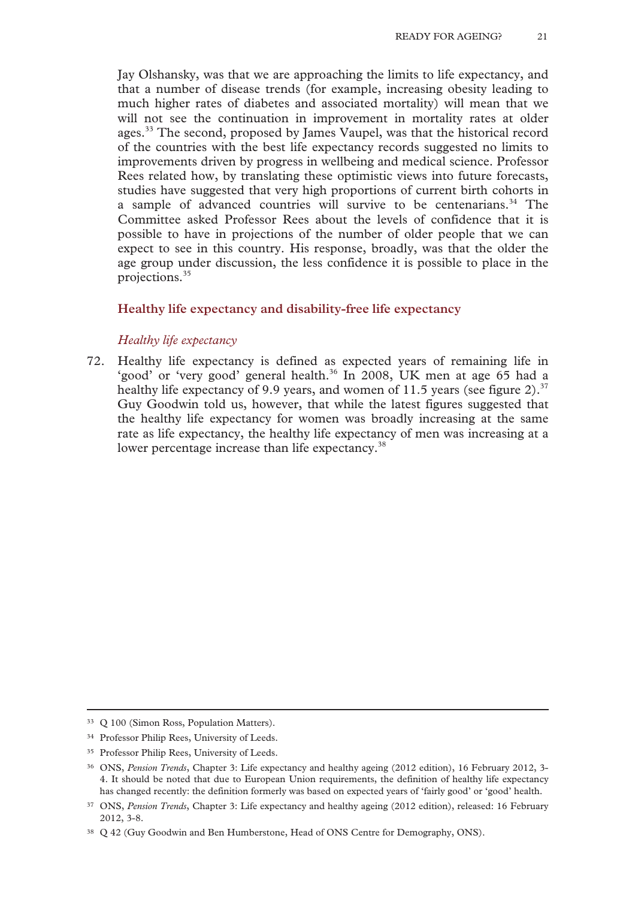Jay Olshansky, was that we are approaching the limits to life expectancy, and that a number of disease trends (for example, increasing obesity leading to much higher rates of diabetes and associated mortality) will mean that we will not see the continuation in improvement in mortality rates at older ages.[33] The second, proposed by James Vaupel, was that the historical record of the countries with the best life expectancy records suggested no limits to improvements driven by progress in wellbeing and medical science. Professor Rees related how, by translating these optimistic views into future forecasts, studies have suggested that very high proportions of current birth cohorts in a sample of advanced countries will survive to be centenarians.[34] The Committee asked Professor Rees about the levels of confidence that it is possible to have in projections of the number of older people that we can expect to see in this country. His response, broadly, was that the older the age group under discussion, the less confidence it is possible to place in the projections.[35]

## Healthy life expectancy and disability-free life expectancy

### *Healthy life expectancy*

72. Healthy life expectancy is defined as expected years of remaining life in 'good' or 'very good' general health.[36] In 2008, UK men at age 65 had a healthy life expectancy of 9.9 years, and women of 11.5 years (see figure 2).[37] Guy Goodwin told us, however, that while the latest figures suggested that the healthy life expectancy for women was broadly increasing at the same rate as life expectancy, the healthy life expectancy of men was increasing at a lower percentage increase than life expectancy.[38]

---

[33] Q 100 (Simon Ross, Population Matters).

[34] Professor Philip Rees, University of Leeds.

[35] Professor Philip Rees, University of Leeds.

[36] ONS, *Pension Trends*, Chapter 3: Life expectancy and healthy ageing (2012 edition), 16 February 2012, 3-4. It should be noted that due to European Union requirements, the definition of healthy life expectancy has changed recently: the definition formerly was based on expected years of 'fairly good' or 'good' health.

[37] ONS, *Pension Trends*, Chapter 3: Life expectancy and healthy ageing (2012 edition), released: 16 February 2012, 3-8.

[38] Q 42 (Guy Goodwin and Ben Humberstone, Head of ONS Centre for Demography, ONS).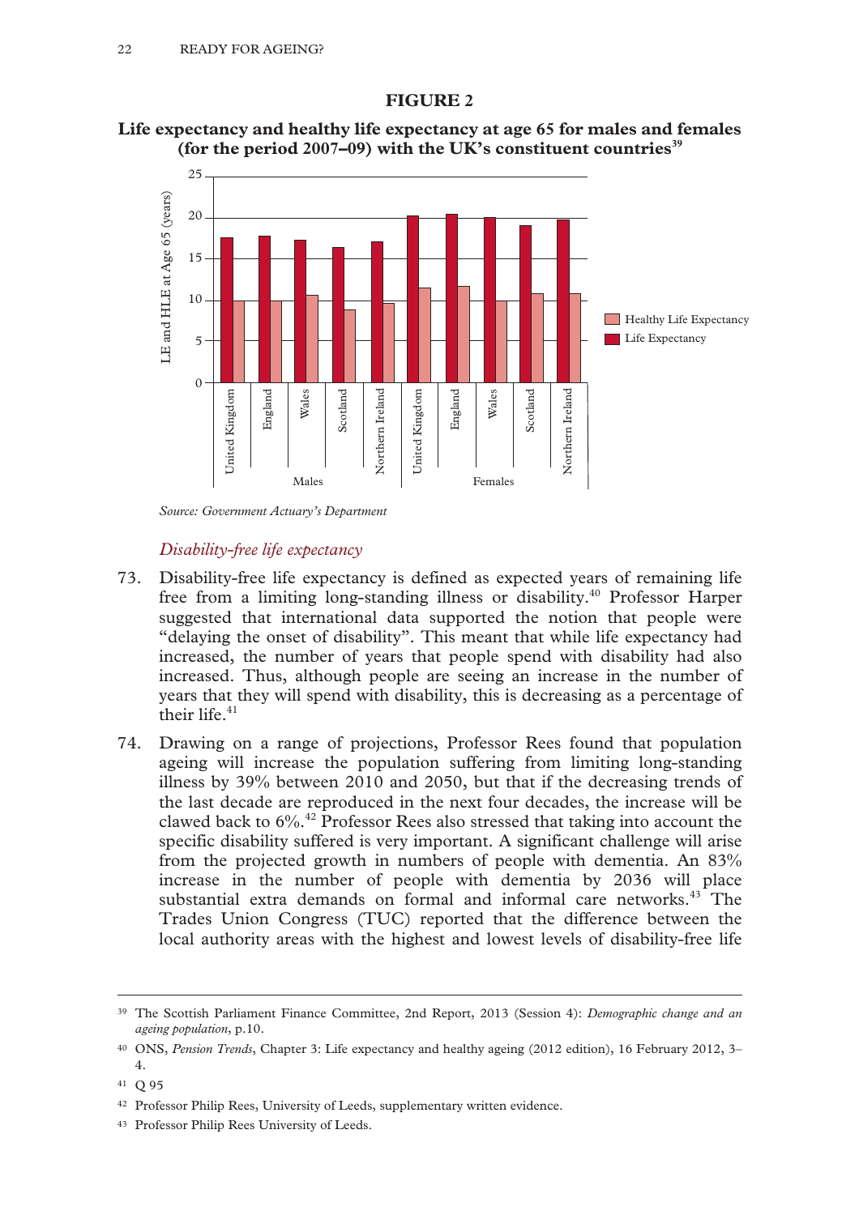**FIGURE 2**

**Life expectancy and healthy life expectancy at age 65 for males and females (for the period 2007–09) with the UK's constituent countries**[39]

*Source: Government Actuary's Department*

### *Disability-free life expectancy*

73. Disability-free life expectancy is defined as expected years of remaining life free from a limiting long-standing illness or disability.[40] Professor Harper suggested that international data supported the notion that people were "delaying the onset of disability". This meant that while life expectancy had increased, the number of years that people spend with disability had also increased. Thus, although people are seeing an increase in the number of years that they will spend with disability, this is decreasing as a percentage of their life.[41]

74. Drawing on a range of projections, Professor Rees found that population ageing will increase the population suffering from limiting long-standing illness by 39% between 2010 and 2050, but that if the decreasing trends of the last decade are reproduced in the next four decades, the increase will be clawed back to 6%.[42] Professor Rees also stressed that taking into account the specific disability suffered is very important. A significant challenge will arise from the projected growth in numbers of people with dementia. An 83% increase in the number of people with dementia by 2036 will place substantial extra demands on formal and informal care networks.[43] The Trades Union Congress (TUC) reported that the difference between the local authority areas with the highest and lowest levels of disability-free life

---

[39] The Scottish Parliament Finance Committee, 2nd Report, 2013 (Session 4): *Demographic change and an ageing population*, p.10.

[40] ONS, *Pension Trends*, Chapter 3: Life expectancy and healthy ageing (2012 edition), 16 February 2012, 3–4.

[41] Q 95

[42] Professor Philip Rees, University of Leeds, supplementary written evidence.

[43] Professor Philip Rees University of Leeds.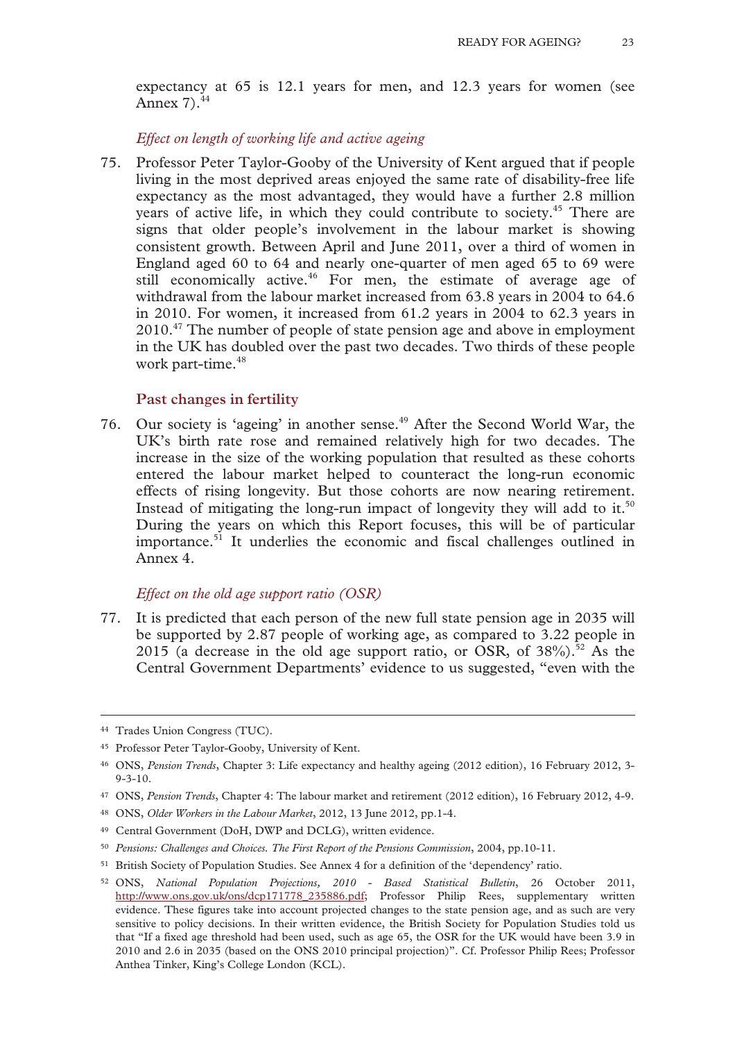expectancy at 65 is 12.1 years for men, and 12.3 years for women (see Annex 7).[44]

*Effect on length of working life and active ageing*

75. Professor Peter Taylor-Gooby of the University of Kent argued that if people living in the most deprived areas enjoyed the same rate of disability-free life expectancy as the most advantaged, they would have a further 2.8 million years of active life, in which they could contribute to society.[45] There are signs that older people's involvement in the labour market is showing consistent growth. Between April and June 2011, over a third of women in England aged 60 to 64 and nearly one-quarter of men aged 65 to 69 were still economically active.[46] For men, the estimate of average age of withdrawal from the labour market increased from 63.8 years in 2004 to 64.6 in 2010. For women, it increased from 61.2 years in 2004 to 62.3 years in 2010.[47] The number of people of state pension age and above in employment in the UK has doubled over the past two decades. Two thirds of these people work part-time.[48]

## Past changes in fertility

76. Our society is 'ageing' in another sense.[49] After the Second World War, the UK's birth rate rose and remained relatively high for two decades. The increase in the size of the working population that resulted as these cohorts entered the labour market helped to counteract the long-run economic effects of rising longevity. But those cohorts are now nearing retirement. Instead of mitigating the long-run impact of longevity they will add to it.[50] During the years on which this Report focuses, this will be of particular importance.[51] It underlies the economic and fiscal challenges outlined in Annex 4.

*Effect on the old age support ratio (OSR)*

77. It is predicted that each person of the new full state pension age in 2035 will be supported by 2.87 people of working age, as compared to 3.22 people in 2015 (a decrease in the old age support ratio, or OSR, of 38%).[52] As the Central Government Departments' evidence to us suggested, "even with the

---

[44] Trades Union Congress (TUC).

[45] Professor Peter Taylor-Gooby, University of Kent.

[46] ONS, *Pension Trends*, Chapter 3: Life expectancy and healthy ageing (2012 edition), 16 February 2012, 3-9-3-10.

[47] ONS, *Pension Trends*, Chapter 4: The labour market and retirement (2012 edition), 16 February 2012, 4-9.

[48] ONS, *Older Workers in the Labour Market*, 2012, 13 June 2012, pp.1-4.

[49] Central Government (DoH, DWP and DCLG), written evidence.

[50] *Pensions: Challenges and Choices. The First Report of the Pensions Commission*, 2004, pp.10-11.

[51] British Society of Population Studies. See Annex 4 for a definition of the 'dependency' ratio.

[52] ONS, *National Population Projections, 2010 - Based Statistical Bulletin*, 26 October 2011, http://www.ons.gov.uk/ons/dcp171778_235886.pdf; Professor Philip Rees, supplementary written evidence. These figures take into account projected changes to the state pension age, and as such are very sensitive to policy decisions. In their written evidence, the British Society for Population Studies told us that "If a fixed age threshold had been used, such as age 65, the OSR for the UK would have been 3.9 in 2010 and 2.6 in 2035 (based on the ONS 2010 principal projection)". Cf. Professor Philip Rees; Professor Anthea Tinker, King's College London (KCL).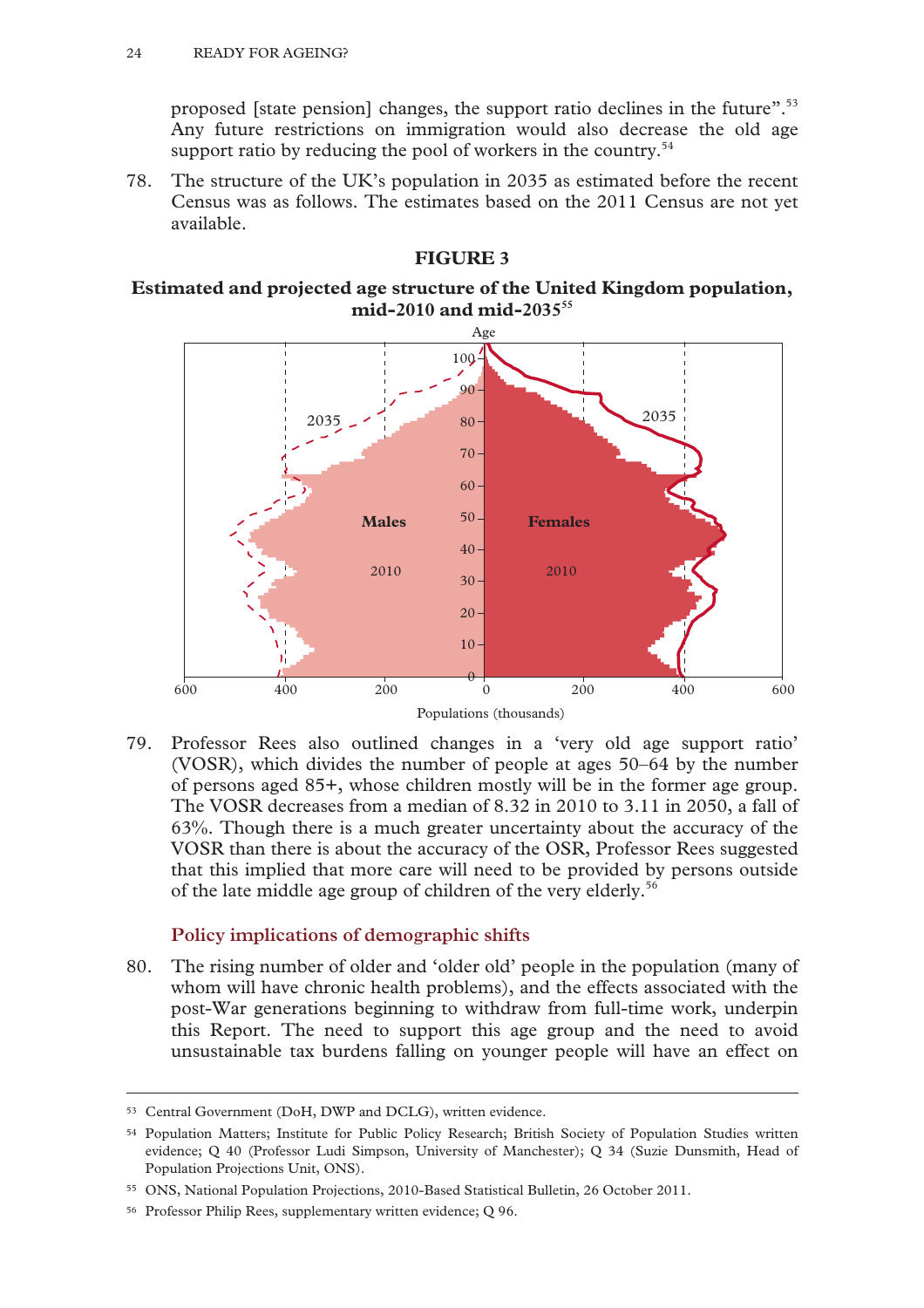proposed [state pension] changes, the support ratio declines in the future".[53] Any future restrictions on immigration would also decrease the old age support ratio by reducing the pool of workers in the country.[54]

78. The structure of the UK's population in 2035 as estimated before the recent Census was as follows. The estimates based on the 2011 Census are not yet available.

**FIGURE 3**

**Estimated and projected age structure of the United Kingdom population, mid-2010 and mid-2035**[55]

79. Professor Rees also outlined changes in a 'very old age support ratio' (VOSR), which divides the number of people at ages 50–64 by the number of persons aged 85+, whose children mostly will be in the former age group. The VOSR decreases from a median of 8.32 in 2010 to 3.11 in 2050, a fall of 63%. Though there is a much greater uncertainty about the accuracy of the VOSR than there is about the accuracy of the OSR, Professor Rees suggested that this implied that more care will need to be provided by persons outside of the late middle age group of children of the very elderly.[56]

### Policy implications of demographic shifts

80. The rising number of older and 'older old' people in the population (many of whom will have chronic health problems), and the effects associated with the post-War generations beginning to withdraw from full-time work, underpin this Report. The need to support this age group and the need to avoid unsustainable tax burdens falling on younger people will have an effect on

---

[53] Central Government (DoH, DWP and DCLG), written evidence.

[54] Population Matters; Institute for Public Policy Research; British Society of Population Studies written evidence; Q 40 (Professor Ludi Simpson, University of Manchester); Q 34 (Suzie Dunsmith, Head of Population Projections Unit, ONS).

[55] ONS, National Population Projections, 2010-Based Statistical Bulletin, 26 October 2011.

[56] Professor Philip Rees, supplementary written evidence; Q 96.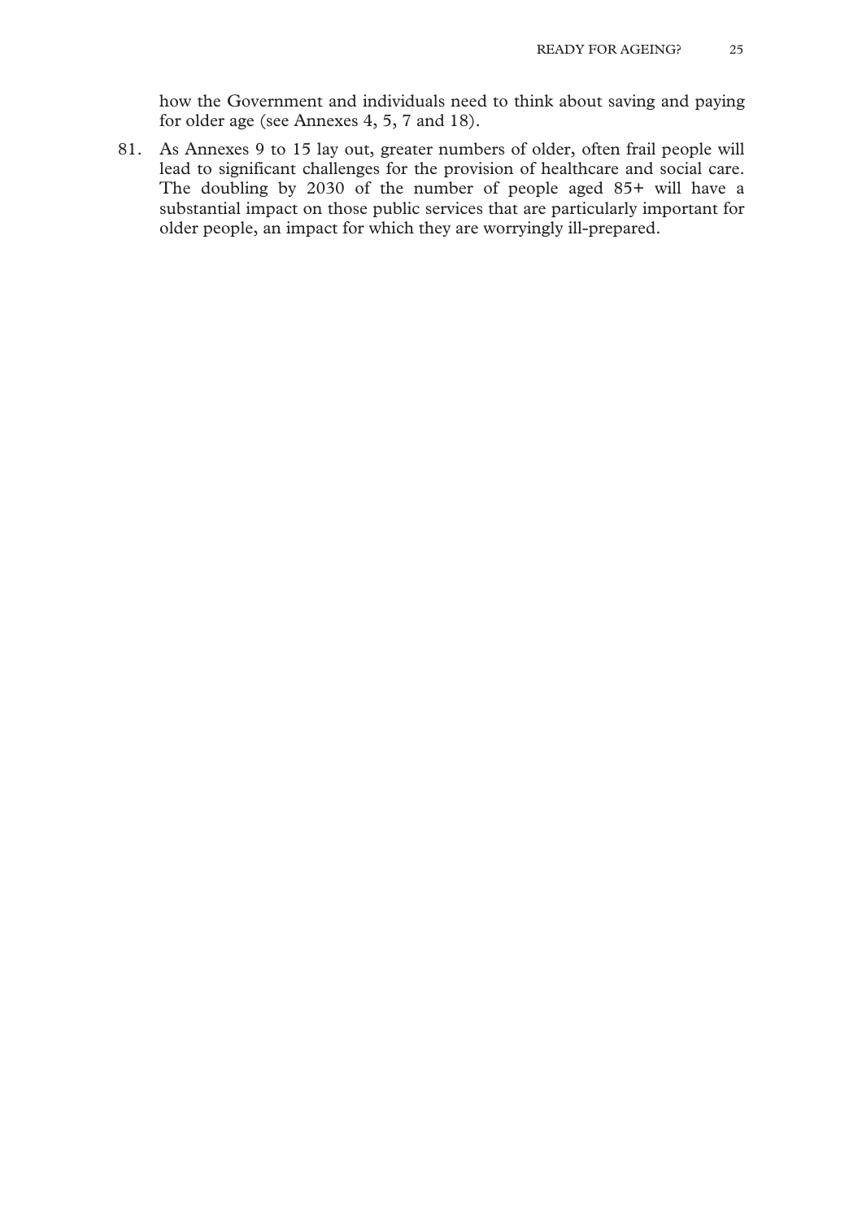how the Government and individuals need to think about saving and paying for older age (see Annexes 4, 5, 7 and 18).

81. As Annexes 9 to 15 lay out, greater numbers of older, often frail people will lead to significant challenges for the provision of healthcare and social care. The doubling by 2030 of the number of people aged 85+ will have a substantial impact on those public services that are particularly important for older people, an impact for which they are worryingly ill-prepared.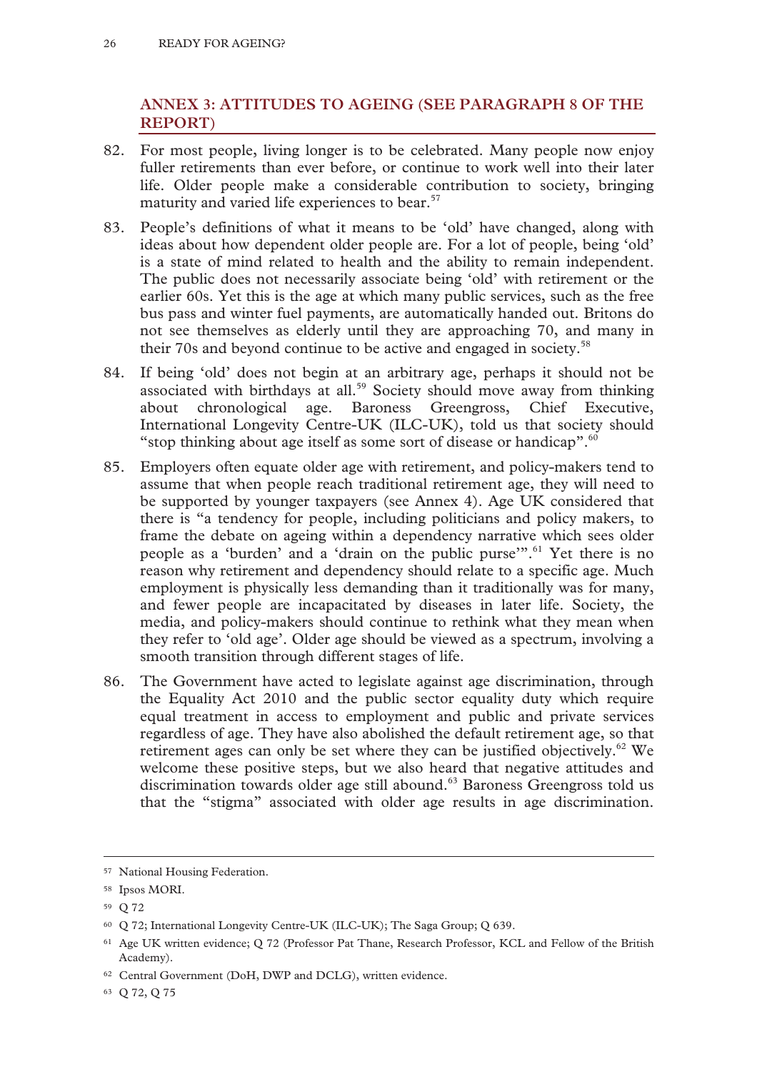## ANNEX 3: ATTITUDES TO AGEING (SEE PARAGRAPH 8 OF THE REPORT)

82. For most people, living longer is to be celebrated. Many people now enjoy fuller retirements than ever before, or continue to work well into their later life. Older people make a considerable contribution to society, bringing maturity and varied life experiences to bear.[57]

83. People's definitions of what it means to be 'old' have changed, along with ideas about how dependent older people are. For a lot of people, being 'old' is a state of mind related to health and the ability to remain independent. The public does not necessarily associate being 'old' with retirement or the earlier 60s. Yet this is the age at which many public services, such as the free bus pass and winter fuel payments, are automatically handed out. Britons do not see themselves as elderly until they are approaching 70, and many in their 70s and beyond continue to be active and engaged in society.[58]

84. If being 'old' does not begin at an arbitrary age, perhaps it should not be associated with birthdays at all.[59] Society should move away from thinking about chronological age. Baroness Greengross, Chief Executive, International Longevity Centre-UK (ILC-UK), told us that society should "stop thinking about age itself as some sort of disease or handicap".[60]

85. Employers often equate older age with retirement, and policy-makers tend to assume that when people reach traditional retirement age, they will need to be supported by younger taxpayers (see Annex 4). Age UK considered that there is "a tendency for people, including politicians and policy makers, to frame the debate on ageing within a dependency narrative which sees older people as a 'burden' and a 'drain on the public purse'".[61] Yet there is no reason why retirement and dependency should relate to a specific age. Much employment is physically less demanding than it traditionally was for many, and fewer people are incapacitated by diseases in later life. Society, the media, and policy-makers should continue to rethink what they mean when they refer to 'old age'. Older age should be viewed as a spectrum, involving a smooth transition through different stages of life.

86. The Government have acted to legislate against age discrimination, through the Equality Act 2010 and the public sector equality duty which require equal treatment in access to employment and public and private services regardless of age. They have also abolished the default retirement age, so that retirement ages can only be set where they can be justified objectively.[62] We welcome these positive steps, but we also heard that negative attitudes and discrimination towards older age still abound.[63] Baroness Greengross told us that the "stigma" associated with older age results in age discrimination.

---

[57] National Housing Federation.

[58] Ipsos MORI.

[59] Q 72

[60] Q 72; International Longevity Centre-UK (ILC-UK); The Saga Group; Q 639.

[61] Age UK written evidence; Q 72 (Professor Pat Thane, Research Professor, KCL and Fellow of the British Academy).

[62] Central Government (DoH, DWP and DCLG), written evidence.

[63] Q 72, Q 75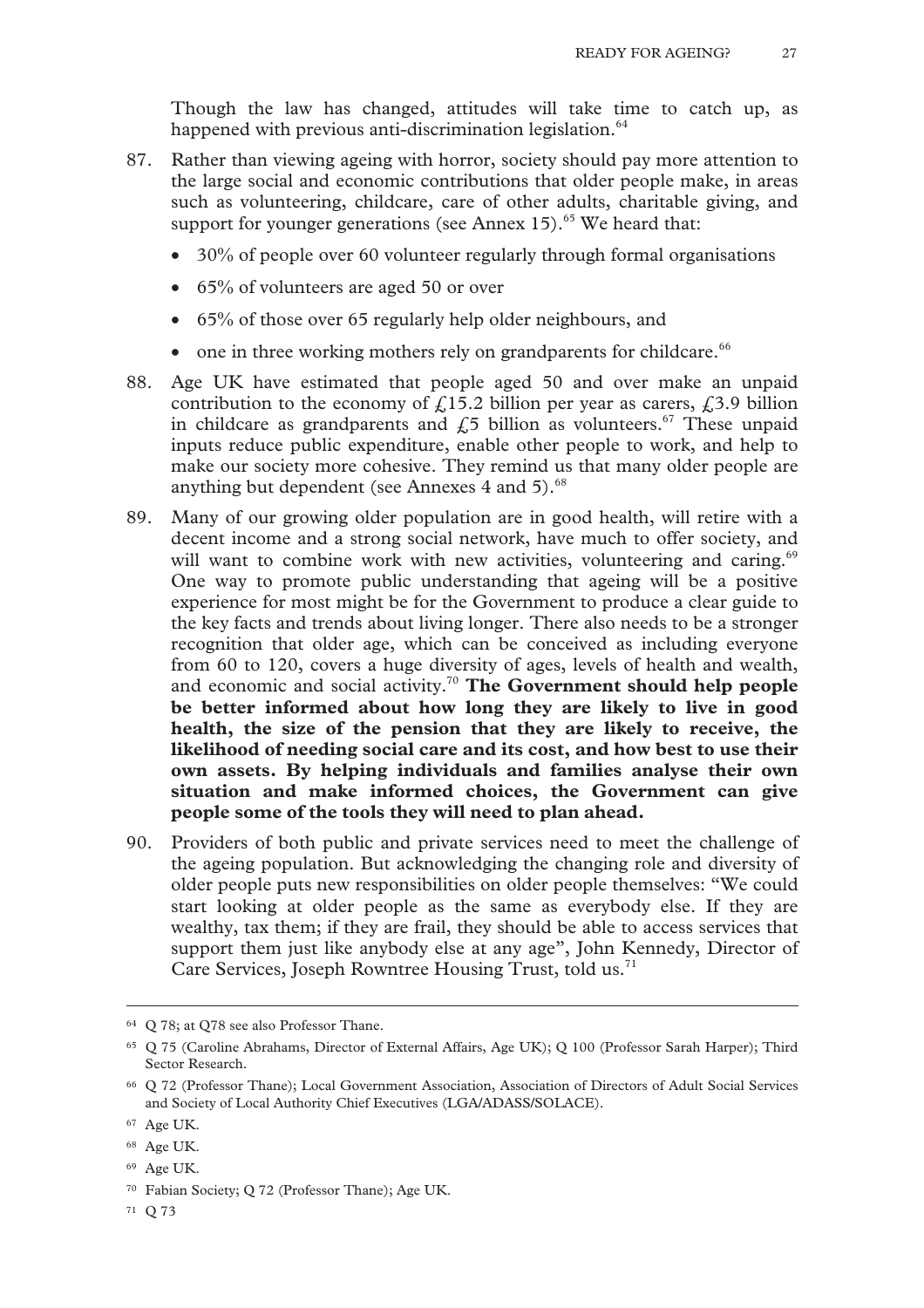Though the law has changed, attitudes will take time to catch up, as happened with previous anti-discrimination legislation.[64]

87. Rather than viewing ageing with horror, society should pay more attention to the large social and economic contributions that older people make, in areas such as volunteering, childcare, care of other adults, charitable giving, and support for younger generations (see Annex 15).[65] We heard that:

    - 30% of people over 60 volunteer regularly through formal organisations
    - 65% of volunteers are aged 50 or over
    - 65% of those over 65 regularly help older neighbours, and
    - one in three working mothers rely on grandparents for childcare.[66]

88. Age UK have estimated that people aged 50 and over make an unpaid contribution to the economy of £15.2 billion per year as carers, £3.9 billion in childcare as grandparents and £5 billion as volunteers.[67] These unpaid inputs reduce public expenditure, enable other people to work, and help to make our society more cohesive. They remind us that many older people are anything but dependent (see Annexes 4 and 5).[68]

89. Many of our growing older population are in good health, will retire with a decent income and a strong social network, have much to offer society, and will want to combine work with new activities, volunteering and caring.[69] One way to promote public understanding that ageing will be a positive experience for most might be for the Government to produce a clear guide to the key facts and trends about living longer. There also needs to be a stronger recognition that older age, which can be conceived as including everyone from 60 to 120, covers a huge diversity of ages, levels of health and wealth, and economic and social activity.[70] **The Government should help people be better informed about how long they are likely to live in good health, the size of the pension that they are likely to receive, the likelihood of needing social care and its cost, and how best to use their own assets. By helping individuals and families analyse their own situation and make informed choices, the Government can give people some of the tools they will need to plan ahead.**

90. Providers of both public and private services need to meet the challenge of the ageing population. But acknowledging the changing role and diversity of older people puts new responsibilities on older people themselves: "We could start looking at older people as the same as everybody else. If they are wealthy, tax them; if they are frail, they should be able to access services that support them just like anybody else at any age", John Kennedy, Director of Care Services, Joseph Rowntree Housing Trust, told us.[71]

---

[64] Q 78; at Q78 see also Professor Thane.

[65] Q 75 (Caroline Abrahams, Director of External Affairs, Age UK); Q 100 (Professor Sarah Harper); Third Sector Research.

[66] Q 72 (Professor Thane); Local Government Association, Association of Directors of Adult Social Services and Society of Local Authority Chief Executives (LGA/ADASS/SOLACE).

[67] Age UK.

[68] Age UK.

[69] Age UK.

[70] Fabian Society; Q 72 (Professor Thane); Age UK.

[71] Q 73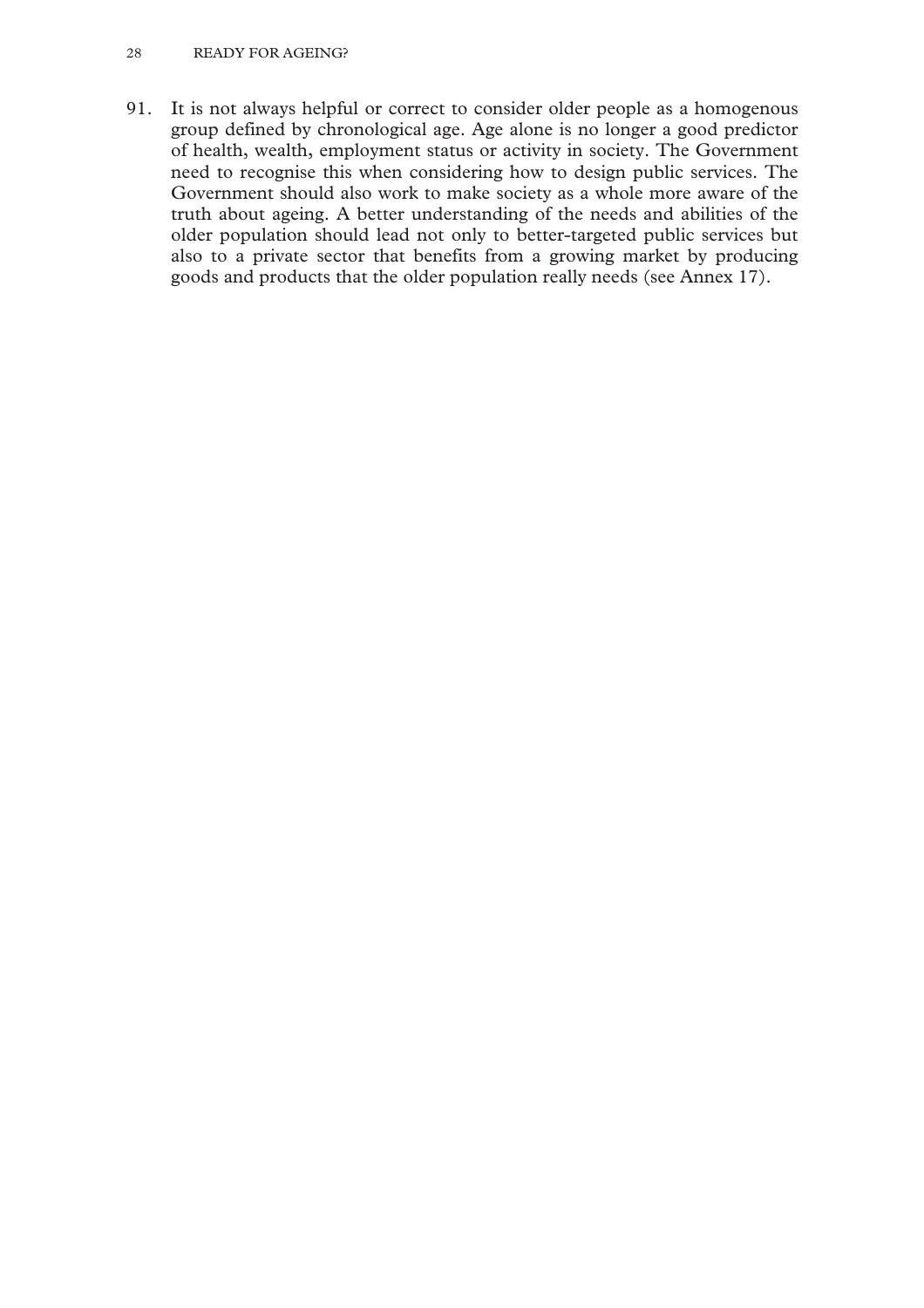91. It is not always helpful or correct to consider older people as a homogenous group defined by chronological age. Age alone is no longer a good predictor of health, wealth, employment status or activity in society. The Government need to recognise this when considering how to design public services. The Government should also work to make society as a whole more aware of the truth about ageing. A better understanding of the needs and abilities of the older population should lead not only to better-targeted public services but also to a private sector that benefits from a growing market by producing goods and products that the older population really needs (see Annex 17).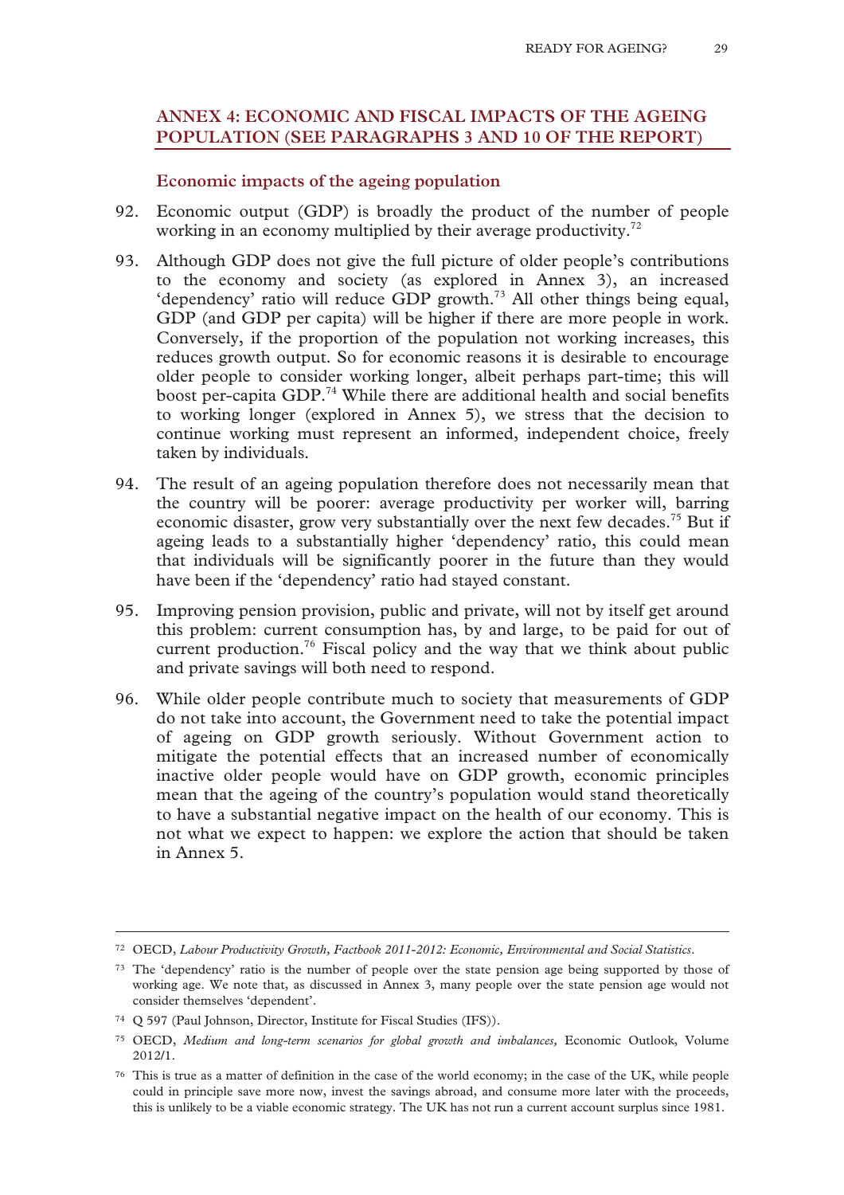## ANNEX 4: ECONOMIC AND FISCAL IMPACTS OF THE AGEING POPULATION (SEE PARAGRAPHS 3 AND 10 OF THE REPORT)

### Economic impacts of the ageing population

92. Economic output (GDP) is broadly the product of the number of people working in an economy multiplied by their average productivity.[72]

93. Although GDP does not give the full picture of older people's contributions to the economy and society (as explored in Annex 3), an increased 'dependency' ratio will reduce GDP growth.[73] All other things being equal, GDP (and GDP per capita) will be higher if there are more people in work. Conversely, if the proportion of the population not working increases, this reduces growth output. So for economic reasons it is desirable to encourage older people to consider working longer, albeit perhaps part-time; this will boost per-capita GDP.[74] While there are additional health and social benefits to working longer (explored in Annex 5), we stress that the decision to continue working must represent an informed, independent choice, freely taken by individuals.

94. The result of an ageing population therefore does not necessarily mean that the country will be poorer: average productivity per worker will, barring economic disaster, grow very substantially over the next few decades.[75] But if ageing leads to a substantially higher 'dependency' ratio, this could mean that individuals will be significantly poorer in the future than they would have been if the 'dependency' ratio had stayed constant.

95. Improving pension provision, public and private, will not by itself get around this problem: current consumption has, by and large, to be paid for out of current production.[76] Fiscal policy and the way that we think about public and private savings will both need to respond.

96. While older people contribute much to society that measurements of GDP do not take into account, the Government need to take the potential impact of ageing on GDP growth seriously. Without Government action to mitigate the potential effects that an increased number of economically inactive older people would have on GDP growth, economic principles mean that the ageing of the country's population would stand theoretically to have a substantial negative impact on the health of our economy. This is not what we expect to happen: we explore the action that should be taken in Annex 5.

---

72 OECD, *Labour Productivity Growth, Factbook 2011-2012: Economic, Environmental and Social Statistics*.

73 The 'dependency' ratio is the number of people over the state pension age being supported by those of working age. We note that, as discussed in Annex 3, many people over the state pension age would not consider themselves 'dependent'.

74 Q 597 (Paul Johnson, Director, Institute for Fiscal Studies (IFS)).

75 OECD, *Medium and long-term scenarios for global growth and imbalances,* Economic Outlook, Volume 2012/1.

76 This is true as a matter of definition in the case of the world economy; in the case of the UK, while people could in principle save more now, invest the savings abroad, and consume more later with the proceeds, this is unlikely to be a viable economic strategy. The UK has not run a current account surplus since 1981.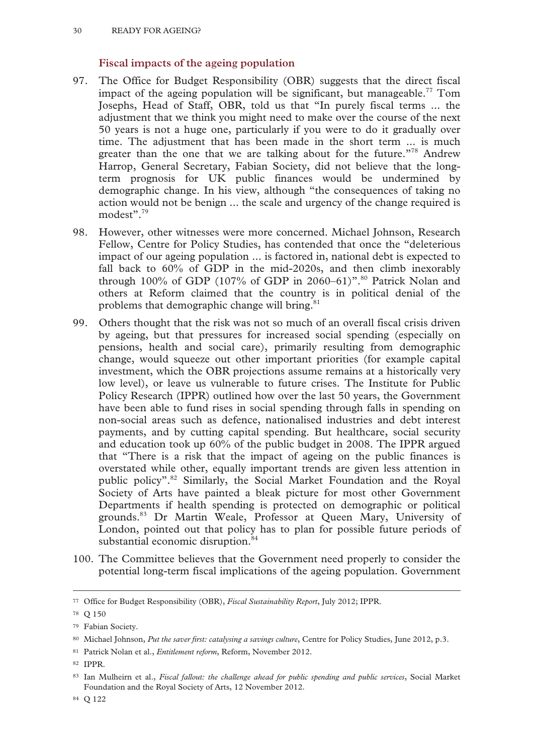### Fiscal impacts of the ageing population

97. The Office for Budget Responsibility (OBR) suggests that the direct fiscal impact of the ageing population will be significant, but manageable.[77] Tom Josephs, Head of Staff, OBR, told us that "In purely fiscal terms ... the adjustment that we think you might need to make over the course of the next 50 years is not a huge one, particularly if you were to do it gradually over time. The adjustment that has been made in the short term ... is much greater than the one that we are talking about for the future."[78] Andrew Harrop, General Secretary, Fabian Society, did not believe that the long-term prognosis for UK public finances would be undermined by demographic change. In his view, although "the consequences of taking no action would not be benign ... the scale and urgency of the change required is modest".[79]

98. However, other witnesses were more concerned. Michael Johnson, Research Fellow, Centre for Policy Studies, has contended that once the "deleterious impact of our ageing population ... is factored in, national debt is expected to fall back to 60% of GDP in the mid-2020s, and then climb inexorably through 100% of GDP (107% of GDP in 2060–61)".[80] Patrick Nolan and others at Reform claimed that the country is in political denial of the problems that demographic change will bring.[81]

99. Others thought that the risk was not so much of an overall fiscal crisis driven by ageing, but that pressures for increased social spending (especially on pensions, health and social care), primarily resulting from demographic change, would squeeze out other important priorities (for example capital investment, which the OBR projections assume remains at a historically very low level), or leave us vulnerable to future crises. The Institute for Public Policy Research (IPPR) outlined how over the last 50 years, the Government have been able to fund rises in social spending through falls in spending on non-social areas such as defence, nationalised industries and debt interest payments, and by cutting capital spending. But healthcare, social security and education took up 60% of the public budget in 2008. The IPPR argued that "There is a risk that the impact of ageing on the public finances is overstated while other, equally important trends are given less attention in public policy".[82] Similarly, the Social Market Foundation and the Royal Society of Arts have painted a bleak picture for most other Government Departments if health spending is protected on demographic or political grounds.[83] Dr Martin Weale, Professor at Queen Mary, University of London, pointed out that policy has to plan for possible future periods of substantial economic disruption.[84]

100. The Committee believes that the Government need properly to consider the potential long-term fiscal implications of the ageing population. Government

---

[77] Office for Budget Responsibility (OBR), *Fiscal Sustainability Report*, July 2012; IPPR.

[78] Q 150

[79] Fabian Society.

[80] Michael Johnson, *Put the saver first: catalysing a savings culture*, Centre for Policy Studies, June 2012, p.3.

[81] Patrick Nolan et al., *Entitlement reform*, Reform, November 2012.

[82] IPPR.

[83] Ian Mulheirn et al., *Fiscal fallout: the challenge ahead for public spending and public services*, Social Market Foundation and the Royal Society of Arts, 12 November 2012.

[84] Q 122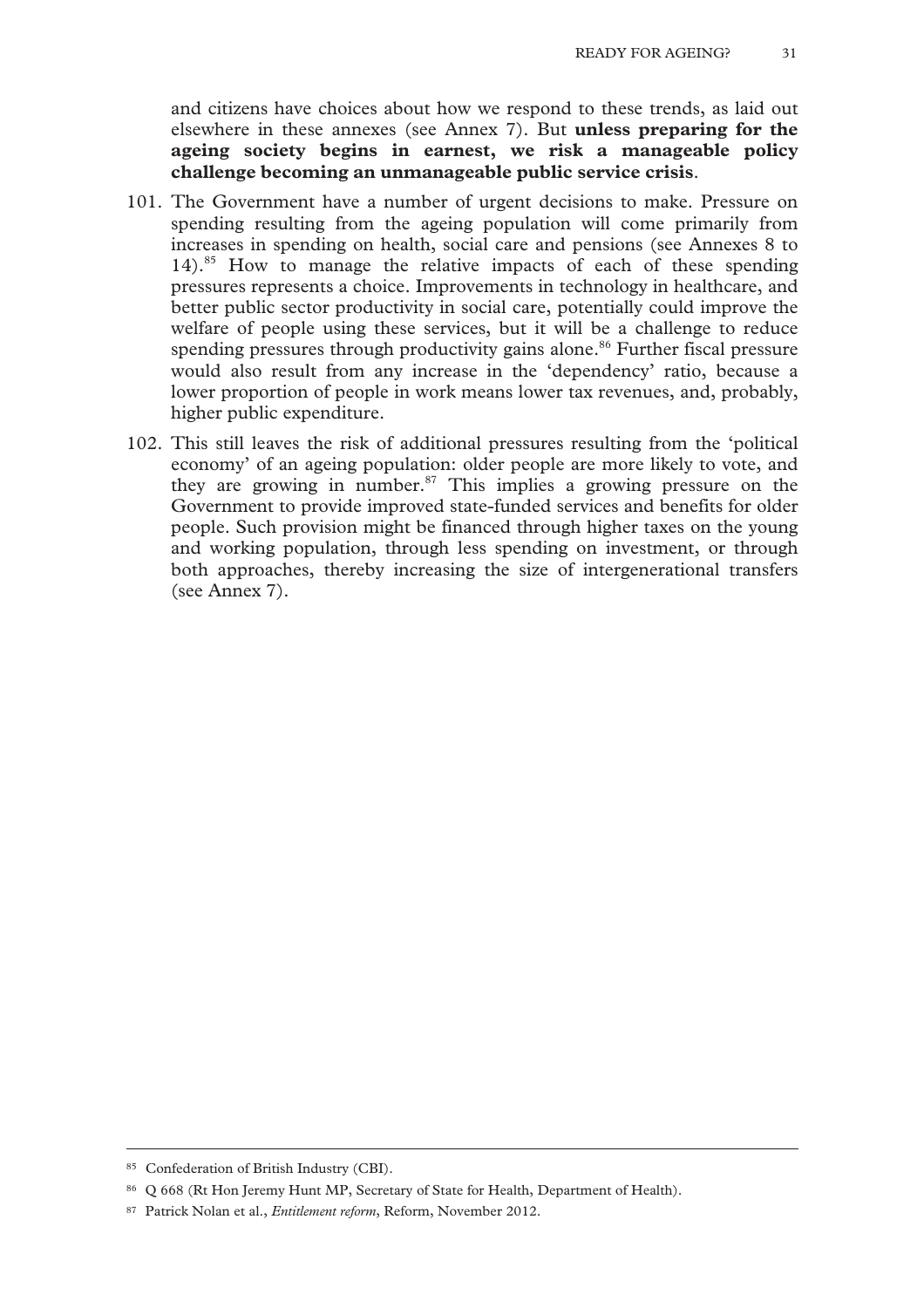and citizens have choices about how we respond to these trends, as laid out elsewhere in these annexes (see Annex 7). But **unless preparing for the ageing society begins in earnest, we risk a manageable policy challenge becoming an unmanageable public service crisis**.

101. The Government have a number of urgent decisions to make. Pressure on spending resulting from the ageing population will come primarily from increases in spending on health, social care and pensions (see Annexes 8 to 14).[85] How to manage the relative impacts of each of these spending pressures represents a choice. Improvements in technology in healthcare, and better public sector productivity in social care, potentially could improve the welfare of people using these services, but it will be a challenge to reduce spending pressures through productivity gains alone.[86] Further fiscal pressure would also result from any increase in the 'dependency' ratio, because a lower proportion of people in work means lower tax revenues, and, probably, higher public expenditure.

102. This still leaves the risk of additional pressures resulting from the 'political economy' of an ageing population: older people are more likely to vote, and they are growing in number.[87] This implies a growing pressure on the Government to provide improved state-funded services and benefits for older people. Such provision might be financed through higher taxes on the young and working population, through less spending on investment, or through both approaches, thereby increasing the size of intergenerational transfers (see Annex 7).

---

[85] Confederation of British Industry (CBI).

[86] Q 668 (Rt Hon Jeremy Hunt MP, Secretary of State for Health, Department of Health).

[87] Patrick Nolan et al., *Entitlement reform*, Reform, November 2012.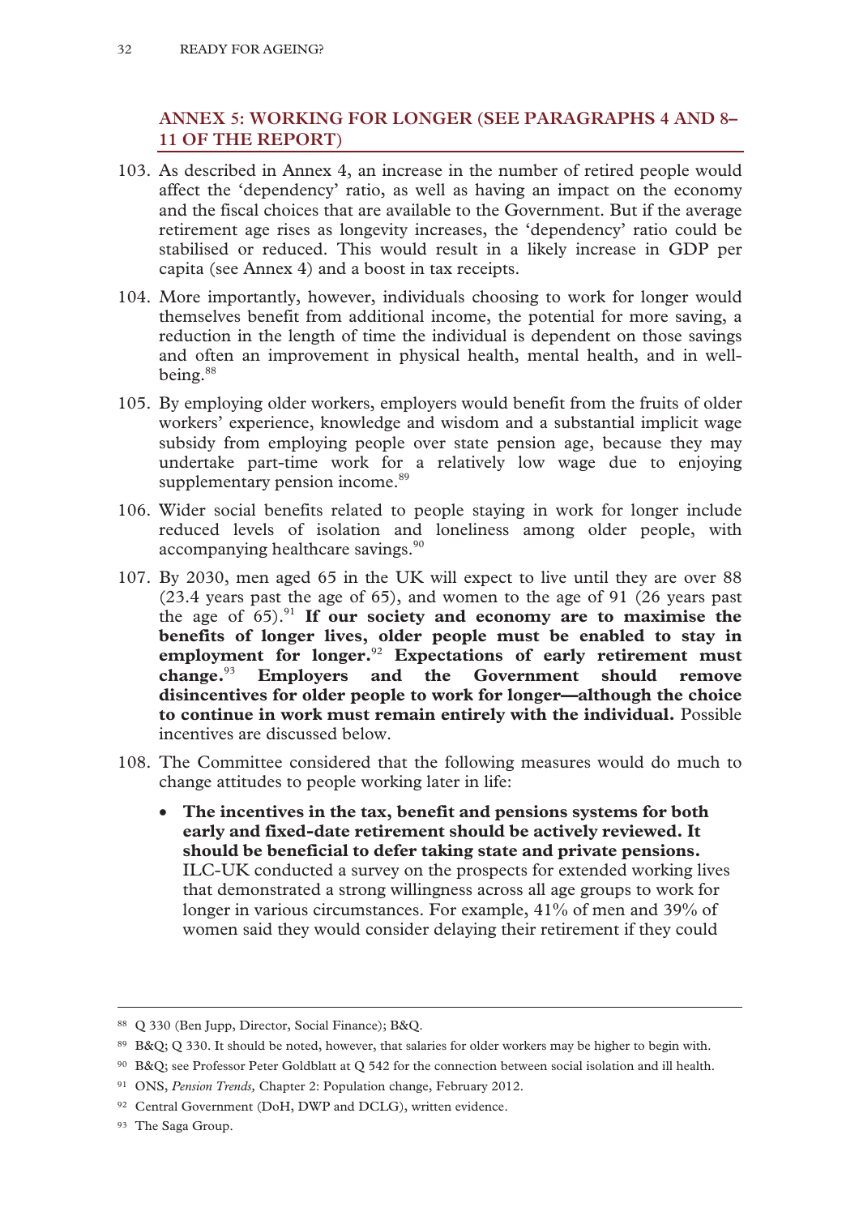## ANNEX 5: WORKING FOR LONGER (SEE PARAGRAPHS 4 AND 8–11 OF THE REPORT)

103. As described in Annex 4, an increase in the number of retired people would affect the 'dependency' ratio, as well as having an impact on the economy and the fiscal choices that are available to the Government. But if the average retirement age rises as longevity increases, the 'dependency' ratio could be stabilised or reduced. This would result in a likely increase in GDP per capita (see Annex 4) and a boost in tax receipts.

104. More importantly, however, individuals choosing to work for longer would themselves benefit from additional income, the potential for more saving, a reduction in the length of time the individual is dependent on those savings and often an improvement in physical health, mental health, and in well-being.[88]

105. By employing older workers, employers would benefit from the fruits of older workers' experience, knowledge and wisdom and a substantial implicit wage subsidy from employing people over state pension age, because they may undertake part-time work for a relatively low wage due to enjoying supplementary pension income.[89]

106. Wider social benefits related to people staying in work for longer include reduced levels of isolation and loneliness among older people, with accompanying healthcare savings.[90]

107. By 2030, men aged 65 in the UK will expect to live until they are over 88 (23.4 years past the age of 65), and women to the age of 91 (26 years past the age of 65).[91] **If our society and economy are to maximise the benefits of longer lives, older people must be enabled to stay in employment for longer.**[92] **Expectations of early retirement must change.**[93] **Employers and the Government should remove disincentives for older people to work for longer—although the choice to continue in work must remain entirely with the individual.** Possible incentives are discussed below.

108. The Committee considered that the following measures would do much to change attitudes to people working later in life:

- **The incentives in the tax, benefit and pensions systems for both early and fixed-date retirement should be actively reviewed. It should be beneficial to defer taking state and private pensions.** ILC-UK conducted a survey on the prospects for extended working lives that demonstrated a strong willingness across all age groups to work for longer in various circumstances. For example, 41% of men and 39% of women said they would consider delaying their retirement if they could

---

88 Q 330 (Ben Jupp, Director, Social Finance); B&Q.

89 B&Q; Q 330. It should be noted, however, that salaries for older workers may be higher to begin with.

90 B&Q; see Professor Peter Goldblatt at Q 542 for the connection between social isolation and ill health.

91 ONS, *Pension Trends,* Chapter 2: Population change, February 2012.

92 Central Government (DoH, DWP and DCLG), written evidence.

93 The Saga Group.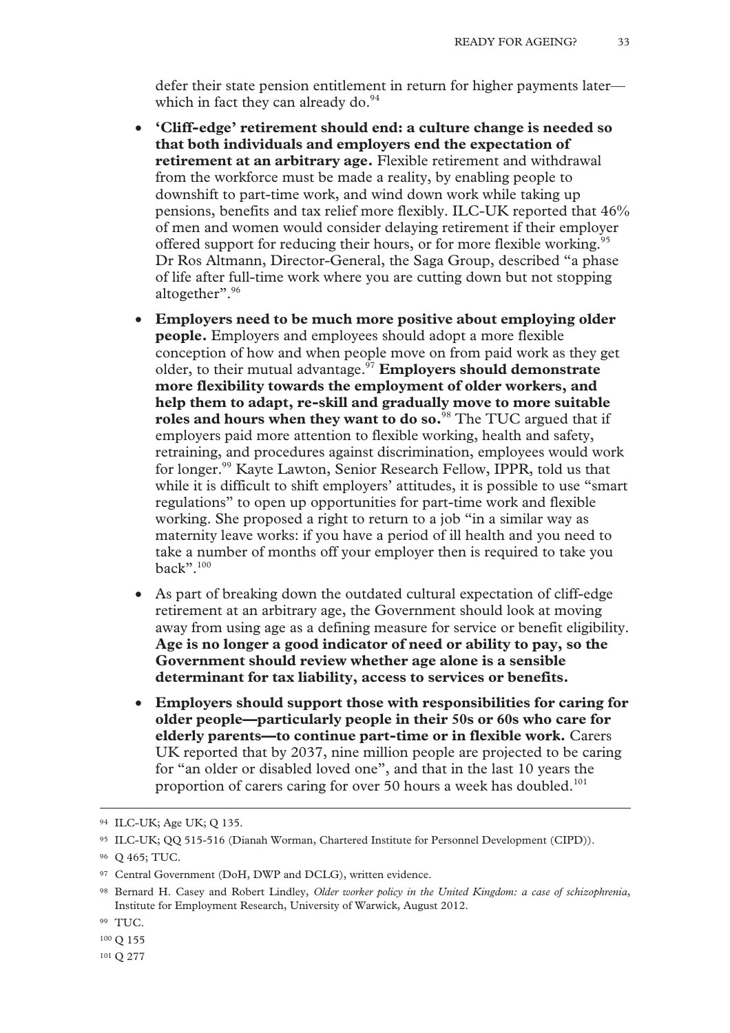defer their state pension entitlement in return for higher payments later—which in fact they can already do.[94]

- **'Cliff-edge' retirement should end: a culture change is needed so that both individuals and employers end the expectation of retirement at an arbitrary age.** Flexible retirement and withdrawal from the workforce must be made a reality, by enabling people to downshift to part-time work, and wind down work while taking up pensions, benefits and tax relief more flexibly. ILC-UK reported that 46% of men and women would consider delaying retirement if their employer offered support for reducing their hours, or for more flexible working.[95] Dr Ros Altmann, Director-General, the Saga Group, described "a phase of life after full-time work where you are cutting down but not stopping altogether".[96]
- **Employers need to be much more positive about employing older people.** Employers and employees should adopt a more flexible conception of how and when people move on from paid work as they get older, to their mutual advantage.[97] **Employers should demonstrate more flexibility towards the employment of older workers, and help them to adapt, re-skill and gradually move to more suitable roles and hours when they want to do so.**[98] The TUC argued that if employers paid more attention to flexible working, health and safety, retraining, and procedures against discrimination, employees would work for longer.[99] Kayte Lawton, Senior Research Fellow, IPPR, told us that while it is difficult to shift employers' attitudes, it is possible to use "smart regulations" to open up opportunities for part-time work and flexible working. She proposed a right to return to a job "in a similar way as maternity leave works: if you have a period of ill health and you need to take a number of months off your employer then is required to take you back".[100]
- As part of breaking down the outdated cultural expectation of cliff-edge retirement at an arbitrary age, the Government should look at moving away from using age as a defining measure for service or benefit eligibility. **Age is no longer a good indicator of need or ability to pay, so the Government should review whether age alone is a sensible determinant for tax liability, access to services or benefits.**
- **Employers should support those with responsibilities for caring for older people—particularly people in their 50s or 60s who care for elderly parents—to continue part-time or in flexible work.** Carers UK reported that by 2037, nine million people are projected to be caring for "an older or disabled loved one", and that in the last 10 years the proportion of carers caring for over 50 hours a week has doubled.[101]

---

[94] ILC-UK; Age UK; Q 135.

[95] ILC-UK; QQ 515-516 (Dianah Worman, Chartered Institute for Personnel Development (CIPD)).

[96] Q 465; TUC.

[97] Central Government (DoH, DWP and DCLG), written evidence.

[98] Bernard H. Casey and Robert Lindley, *Older worker policy in the United Kingdom: a case of schizophrenia*, Institute for Employment Research, University of Warwick, August 2012.

[99] TUC.

[100] Q 155

[101] Q 277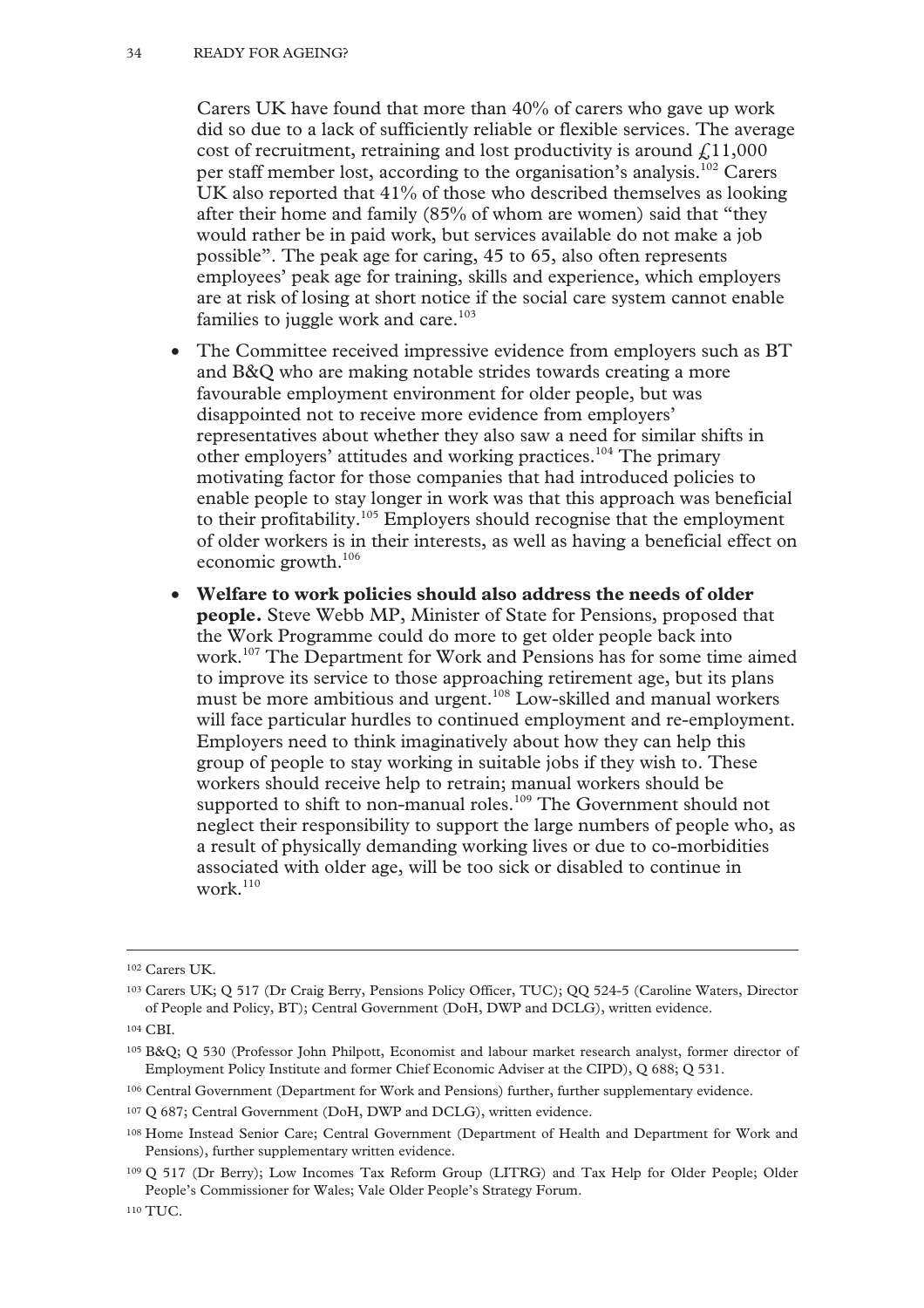Carers UK have found that more than 40% of carers who gave up work did so due to a lack of sufficiently reliable or flexible services. The average cost of recruitment, retraining and lost productivity is around £11,000 per staff member lost, according to the organisation's analysis.[102] Carers UK also reported that 41% of those who described themselves as looking after their home and family (85% of whom are women) said that "they would rather be in paid work, but services available do not make a job possible". The peak age for caring, 45 to 65, also often represents employees' peak age for training, skills and experience, which employers are at risk of losing at short notice if the social care system cannot enable families to juggle work and care.[103]

- The Committee received impressive evidence from employers such as BT and B&Q who are making notable strides towards creating a more favourable employment environment for older people, but was disappointed not to receive more evidence from employers' representatives about whether they also saw a need for similar shifts in other employers' attitudes and working practices.[104] The primary motivating factor for those companies that had introduced policies to enable people to stay longer in work was that this approach was beneficial to their profitability.[105] Employers should recognise that the employment of older workers is in their interests, as well as having a beneficial effect on economic growth.[106]
- **Welfare to work policies should also address the needs of older people.** Steve Webb MP, Minister of State for Pensions, proposed that the Work Programme could do more to get older people back into work.[107] The Department for Work and Pensions has for some time aimed to improve its service to those approaching retirement age, but its plans must be more ambitious and urgent.[108] Low-skilled and manual workers will face particular hurdles to continued employment and re-employment. Employers need to think imaginatively about how they can help this group of people to stay working in suitable jobs if they wish to. These workers should receive help to retrain; manual workers should be supported to shift to non-manual roles.[109] The Government should not neglect their responsibility to support the large numbers of people who, as a result of physically demanding working lives or due to co-morbidities associated with older age, will be too sick or disabled to continue in work.[110]

---

[102] Carers UK.

[103] Carers UK; Q 517 (Dr Craig Berry, Pensions Policy Officer, TUC); QQ 524-5 (Caroline Waters, Director of People and Policy, BT); Central Government (DoH, DWP and DCLG), written evidence.

[104] CBI.

[105] B&Q; Q 530 (Professor John Philpott, Economist and labour market research analyst, former director of Employment Policy Institute and former Chief Economic Adviser at the CIPD), Q 688; Q 531.

[106] Central Government (Department for Work and Pensions) further, further supplementary evidence.

[107] Q 687; Central Government (DoH, DWP and DCLG), written evidence.

[108] Home Instead Senior Care; Central Government (Department of Health and Department for Work and Pensions), further supplementary written evidence.

[109] Q 517 (Dr Berry); Low Incomes Tax Reform Group (LITRG) and Tax Help for Older People; Older People's Commissioner for Wales; Vale Older People's Strategy Forum.

[110] TUC.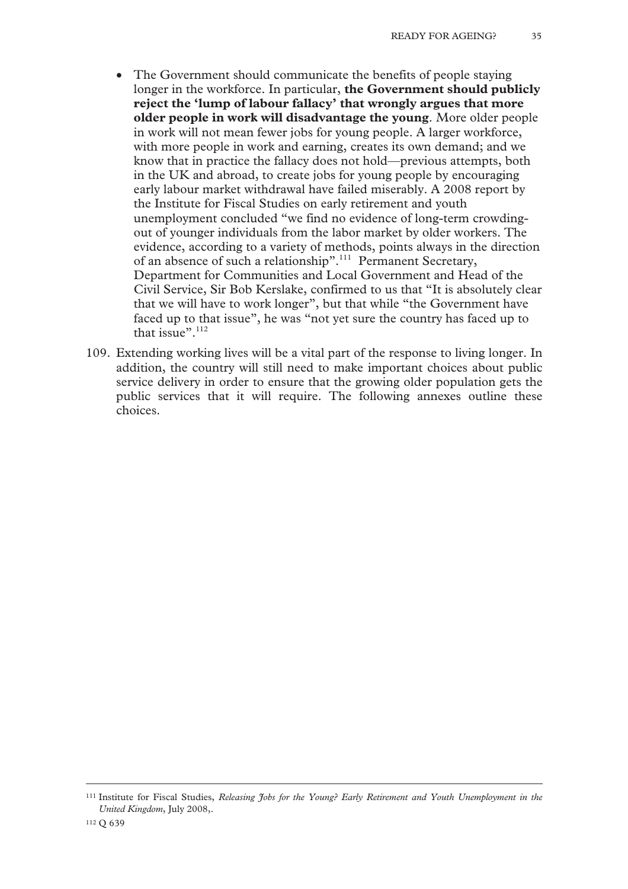- The Government should communicate the benefits of people staying longer in the workforce. In particular, **the Government should publicly reject the 'lump of labour fallacy' that wrongly argues that more older people in work will disadvantage the young**. More older people in work will not mean fewer jobs for young people. A larger workforce, with more people in work and earning, creates its own demand; and we know that in practice the fallacy does not hold—previous attempts, both in the UK and abroad, to create jobs for young people by encouraging early labour market withdrawal have failed miserably. A 2008 report by the Institute for Fiscal Studies on early retirement and youth unemployment concluded "we find no evidence of long-term crowding-out of younger individuals from the labor market by older workers. The evidence, according to a variety of methods, points always in the direction of an absence of such a relationship".[111] Permanent Secretary, Department for Communities and Local Government and Head of the Civil Service, Sir Bob Kerslake, confirmed to us that "It is absolutely clear that we will have to work longer", but that while "the Government have faced up to that issue", he was "not yet sure the country has faced up to that issue".[112]

109. Extending working lives will be a vital part of the response to living longer. In addition, the country will still need to make important choices about public service delivery in order to ensure that the growing older population gets the public services that it will require. The following annexes outline these choices.

---

[111] Institute for Fiscal Studies, *Releasing Jobs for the Young? Early Retirement and Youth Unemployment in the United Kingdom*, July 2008,.

[112] Q 639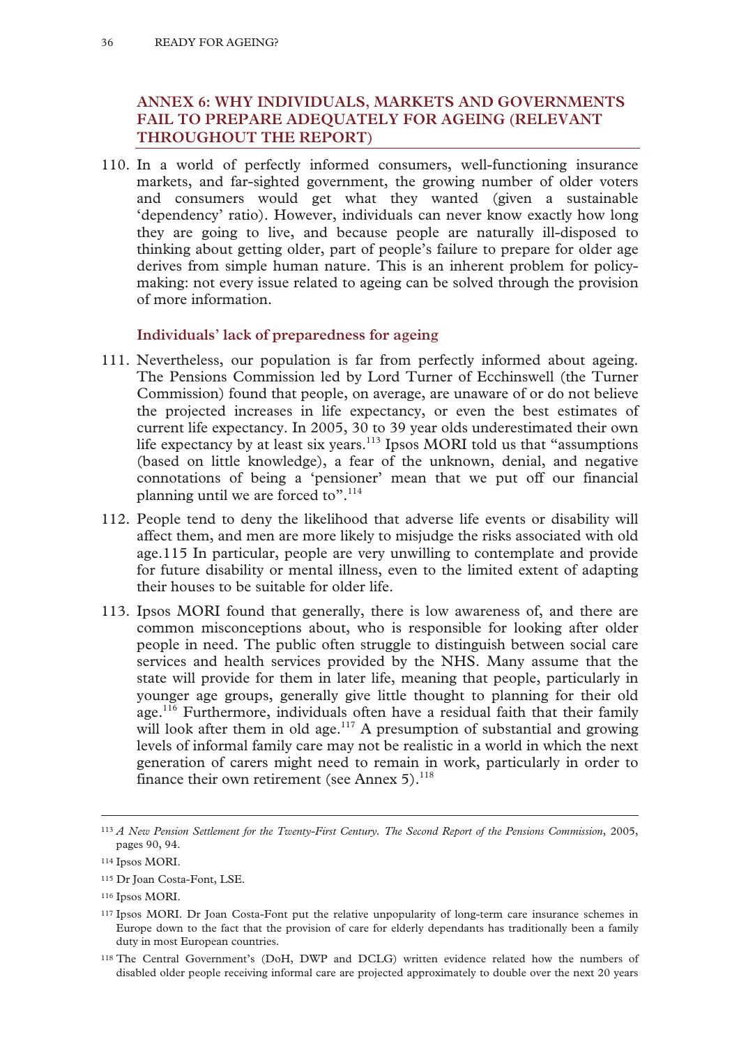## ANNEX 6: WHY INDIVIDUALS, MARKETS AND GOVERNMENTS FAIL TO PREPARE ADEQUATELY FOR AGEING (RELEVANT THROUGHOUT THE REPORT)

110. In a world of perfectly informed consumers, well-functioning insurance markets, and far-sighted government, the growing number of older voters and consumers would get what they wanted (given a sustainable 'dependency' ratio). However, individuals can never know exactly how long they are going to live, and because people are naturally ill-disposed to thinking about getting older, part of people's failure to prepare for older age derives from simple human nature. This is an inherent problem for policy-making: not every issue related to ageing can be solved through the provision of more information.

### Individuals' lack of preparedness for ageing

111. Nevertheless, our population is far from perfectly informed about ageing. The Pensions Commission led by Lord Turner of Ecchinswell (the Turner Commission) found that people, on average, are unaware of or do not believe the projected increases in life expectancy, or even the best estimates of current life expectancy. In 2005, 30 to 39 year olds underestimated their own life expectancy by at least six years.[113] Ipsos MORI told us that "assumptions (based on little knowledge), a fear of the unknown, denial, and negative connotations of being a 'pensioner' mean that we put off our financial planning until we are forced to".[114]

112. People tend to deny the likelihood that adverse life events or disability will affect them, and men are more likely to misjudge the risks associated with old age.115 In particular, people are very unwilling to contemplate and provide for future disability or mental illness, even to the limited extent of adapting their houses to be suitable for older life.

113. Ipsos MORI found that generally, there is low awareness of, and there are common misconceptions about, who is responsible for looking after older people in need. The public often struggle to distinguish between social care services and health services provided by the NHS. Many assume that the state will provide for them in later life, meaning that people, particularly in younger age groups, generally give little thought to planning for their old age.[116] Furthermore, individuals often have a residual faith that their family will look after them in old age.[117] A presumption of substantial and growing levels of informal family care may not be realistic in a world in which the next generation of carers might need to remain in work, particularly in order to finance their own retirement (see Annex 5).[118]

---

[113] *A New Pension Settlement for the Twenty-First Century. The Second Report of the Pensions Commission*, 2005, pages 90, 94.

[114] Ipsos MORI.

[115] Dr Joan Costa-Font, LSE.

[116] Ipsos MORI.

[117] Ipsos MORI. Dr Joan Costa-Font put the relative unpopularity of long-term care insurance schemes in Europe down to the fact that the provision of care for elderly dependants has traditionally been a family duty in most European countries.

[118] The Central Government's (DoH, DWP and DCLG) written evidence related how the numbers of disabled older people receiving informal care are projected approximately to double over the next 20 years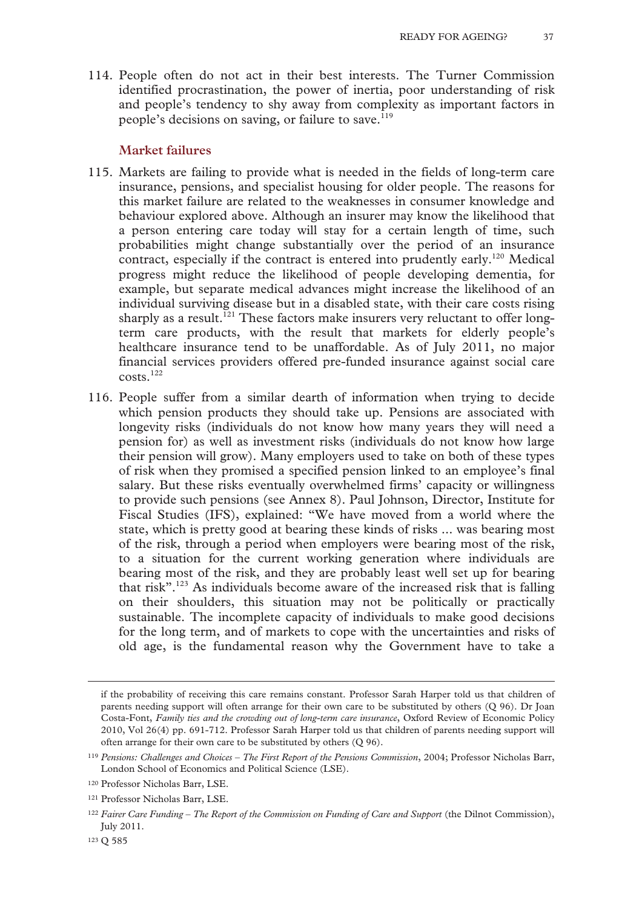114. People often do not act in their best interests. The Turner Commission identified procrastination, the power of inertia, poor understanding of risk and people's tendency to shy away from complexity as important factors in people's decisions on saving, or failure to save.[119]

### Market failures

115. Markets are failing to provide what is needed in the fields of long-term care insurance, pensions, and specialist housing for older people. The reasons for this market failure are related to the weaknesses in consumer knowledge and behaviour explored above. Although an insurer may know the likelihood that a person entering care today will stay for a certain length of time, such probabilities might change substantially over the period of an insurance contract, especially if the contract is entered into prudently early.[120] Medical progress might reduce the likelihood of people developing dementia, for example, but separate medical advances might increase the likelihood of an individual surviving disease but in a disabled state, with their care costs rising sharply as a result.[121] These factors make insurers very reluctant to offer long-term care products, with the result that markets for elderly people's healthcare insurance tend to be unaffordable. As of July 2011, no major financial services providers offered pre-funded insurance against social care costs.[122]

116. People suffer from a similar dearth of information when trying to decide which pension products they should take up. Pensions are associated with longevity risks (individuals do not know how many years they will need a pension for) as well as investment risks (individuals do not know how large their pension will grow). Many employers used to take on both of these types of risk when they promised a specified pension linked to an employee's final salary. But these risks eventually overwhelmed firms' capacity or willingness to provide such pensions (see Annex 8). Paul Johnson, Director, Institute for Fiscal Studies (IFS), explained: "We have moved from a world where the state, which is pretty good at bearing these kinds of risks ... was bearing most of the risk, through a period when employers were bearing most of the risk, to a situation for the current working generation where individuals are bearing most of the risk, and they are probably least well set up for bearing that risk".[123] As individuals become aware of the increased risk that is falling on their shoulders, this situation may not be politically or practically sustainable. The incomplete capacity of individuals to make good decisions for the long term, and of markets to cope with the uncertainties and risks of old age, is the fundamental reason why the Government have to take a

---

if the probability of receiving this care remains constant. Professor Sarah Harper told us that children of parents needing support will often arrange for their own care to be substituted by others (Q 96). Dr Joan Costa-Font, *Family ties and the crowding out of long-term care insurance*, Oxford Review of Economic Policy 2010, Vol 26(4) pp. 691-712. Professor Sarah Harper told us that children of parents needing support will often arrange for their own care to be substituted by others (Q 96).

[119] *Pensions: Challenges and Choices – The First Report of the Pensions Commission*, 2004; Professor Nicholas Barr, London School of Economics and Political Science (LSE).

[120] Professor Nicholas Barr, LSE.

[121] Professor Nicholas Barr, LSE.

[122] *Fairer Care Funding – The Report of the Commission on Funding of Care and Support* (the Dilnot Commission), July 2011.

[123] Q 585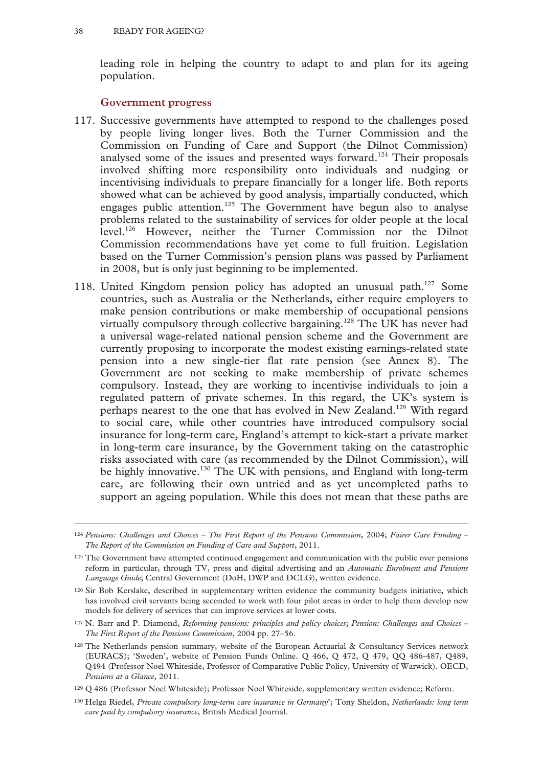leading role in helping the country to adapt to and plan for its ageing population.

### Government progress

117. Successive governments have attempted to respond to the challenges posed by people living longer lives. Both the Turner Commission and the Commission on Funding of Care and Support (the Dilnot Commission) analysed some of the issues and presented ways forward.[124] Their proposals involved shifting more responsibility onto individuals and nudging or incentivising individuals to prepare financially for a longer life. Both reports showed what can be achieved by good analysis, impartially conducted, which engages public attention.[125] The Government have begun also to analyse problems related to the sustainability of services for older people at the local level.[126] However, neither the Turner Commission nor the Dilnot Commission recommendations have yet come to full fruition. Legislation based on the Turner Commission's pension plans was passed by Parliament in 2008, but is only just beginning to be implemented.

118. United Kingdom pension policy has adopted an unusual path.[127] Some countries, such as Australia or the Netherlands, either require employers to make pension contributions or make membership of occupational pensions virtually compulsory through collective bargaining.[128] The UK has never had a universal wage-related national pension scheme and the Government are currently proposing to incorporate the modest existing earnings-related state pension into a new single-tier flat rate pension (see Annex 8). The Government are not seeking to make membership of private schemes compulsory. Instead, they are working to incentivise individuals to join a regulated pattern of private schemes. In this regard, the UK's system is perhaps nearest to the one that has evolved in New Zealand.[129] With regard to social care, while other countries have introduced compulsory social insurance for long-term care, England's attempt to kick-start a private market in long-term care insurance, by the Government taking on the catastrophic risks associated with care (as recommended by the Dilnot Commission), will be highly innovative.[130] The UK with pensions, and England with long-term care, are following their own untried and as yet uncompleted paths to support an ageing population. While this does not mean that these paths are

---

[124] *Pensions: Challenges and Choices – The First Report of the Pensions Commission*, 2004; *Fairer Care Funding – The Report of the Commission on Funding of Care and Support*, 2011.

[125] The Government have attempted continued engagement and communication with the public over pensions reform in particular, through TV, press and digital advertising and an *Automatic Enrolment and Pensions Language Guide*; Central Government (DoH, DWP and DCLG), written evidence.

[126] Sir Bob Kerslake, described in supplementary written evidence the community budgets initiative, which has involved civil servants being seconded to work with four pilot areas in order to help them develop new models for delivery of services that can improve services at lower costs.

[127] N. Barr and P. Diamond, *Reforming pensions: principles and policy choices*; *Pension: Challenges and Choices – The First Report of the Pensions Commission*, 2004 pp. 27–56.

[128] The Netherlands pension summary, website of the European Actuarial & Consultancy Services network (EURACS); 'Sweden', website of Pension Funds Online. Q 466, Q 472, Q 479, QQ 486-487, Q489, Q494 (Professor Noel Whiteside, Professor of Comparative Public Policy, University of Warwick). OECD, *Pensions at a Glance*, 2011.

[129] Q 486 (Professor Noel Whiteside); Professor Noel Whiteside, supplementary written evidence; Reform.

[130] Helga Riedel, *Private compulsory long-term care insurance in Germany*'; Tony Sheldon, *Netherlands: long term care paid by compulsory insurance*, British Medical Journal.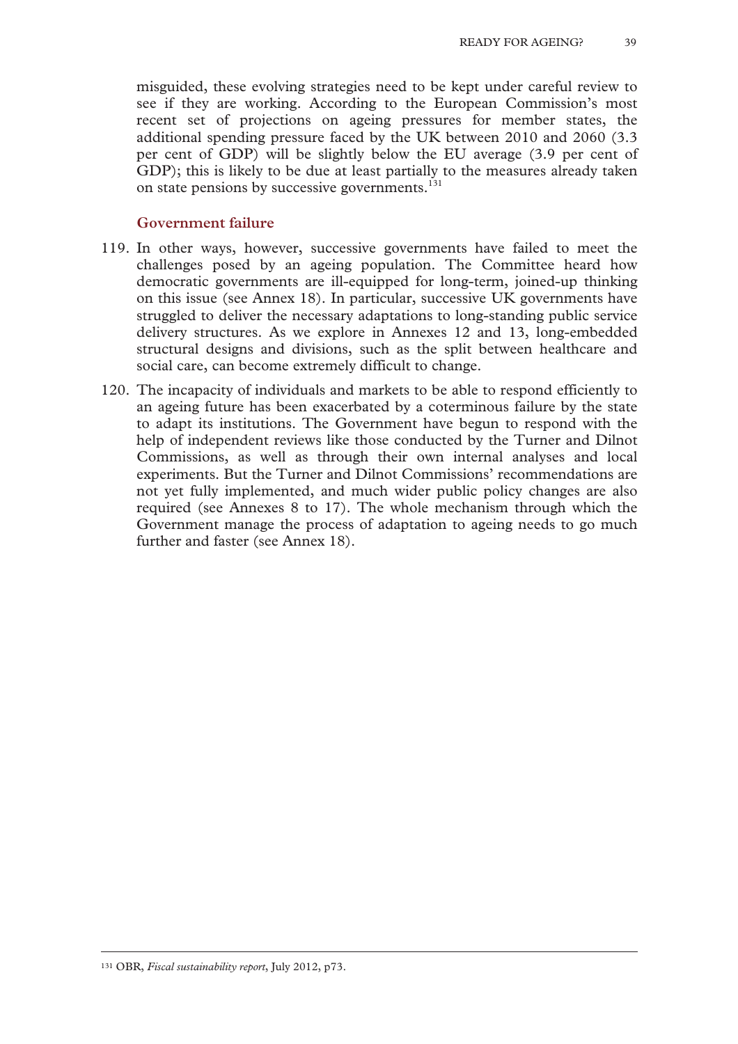misguided, these evolving strategies need to be kept under careful review to see if they are working. According to the European Commission's most recent set of projections on ageing pressures for member states, the additional spending pressure faced by the UK between 2010 and 2060 (3.3 per cent of GDP) will be slightly below the EU average (3.9 per cent of GDP); this is likely to be due at least partially to the measures already taken on state pensions by successive governments.[131]

### Government failure

119. In other ways, however, successive governments have failed to meet the challenges posed by an ageing population. The Committee heard how democratic governments are ill-equipped for long-term, joined-up thinking on this issue (see Annex 18). In particular, successive UK governments have struggled to deliver the necessary adaptations to long-standing public service delivery structures. As we explore in Annexes 12 and 13, long-embedded structural designs and divisions, such as the split between healthcare and social care, can become extremely difficult to change.

120. The incapacity of individuals and markets to be able to respond efficiently to an ageing future has been exacerbated by a coterminous failure by the state to adapt its institutions. The Government have begun to respond with the help of independent reviews like those conducted by the Turner and Dilnot Commissions, as well as through their own internal analyses and local experiments. But the Turner and Dilnot Commissions' recommendations are not yet fully implemented, and much wider public policy changes are also required (see Annexes 8 to 17). The whole mechanism through which the Government manage the process of adaptation to ageing needs to go much further and faster (see Annex 18).

---

[131] OBR, *Fiscal sustainability report*, July 2012, p73.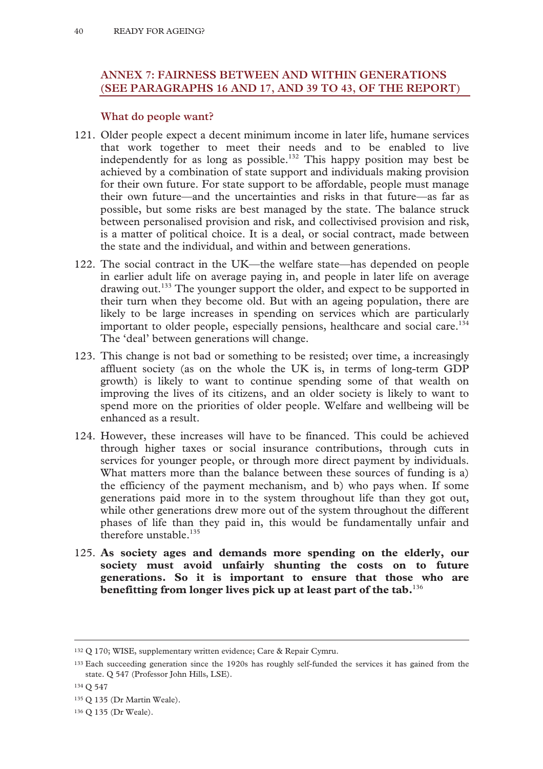## ANNEX 7: FAIRNESS BETWEEN AND WITHIN GENERATIONS (SEE PARAGRAPHS 16 AND 17, AND 39 TO 43, OF THE REPORT)

### What do people want?

121. Older people expect a decent minimum income in later life, humane services that work together to meet their needs and to be enabled to live independently for as long as possible.[132] This happy position may best be achieved by a combination of state support and individuals making provision for their own future. For state support to be affordable, people must manage their own future—and the uncertainties and risks in that future—as far as possible, but some risks are best managed by the state. The balance struck between personalised provision and risk, and collectivised provision and risk, is a matter of political choice. It is a deal, or social contract, made between the state and the individual, and within and between generations.

122. The social contract in the UK—the welfare state—has depended on people in earlier adult life on average paying in, and people in later life on average drawing out.[133] The younger support the older, and expect to be supported in their turn when they become old. But with an ageing population, there are likely to be large increases in spending on services which are particularly important to older people, especially pensions, healthcare and social care.[134] The 'deal' between generations will change.

123. This change is not bad or something to be resisted; over time, a increasingly affluent society (as on the whole the UK is, in terms of long-term GDP growth) is likely to want to continue spending some of that wealth on improving the lives of its citizens, and an older society is likely to want to spend more on the priorities of older people. Welfare and wellbeing will be enhanced as a result.

124. However, these increases will have to be financed. This could be achieved through higher taxes or social insurance contributions, through cuts in services for younger people, or through more direct payment by individuals. What matters more than the balance between these sources of funding is a) the efficiency of the payment mechanism, and b) who pays when. If some generations paid more in to the system throughout life than they got out, while other generations drew more out of the system throughout the different phases of life than they paid in, this would be fundamentally unfair and therefore unstable.[135]

125. **As society ages and demands more spending on the elderly, our society must avoid unfairly shunting the costs on to future generations. So it is important to ensure that those who are benefitting from longer lives pick up at least part of the tab.**[136]

---

[132] Q 170; WISE, supplementary written evidence; Care & Repair Cymru.

[133] Each succeeding generation since the 1920s has roughly self-funded the services it has gained from the state. Q 547 (Professor John Hills, LSE).

[134] Q 547

[135] Q 135 (Dr Martin Weale).

[136] Q 135 (Dr Weale).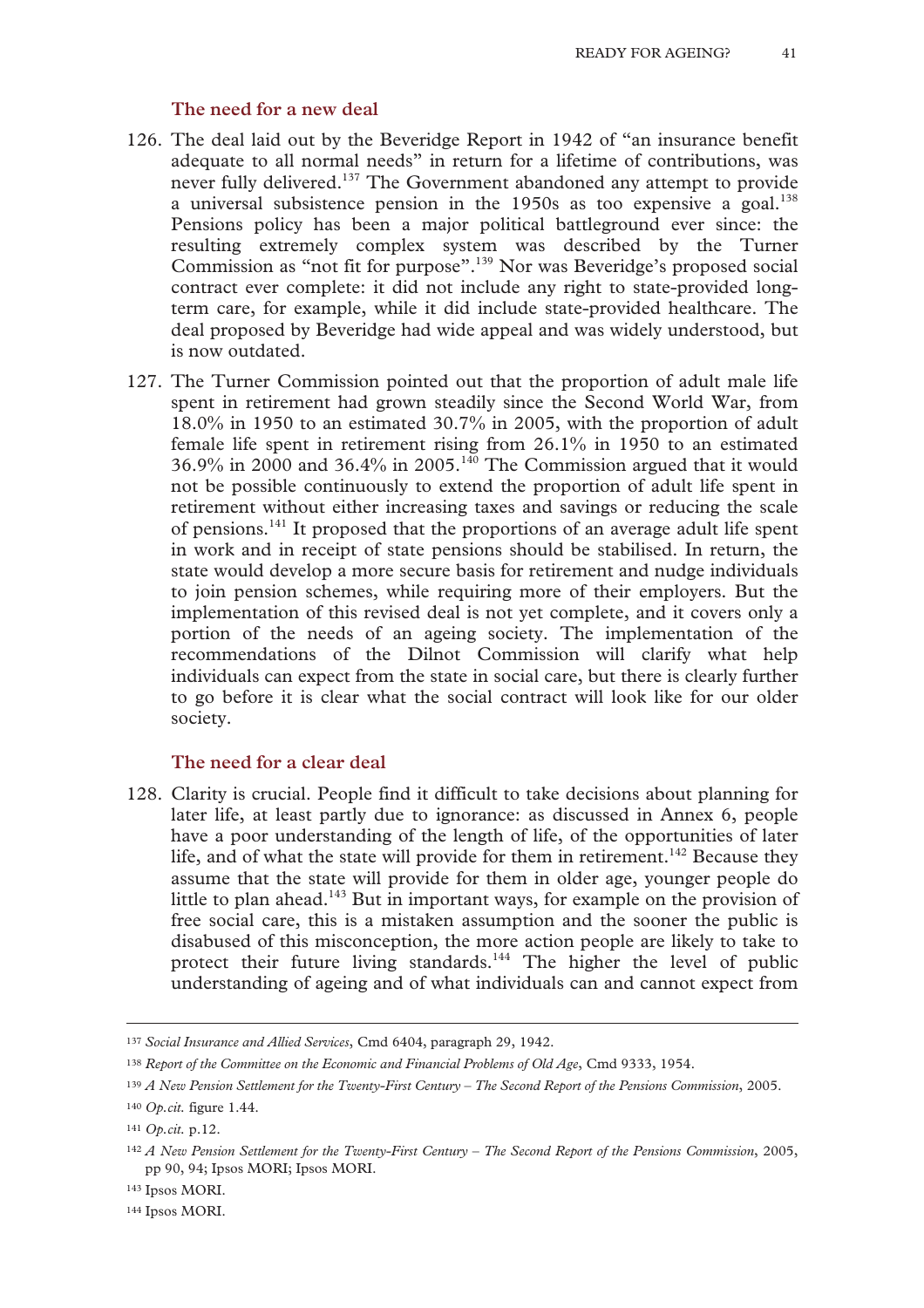### The need for a new deal

126. The deal laid out by the Beveridge Report in 1942 of "an insurance benefit adequate to all normal needs" in return for a lifetime of contributions, was never fully delivered.[137] The Government abandoned any attempt to provide a universal subsistence pension in the 1950s as too expensive a goal.[138] Pensions policy has been a major political battleground ever since: the resulting extremely complex system was described by the Turner Commission as "not fit for purpose".[139] Nor was Beveridge's proposed social contract ever complete: it did not include any right to state-provided long-term care, for example, while it did include state-provided healthcare. The deal proposed by Beveridge had wide appeal and was widely understood, but is now outdated.

127. The Turner Commission pointed out that the proportion of adult male life spent in retirement had grown steadily since the Second World War, from 18.0% in 1950 to an estimated 30.7% in 2005, with the proportion of adult female life spent in retirement rising from 26.1% in 1950 to an estimated 36.9% in 2000 and 36.4% in 2005.[140] The Commission argued that it would not be possible continuously to extend the proportion of adult life spent in retirement without either increasing taxes and savings or reducing the scale of pensions.[141] It proposed that the proportions of an average adult life spent in work and in receipt of state pensions should be stabilised. In return, the state would develop a more secure basis for retirement and nudge individuals to join pension schemes, while requiring more of their employers. But the implementation of this revised deal is not yet complete, and it covers only a portion of the needs of an ageing society. The implementation of the recommendations of the Dilnot Commission will clarify what help individuals can expect from the state in social care, but there is clearly further to go before it is clear what the social contract will look like for our older society.

### The need for a clear deal

128. Clarity is crucial. People find it difficult to take decisions about planning for later life, at least partly due to ignorance: as discussed in Annex 6, people have a poor understanding of the length of life, of the opportunities of later life, and of what the state will provide for them in retirement.[142] Because they assume that the state will provide for them in older age, younger people do little to plan ahead.[143] But in important ways, for example on the provision of free social care, this is a mistaken assumption and the sooner the public is disabused of this misconception, the more action people are likely to take to protect their future living standards.[144] The higher the level of public understanding of ageing and of what individuals can and cannot expect from

---

[137] *Social Insurance and Allied Services*, Cmd 6404, paragraph 29, 1942.

[138] *Report of the Committee on the Economic and Financial Problems of Old Age*, Cmd 9333, 1954.

[139] *A New Pension Settlement for the Twenty-First Century – The Second Report of the Pensions Commission*, 2005.

[140] *Op.cit.* figure 1.44.

[141] *Op.cit.* p.12.

[142] *A New Pension Settlement for the Twenty-First Century – The Second Report of the Pensions Commission*, 2005, pp 90, 94; Ipsos MORI; Ipsos MORI.

[143] Ipsos MORI.

[144] Ipsos MORI.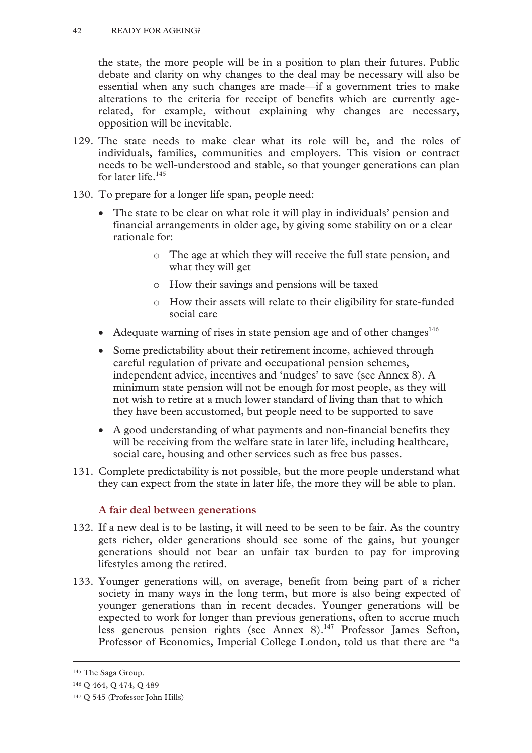the state, the more people will be in a position to plan their futures. Public debate and clarity on why changes to the deal may be necessary will also be essential when any such changes are made—if a government tries to make alterations to the criteria for receipt of benefits which are currently age-related, for example, without explaining why changes are necessary, opposition will be inevitable.

129. The state needs to make clear what its role will be, and the roles of individuals, families, communities and employers. This vision or contract needs to be well-understood and stable, so that younger generations can plan for later life.[145]

130. To prepare for a longer life span, people need:

- The state to be clear on what role it will play in individuals' pension and financial arrangements in older age, by giving some stability on or a clear rationale for:
    - The age at which they will receive the full state pension, and what they will get
    - How their savings and pensions will be taxed
    - How their assets will relate to their eligibility for state-funded social care
- Adequate warning of rises in state pension age and of other changes[146]
- Some predictability about their retirement income, achieved through careful regulation of private and occupational pension schemes, independent advice, incentives and 'nudges' to save (see Annex 8). A minimum state pension will not be enough for most people, as they will not wish to retire at a much lower standard of living than that to which they have been accustomed, but people need to be supported to save
- A good understanding of what payments and non-financial benefits they will be receiving from the welfare state in later life, including healthcare, social care, housing and other services such as free bus passes.

131. Complete predictability is not possible, but the more people understand what they can expect from the state in later life, the more they will be able to plan.

### A fair deal between generations

132. If a new deal is to be lasting, it will need to be seen to be fair. As the country gets richer, older generations should see some of the gains, but younger generations should not bear an unfair tax burden to pay for improving lifestyles among the retired.

133. Younger generations will, on average, benefit from being part of a richer society in many ways in the long term, but more is also being expected of younger generations than in recent decades. Younger generations will be expected to work for longer than previous generations, often to accrue much less generous pension rights (see Annex 8).[147] Professor James Sefton, Professor of Economics, Imperial College London, told us that there are "a

---

[145] The Saga Group.

[146] Q 464, Q 474, Q 489

[147] Q 545 (Professor John Hills)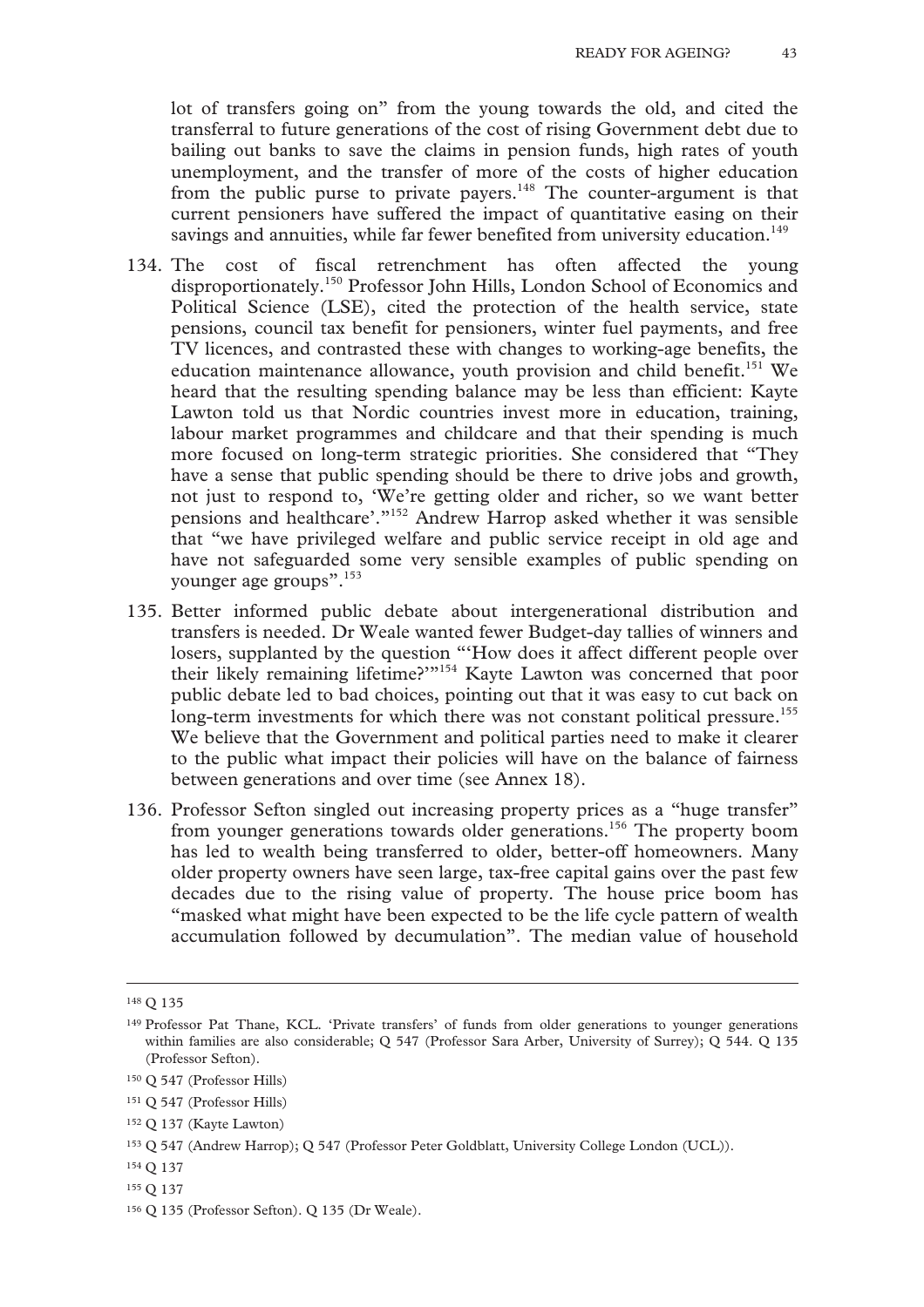lot of transfers going on" from the young towards the old, and cited the transferral to future generations of the cost of rising Government debt due to bailing out banks to save the claims in pension funds, high rates of youth unemployment, and the transfer of more of the costs of higher education from the public purse to private payers.[148] The counter-argument is that current pensioners have suffered the impact of quantitative easing on their savings and annuities, while far fewer benefited from university education.[149]

134. The cost of fiscal retrenchment has often affected the young disproportionately.[150] Professor John Hills, London School of Economics and Political Science (LSE), cited the protection of the health service, state pensions, council tax benefit for pensioners, winter fuel payments, and free TV licences, and contrasted these with changes to working-age benefits, the education maintenance allowance, youth provision and child benefit.[151] We heard that the resulting spending balance may be less than efficient: Kayte Lawton told us that Nordic countries invest more in education, training, labour market programmes and childcare and that their spending is much more focused on long-term strategic priorities. She considered that "They have a sense that public spending should be there to drive jobs and growth, not just to respond to, 'We're getting older and richer, so we want better pensions and healthcare'."[152] Andrew Harrop asked whether it was sensible that "we have privileged welfare and public service receipt in old age and have not safeguarded some very sensible examples of public spending on younger age groups".[153]

135. Better informed public debate about intergenerational distribution and transfers is needed. Dr Weale wanted fewer Budget-day tallies of winners and losers, supplanted by the question "'How does it affect different people over their likely remaining lifetime?'"[154] Kayte Lawton was concerned that poor public debate led to bad choices, pointing out that it was easy to cut back on long-term investments for which there was not constant political pressure.[155] We believe that the Government and political parties need to make it clearer to the public what impact their policies will have on the balance of fairness between generations and over time (see Annex 18).

136. Professor Sefton singled out increasing property prices as a "huge transfer" from younger generations towards older generations.[156] The property boom has led to wealth being transferred to older, better-off homeowners. Many older property owners have seen large, tax-free capital gains over the past few decades due to the rising value of property. The house price boom has "masked what might have been expected to be the life cycle pattern of wealth accumulation followed by decumulation". The median value of household

---

[148] Q 135

[149] Professor Pat Thane, KCL. 'Private transfers' of funds from older generations to younger generations within families are also considerable; Q 547 (Professor Sara Arber, University of Surrey); Q 544. Q 135 (Professor Sefton).

[150] Q 547 (Professor Hills)

[151] Q 547 (Professor Hills)

[152] Q 137 (Kayte Lawton)

[153] Q 547 (Andrew Harrop); Q 547 (Professor Peter Goldblatt, University College London (UCL)).

[154] Q 137

[155] Q 137

[156] Q 135 (Professor Sefton). Q 135 (Dr Weale).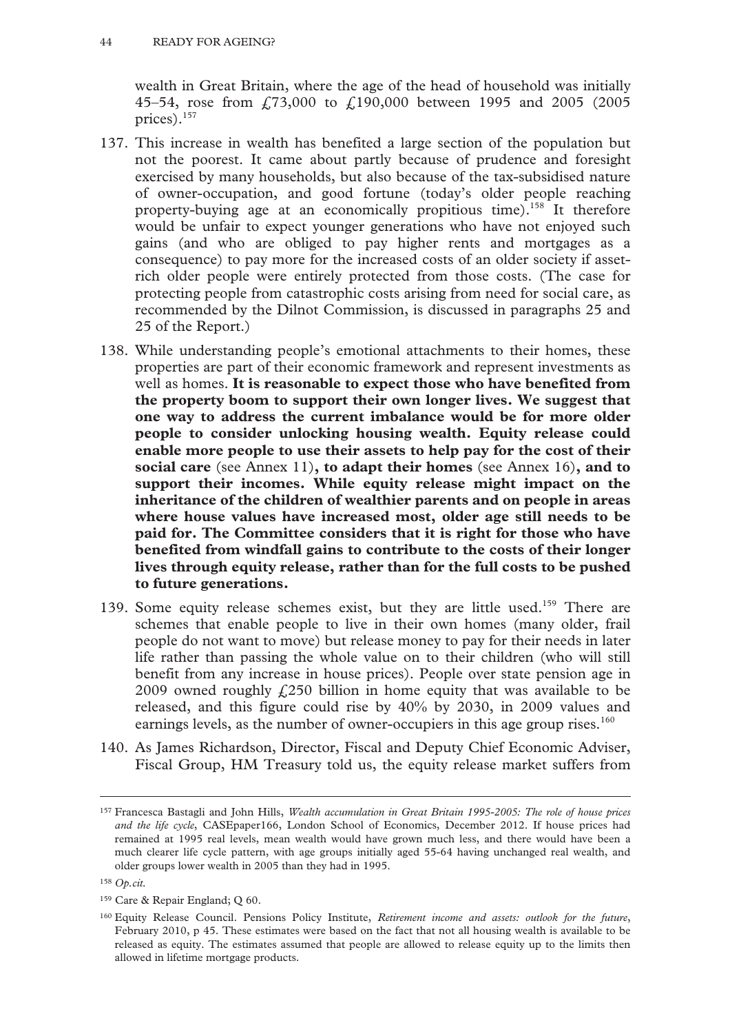wealth in Great Britain, where the age of the head of household was initially 45–54, rose from £73,000 to £190,000 between 1995 and 2005 (2005 prices).[157]

137. This increase in wealth has benefited a large section of the population but not the poorest. It came about partly because of prudence and foresight exercised by many households, but also because of the tax-subsidised nature of owner-occupation, and good fortune (today's older people reaching property-buying age at an economically propitious time).[158] It therefore would be unfair to expect younger generations who have not enjoyed such gains (and who are obliged to pay higher rents and mortgages as a consequence) to pay more for the increased costs of an older society if asset-rich older people were entirely protected from those costs. (The case for protecting people from catastrophic costs arising from need for social care, as recommended by the Dilnot Commission, is discussed in paragraphs 25 and 25 of the Report.)

138. While understanding people's emotional attachments to their homes, these properties are part of their economic framework and represent investments as well as homes. **It is reasonable to expect those who have benefited from the property boom to support their own longer lives. We suggest that one way to address the current imbalance would be for more older people to consider unlocking housing wealth. Equity release could enable more people to use their assets to help pay for the cost of their social care** (see Annex 11)**, to adapt their homes** (see Annex 16)**, and to support their incomes. While equity release might impact on the inheritance of the children of wealthier parents and on people in areas where house values have increased most, older age still needs to be paid for. The Committee considers that it is right for those who have benefited from windfall gains to contribute to the costs of their longer lives through equity release, rather than for the full costs to be pushed to future generations.**

139. Some equity release schemes exist, but they are little used.[159] There are schemes that enable people to live in their own homes (many older, frail people do not want to move) but release money to pay for their needs in later life rather than passing the whole value on to their children (who will still benefit from any increase in house prices). People over state pension age in 2009 owned roughly £250 billion in home equity that was available to be released, and this figure could rise by 40% by 2030, in 2009 values and earnings levels, as the number of owner-occupiers in this age group rises.[160]

140. As James Richardson, Director, Fiscal and Deputy Chief Economic Adviser, Fiscal Group, HM Treasury told us, the equity release market suffers from

---

[157] Francesca Bastagli and John Hills, *Wealth accumulation in Great Britain 1995-2005: The role of house prices and the life cycle*, CASEpaper166, London School of Economics, December 2012. If house prices had remained at 1995 real levels, mean wealth would have grown much less, and there would have been a much clearer life cycle pattern, with age groups initially aged 55-64 having unchanged real wealth, and older groups lower wealth in 2005 than they had in 1995.

[158] *Op.cit.*

[159] Care & Repair England; Q 60.

[160] Equity Release Council. Pensions Policy Institute, *Retirement income and assets: outlook for the future*, February 2010, p 45. These estimates were based on the fact that not all housing wealth is available to be released as equity. The estimates assumed that people are allowed to release equity up to the limits then allowed in lifetime mortgage products.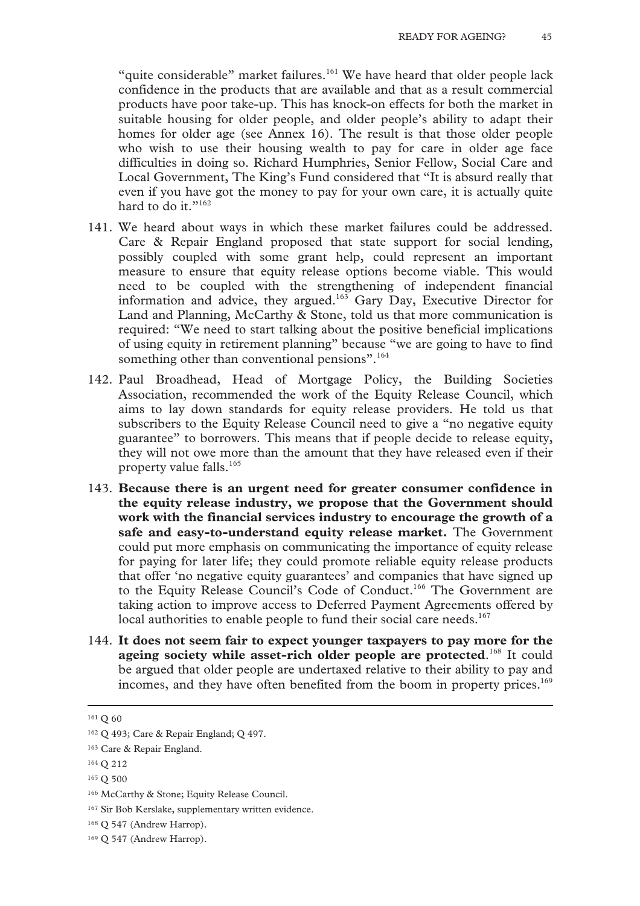"quite considerable" market failures.[161] We have heard that older people lack confidence in the products that are available and that as a result commercial products have poor take-up. This has knock-on effects for both the market in suitable housing for older people, and older people's ability to adapt their homes for older age (see Annex 16). The result is that those older people who wish to use their housing wealth to pay for care in older age face difficulties in doing so. Richard Humphries, Senior Fellow, Social Care and Local Government, The King's Fund considered that "It is absurd really that even if you have got the money to pay for your own care, it is actually quite hard to do it."[162]

141. We heard about ways in which these market failures could be addressed. Care & Repair England proposed that state support for social lending, possibly coupled with some grant help, could represent an important measure to ensure that equity release options become viable. This would need to be coupled with the strengthening of independent financial information and advice, they argued.[163] Gary Day, Executive Director for Land and Planning, McCarthy & Stone, told us that more communication is required: "We need to start talking about the positive beneficial implications of using equity in retirement planning" because "we are going to have to find something other than conventional pensions".[164]

142. Paul Broadhead, Head of Mortgage Policy, the Building Societies Association, recommended the work of the Equity Release Council, which aims to lay down standards for equity release providers. He told us that subscribers to the Equity Release Council need to give a "no negative equity guarantee" to borrowers. This means that if people decide to release equity, they will not owe more than the amount that they have released even if their property value falls.[165]

143. **Because there is an urgent need for greater consumer confidence in the equity release industry, we propose that the Government should work with the financial services industry to encourage the growth of a safe and easy-to-understand equity release market.** The Government could put more emphasis on communicating the importance of equity release for paying for later life; they could promote reliable equity release products that offer 'no negative equity guarantees' and companies that have signed up to the Equity Release Council's Code of Conduct.[166] The Government are taking action to improve access to Deferred Payment Agreements offered by local authorities to enable people to fund their social care needs.[167]

144. **It does not seem fair to expect younger taxpayers to pay more for the ageing society while asset-rich older people are protected**.[168] It could be argued that older people are undertaxed relative to their ability to pay and incomes, and they have often benefited from the boom in property prices.[169]

---

[161] Q 60

[162] Q 493; Care & Repair England; Q 497.

[163] Care & Repair England.

[164] Q 212

[165] Q 500

[166] McCarthy & Stone; Equity Release Council.

[167] Sir Bob Kerslake, supplementary written evidence.

[168] Q 547 (Andrew Harrop).

[169] Q 547 (Andrew Harrop).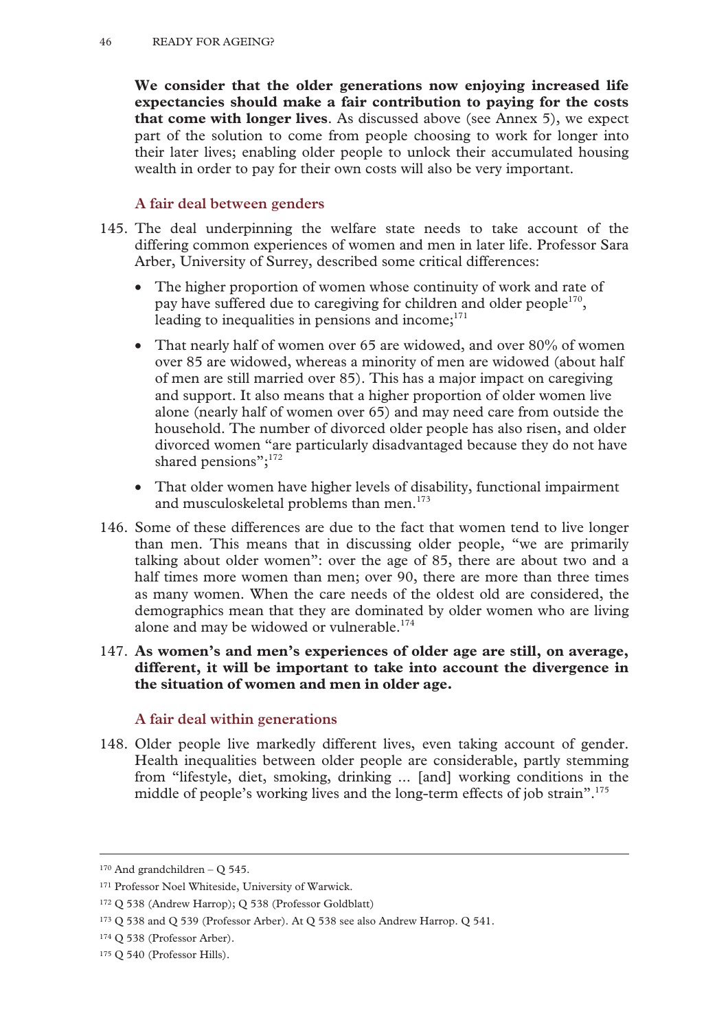**We consider that the older generations now enjoying increased life expectancies should make a fair contribution to paying for the costs that come with longer lives**. As discussed above (see Annex 5), we expect part of the solution to come from people choosing to work for longer into their later lives; enabling older people to unlock their accumulated housing wealth in order to pay for their own costs will also be very important.

### A fair deal between genders

145. The deal underpinning the welfare state needs to take account of the differing common experiences of women and men in later life. Professor Sara Arber, University of Surrey, described some critical differences:

- The higher proportion of women whose continuity of work and rate of pay have suffered due to caregiving for children and older people[170], leading to inequalities in pensions and income;[171]
- That nearly half of women over 65 are widowed, and over 80% of women over 85 are widowed, whereas a minority of men are widowed (about half of men are still married over 85). This has a major impact on caregiving and support. It also means that a higher proportion of older women live alone (nearly half of women over 65) and may need care from outside the household. The number of divorced older people has also risen, and older divorced women "are particularly disadvantaged because they do not have shared pensions";[172]
- That older women have higher levels of disability, functional impairment and musculoskeletal problems than men.[173]

146. Some of these differences are due to the fact that women tend to live longer than men. This means that in discussing older people, "we are primarily talking about older women": over the age of 85, there are about two and a half times more women than men; over 90, there are more than three times as many women. When the care needs of the oldest old are considered, the demographics mean that they are dominated by older women who are living alone and may be widowed or vulnerable.[174]

147. **As women's and men's experiences of older age are still, on average, different, it will be important to take into account the divergence in the situation of women and men in older age.**

### A fair deal within generations

148. Older people live markedly different lives, even taking account of gender. Health inequalities between older people are considerable, partly stemming from "lifestyle, diet, smoking, drinking ... [and] working conditions in the middle of people's working lives and the long-term effects of job strain".[175]

---

[170] And grandchildren – Q 545.

[171] Professor Noel Whiteside, University of Warwick.

[172] Q 538 (Andrew Harrop); Q 538 (Professor Goldblatt)

[173] Q 538 and Q 539 (Professor Arber). At Q 538 see also Andrew Harrop. Q 541.

[174] Q 538 (Professor Arber).

[175] Q 540 (Professor Hills).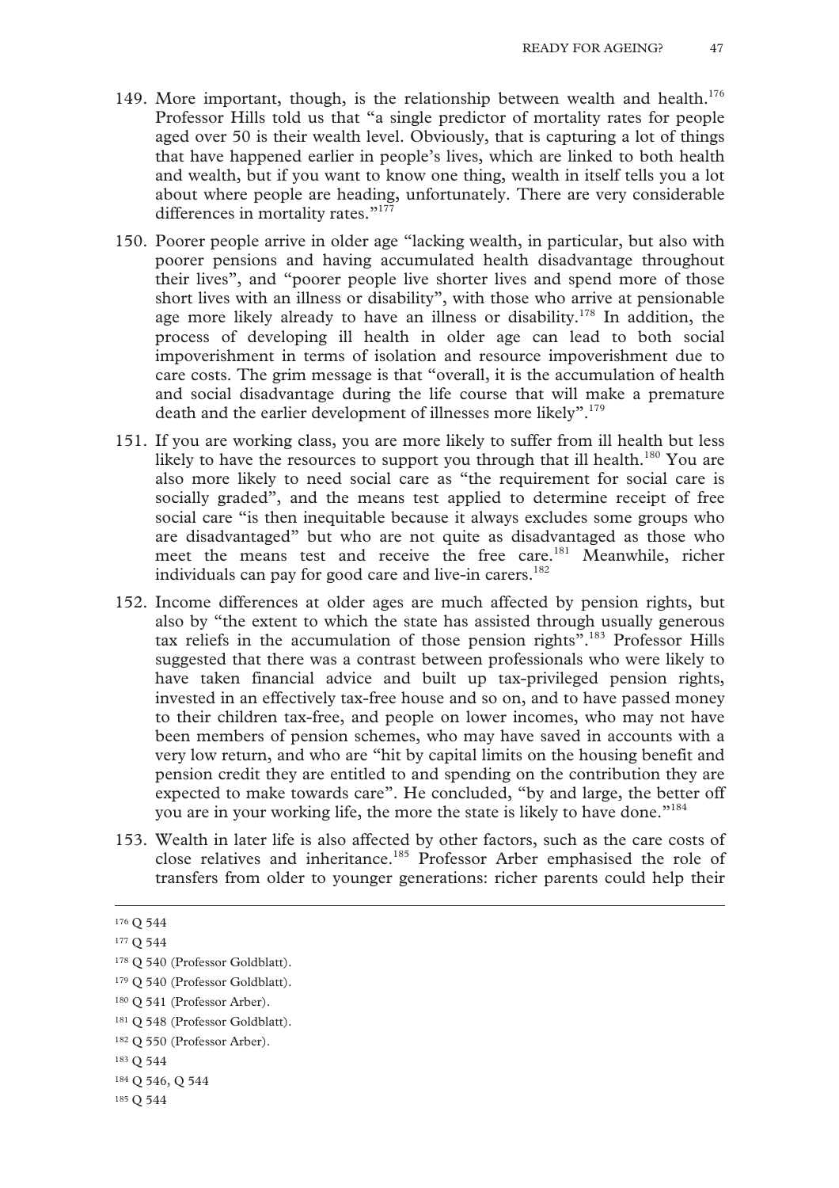149. More important, though, is the relationship between wealth and health.[176] Professor Hills told us that "a single predictor of mortality rates for people aged over 50 is their wealth level. Obviously, that is capturing a lot of things that have happened earlier in people's lives, which are linked to both health and wealth, but if you want to know one thing, wealth in itself tells you a lot about where people are heading, unfortunately. There are very considerable differences in mortality rates."[177]

150. Poorer people arrive in older age "lacking wealth, in particular, but also with poorer pensions and having accumulated health disadvantage throughout their lives", and "poorer people live shorter lives and spend more of those short lives with an illness or disability", with those who arrive at pensionable age more likely already to have an illness or disability.[178] In addition, the process of developing ill health in older age can lead to both social impoverishment in terms of isolation and resource impoverishment due to care costs. The grim message is that "overall, it is the accumulation of health and social disadvantage during the life course that will make a premature death and the earlier development of illnesses more likely".[179]

151. If you are working class, you are more likely to suffer from ill health but less likely to have the resources to support you through that ill health.[180] You are also more likely to need social care as "the requirement for social care is socially graded", and the means test applied to determine receipt of free social care "is then inequitable because it always excludes some groups who are disadvantaged" but who are not quite as disadvantaged as those who meet the means test and receive the free care.[181] Meanwhile, richer individuals can pay for good care and live-in carers.[182]

152. Income differences at older ages are much affected by pension rights, but also by "the extent to which the state has assisted through usually generous tax reliefs in the accumulation of those pension rights".[183] Professor Hills suggested that there was a contrast between professionals who were likely to have taken financial advice and built up tax-privileged pension rights, invested in an effectively tax-free house and so on, and to have passed money to their children tax-free, and people on lower incomes, who may not have been members of pension schemes, who may have saved in accounts with a very low return, and who are "hit by capital limits on the housing benefit and pension credit they are entitled to and spending on the contribution they are expected to make towards care". He concluded, "by and large, the better off you are in your working life, the more the state is likely to have done."[184]

153. Wealth in later life is also affected by other factors, such as the care costs of close relatives and inheritance.[185] Professor Arber emphasised the role of transfers from older to younger generations: richer parents could help their

---

[176] Q 544

[177] Q 544

[178] Q 540 (Professor Goldblatt).

[179] Q 540 (Professor Goldblatt).

[180] Q 541 (Professor Arber).

[181] Q 548 (Professor Goldblatt).

[182] Q 550 (Professor Arber).

[183] Q 544

[184] Q 546, Q 544

[185] Q 544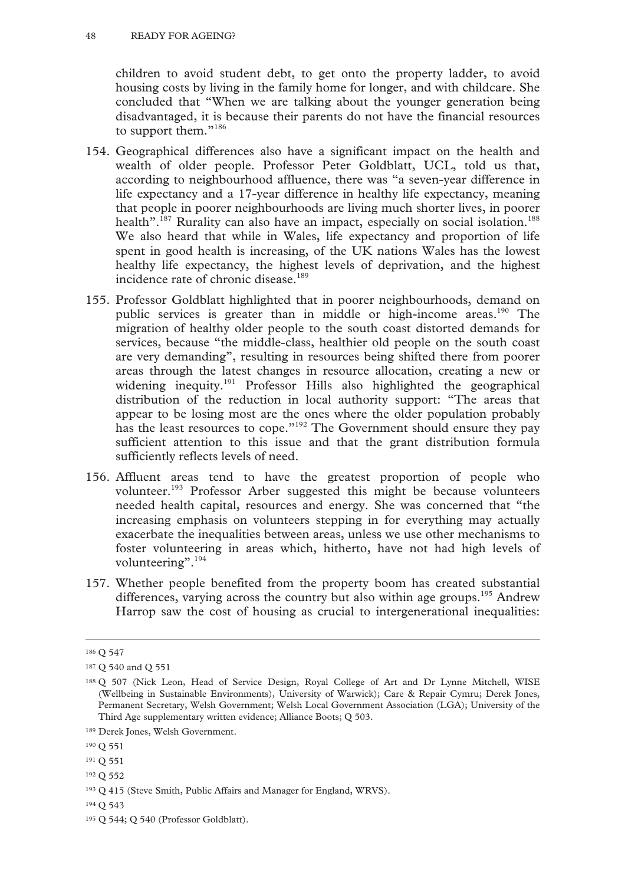children to avoid student debt, to get onto the property ladder, to avoid housing costs by living in the family home for longer, and with childcare. She concluded that "When we are talking about the younger generation being disadvantaged, it is because their parents do not have the financial resources to support them."[186]

154. Geographical differences also have a significant impact on the health and wealth of older people. Professor Peter Goldblatt, UCL, told us that, according to neighbourhood affluence, there was "a seven-year difference in life expectancy and a 17-year difference in healthy life expectancy, meaning that people in poorer neighbourhoods are living much shorter lives, in poorer health".[187] Rurality can also have an impact, especially on social isolation.[188] We also heard that while in Wales, life expectancy and proportion of life spent in good health is increasing, of the UK nations Wales has the lowest healthy life expectancy, the highest levels of deprivation, and the highest incidence rate of chronic disease.[189]

155. Professor Goldblatt highlighted that in poorer neighbourhoods, demand on public services is greater than in middle or high-income areas.[190] The migration of healthy older people to the south coast distorted demands for services, because "the middle-class, healthier old people on the south coast are very demanding", resulting in resources being shifted there from poorer areas through the latest changes in resource allocation, creating a new or widening inequity.[191] Professor Hills also highlighted the geographical distribution of the reduction in local authority support: "The areas that appear to be losing most are the ones where the older population probably has the least resources to cope."[192] The Government should ensure they pay sufficient attention to this issue and that the grant distribution formula sufficiently reflects levels of need.

156. Affluent areas tend to have the greatest proportion of people who volunteer.[193] Professor Arber suggested this might be because volunteers needed health capital, resources and energy. She was concerned that "the increasing emphasis on volunteers stepping in for everything may actually exacerbate the inequalities between areas, unless we use other mechanisms to foster volunteering in areas which, hitherto, have not had high levels of volunteering".[194]

157. Whether people benefited from the property boom has created substantial differences, varying across the country but also within age groups.[195] Andrew Harrop saw the cost of housing as crucial to intergenerational inequalities:

---

[186] Q 547

[187] Q 540 and Q 551

[188] Q 507 (Nick Leon, Head of Service Design, Royal College of Art and Dr Lynne Mitchell, WISE (Wellbeing in Sustainable Environments), University of Warwick); Care & Repair Cymru; Derek Jones, Permanent Secretary, Welsh Government; Welsh Local Government Association (LGA); University of the Third Age supplementary written evidence; Alliance Boots; Q 503.

[189] Derek Jones, Welsh Government.

[190] Q 551

[191] Q 551

[192] Q 552

[193] Q 415 (Steve Smith, Public Affairs and Manager for England, WRVS).

[194] Q 543

[195] Q 544; Q 540 (Professor Goldblatt).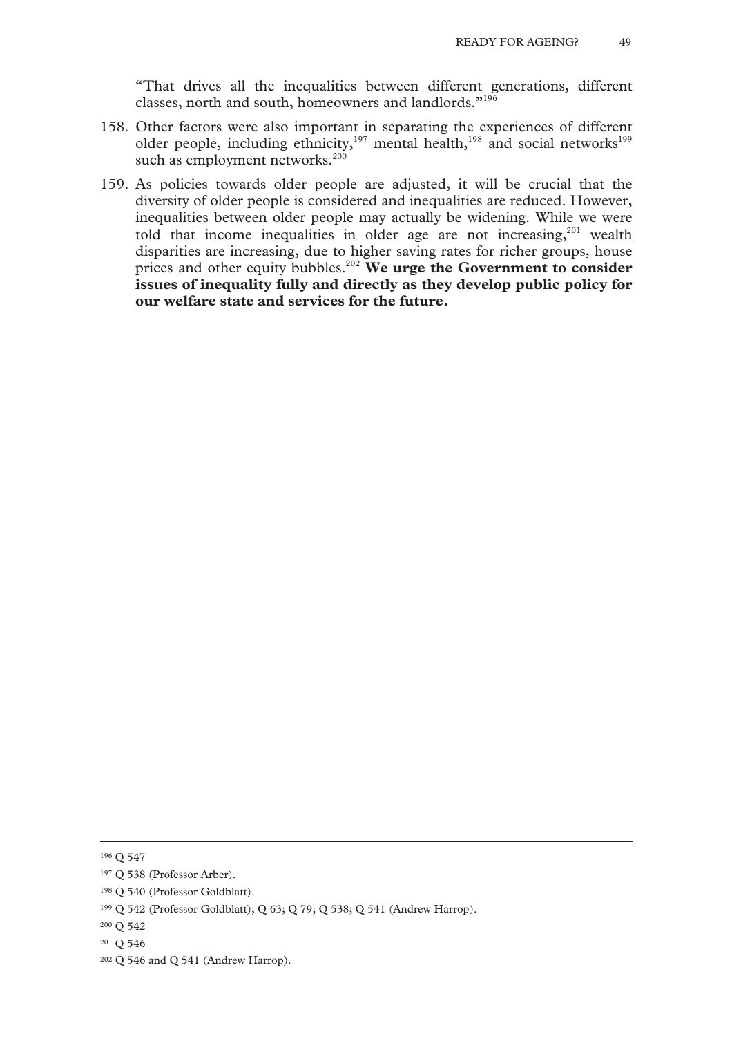"That drives all the inequalities between different generations, different classes, north and south, homeowners and landlords."[196]

158. Other factors were also important in separating the experiences of different older people, including ethnicity,[197] mental health,[198] and social networks[199] such as employment networks.[200]

159. As policies towards older people are adjusted, it will be crucial that the diversity of older people is considered and inequalities are reduced. However, inequalities between older people may actually be widening. While we were told that income inequalities in older age are not increasing,[201] wealth disparities are increasing, due to higher saving rates for richer groups, house prices and other equity bubbles.[202] **We urge the Government to consider issues of inequality fully and directly as they develop public policy for our welfare state and services for the future.**

---

[196] Q 547

[197] Q 538 (Professor Arber).

[198] Q 540 (Professor Goldblatt).

[199] Q 542 (Professor Goldblatt); Q 63; Q 79; Q 538; Q 541 (Andrew Harrop).

[200] Q 542

[201] Q 546

[202] Q 546 and Q 541 (Andrew Harrop).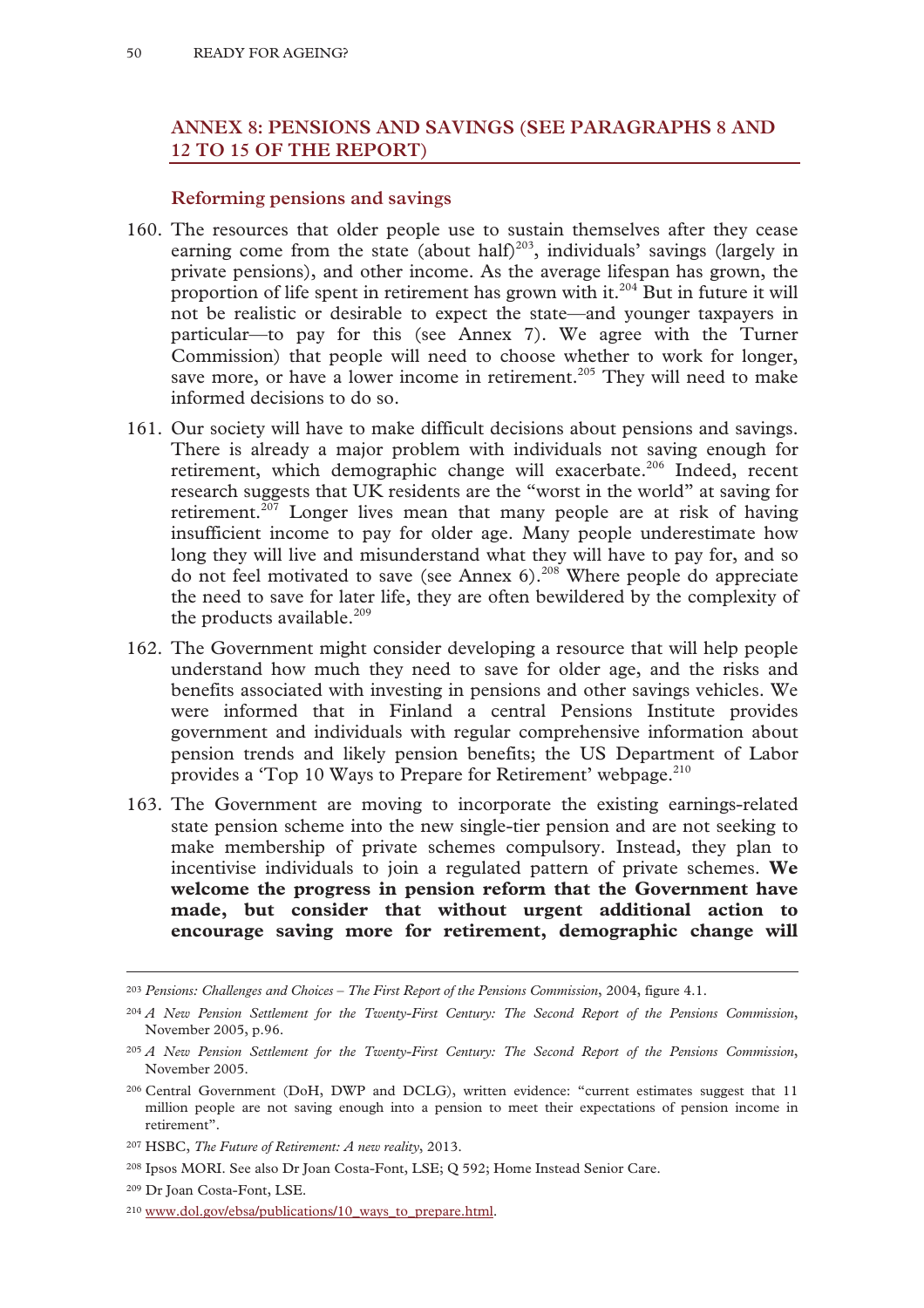## ANNEX 8: PENSIONS AND SAVINGS (SEE PARAGRAPHS 8 AND 12 TO 15 OF THE REPORT)

### Reforming pensions and savings

160. The resources that older people use to sustain themselves after they cease earning come from the state (about half)[203], individuals' savings (largely in private pensions), and other income. As the average lifespan has grown, the proportion of life spent in retirement has grown with it.[204] But in future it will not be realistic or desirable to expect the state—and younger taxpayers in particular—to pay for this (see Annex 7). We agree with the Turner Commission) that people will need to choose whether to work for longer, save more, or have a lower income in retirement.[205] They will need to make informed decisions to do so.

161. Our society will have to make difficult decisions about pensions and savings. There is already a major problem with individuals not saving enough for retirement, which demographic change will exacerbate.[206] Indeed, recent research suggests that UK residents are the "worst in the world" at saving for retirement.[207] Longer lives mean that many people are at risk of having insufficient income to pay for older age. Many people underestimate how long they will live and misunderstand what they will have to pay for, and so do not feel motivated to save (see Annex 6).[208] Where people do appreciate the need to save for later life, they are often bewildered by the complexity of the products available.[209]

162. The Government might consider developing a resource that will help people understand how much they need to save for older age, and the risks and benefits associated with investing in pensions and other savings vehicles. We were informed that in Finland a central Pensions Institute provides government and individuals with regular comprehensive information about pension trends and likely pension benefits; the US Department of Labor provides a 'Top 10 Ways to Prepare for Retirement' webpage.[210]

163. The Government are moving to incorporate the existing earnings-related state pension scheme into the new single-tier pension and are not seeking to make membership of private schemes compulsory. Instead, they plan to incentivise individuals to join a regulated pattern of private schemes. **We welcome the progress in pension reform that the Government have made, but consider that without urgent additional action to encourage saving more for retirement, demographic change will**

---

[203] *Pensions: Challenges and Choices – The First Report of the Pensions Commission*, 2004, figure 4.1.

[204] *A New Pension Settlement for the Twenty-First Century: The Second Report of the Pensions Commission*, November 2005, p.96.

[205] *A New Pension Settlement for the Twenty-First Century: The Second Report of the Pensions Commission*, November 2005.

[206] Central Government (DoH, DWP and DCLG), written evidence: "current estimates suggest that 11 million people are not saving enough into a pension to meet their expectations of pension income in retirement".

[207] HSBC, *The Future of Retirement: A new reality*, 2013.

[208] Ipsos MORI. See also Dr Joan Costa-Font, LSE; Q 592; Home Instead Senior Care.

[209] Dr Joan Costa-Font, LSE.

[210] www.dol.gov/ebsa/publications/10_ways_to_prepare.html.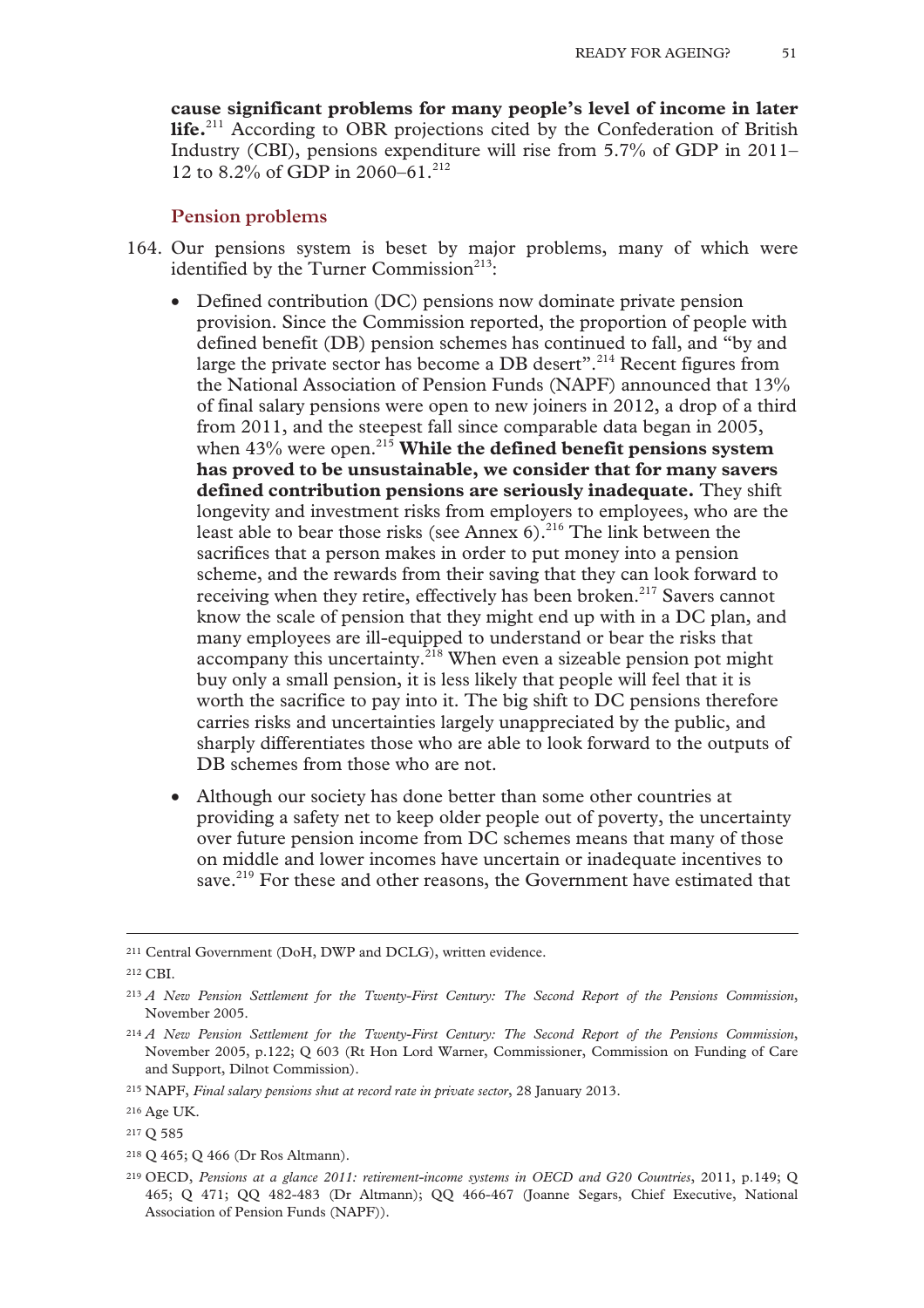**cause significant problems for many people's level of income in later life.**[211] According to OBR projections cited by the Confederation of British Industry (CBI), pensions expenditure will rise from 5.7% of GDP in 2011–12 to 8.2% of GDP in 2060–61.[212]

### Pension problems

164. Our pensions system is beset by major problems, many of which were identified by the Turner Commission[213]:

- Defined contribution (DC) pensions now dominate private pension provision. Since the Commission reported, the proportion of people with defined benefit (DB) pension schemes has continued to fall, and "by and large the private sector has become a DB desert".[214] Recent figures from the National Association of Pension Funds (NAPF) announced that 13% of final salary pensions were open to new joiners in 2012, a drop of a third from 2011, and the steepest fall since comparable data began in 2005, when 43% were open.[215] **While the defined benefit pensions system has proved to be unsustainable, we consider that for many savers defined contribution pensions are seriously inadequate.** They shift longevity and investment risks from employers to employees, who are the least able to bear those risks (see Annex 6).[216] The link between the sacrifices that a person makes in order to put money into a pension scheme, and the rewards from their saving that they can look forward to receiving when they retire, effectively has been broken.[217] Savers cannot know the scale of pension that they might end up with in a DC plan, and many employees are ill-equipped to understand or bear the risks that accompany this uncertainty.[218] When even a sizeable pension pot might buy only a small pension, it is less likely that people will feel that it is worth the sacrifice to pay into it. The big shift to DC pensions therefore carries risks and uncertainties largely unappreciated by the public, and sharply differentiates those who are able to look forward to the outputs of DB schemes from those who are not.

- Although our society has done better than some other countries at providing a safety net to keep older people out of poverty, the uncertainty over future pension income from DC schemes means that many of those on middle and lower incomes have uncertain or inadequate incentives to save.[219] For these and other reasons, the Government have estimated that

---

211 Central Government (DoH, DWP and DCLG), written evidence.

212 CBI.

213 *A New Pension Settlement for the Twenty-First Century: The Second Report of the Pensions Commission*, November 2005.

214 *A New Pension Settlement for the Twenty-First Century: The Second Report of the Pensions Commission*, November 2005, p.122; Q 603 (Rt Hon Lord Warner, Commissioner, Commission on Funding of Care and Support, Dilnot Commission).

215 NAPF, *Final salary pensions shut at record rate in private sector*, 28 January 2013.

216 Age UK.

217 Q 585

218 Q 465; Q 466 (Dr Ros Altmann).

219 OECD, *Pensions at a glance 2011: retirement-income systems in OECD and G20 Countries*, 2011, p.149; Q 465; Q 471; QQ 482-483 (Dr Altmann); QQ 466-467 (Joanne Segars, Chief Executive, National Association of Pension Funds (NAPF)).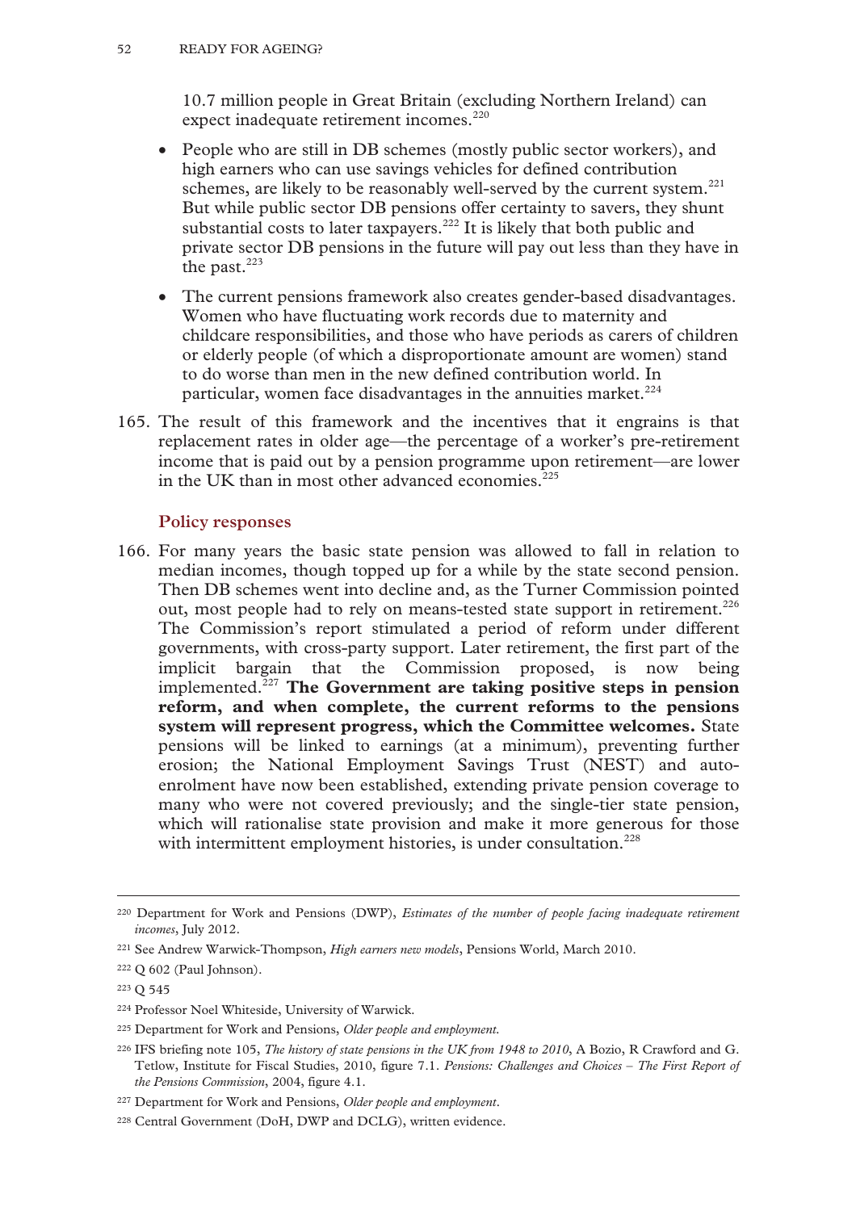10.7 million people in Great Britain (excluding Northern Ireland) can expect inadequate retirement incomes.[220]

- People who are still in DB schemes (mostly public sector workers), and high earners who can use savings vehicles for defined contribution schemes, are likely to be reasonably well-served by the current system.[221] But while public sector DB pensions offer certainty to savers, they shunt substantial costs to later taxpayers.[222] It is likely that both public and private sector DB pensions in the future will pay out less than they have in the past.[223]
- The current pensions framework also creates gender-based disadvantages. Women who have fluctuating work records due to maternity and childcare responsibilities, and those who have periods as carers of children or elderly people (of which a disproportionate amount are women) stand to do worse than men in the new defined contribution world. In particular, women face disadvantages in the annuities market.[224]

165. The result of this framework and the incentives that it engrains is that replacement rates in older age—the percentage of a worker's pre-retirement income that is paid out by a pension programme upon retirement—are lower in the UK than in most other advanced economies.[225]

### Policy responses

166. For many years the basic state pension was allowed to fall in relation to median incomes, though topped up for a while by the state second pension. Then DB schemes went into decline and, as the Turner Commission pointed out, most people had to rely on means-tested state support in retirement.[226] The Commission's report stimulated a period of reform under different governments, with cross-party support. Later retirement, the first part of the implicit bargain that the Commission proposed, is now being implemented.[227] **The Government are taking positive steps in pension reform, and when complete, the current reforms to the pensions system will represent progress, which the Committee welcomes.** State pensions will be linked to earnings (at a minimum), preventing further erosion; the National Employment Savings Trust (NEST) and auto-enrolment have now been established, extending private pension coverage to many who were not covered previously; and the single-tier state pension, which will rationalise state provision and make it more generous for those with intermittent employment histories, is under consultation.[228]

---

[220] Department for Work and Pensions (DWP), *Estimates of the number of people facing inadequate retirement incomes*, July 2012.

[221] See Andrew Warwick-Thompson, *High earners new models*, Pensions World, March 2010.

[222] Q 602 (Paul Johnson).

[223] Q 545

[224] Professor Noel Whiteside, University of Warwick.

[225] Department for Work and Pensions, *Older people and employment*.

[226] IFS briefing note 105, *The history of state pensions in the UK from 1948 to 2010*, A Bozio, R Crawford and G. Tetlow, Institute for Fiscal Studies, 2010, figure 7.1. *Pensions: Challenges and Choices – The First Report of the Pensions Commission*, 2004, figure 4.1.

[227] Department for Work and Pensions, *Older people and employment*.

[228] Central Government (DoH, DWP and DCLG), written evidence.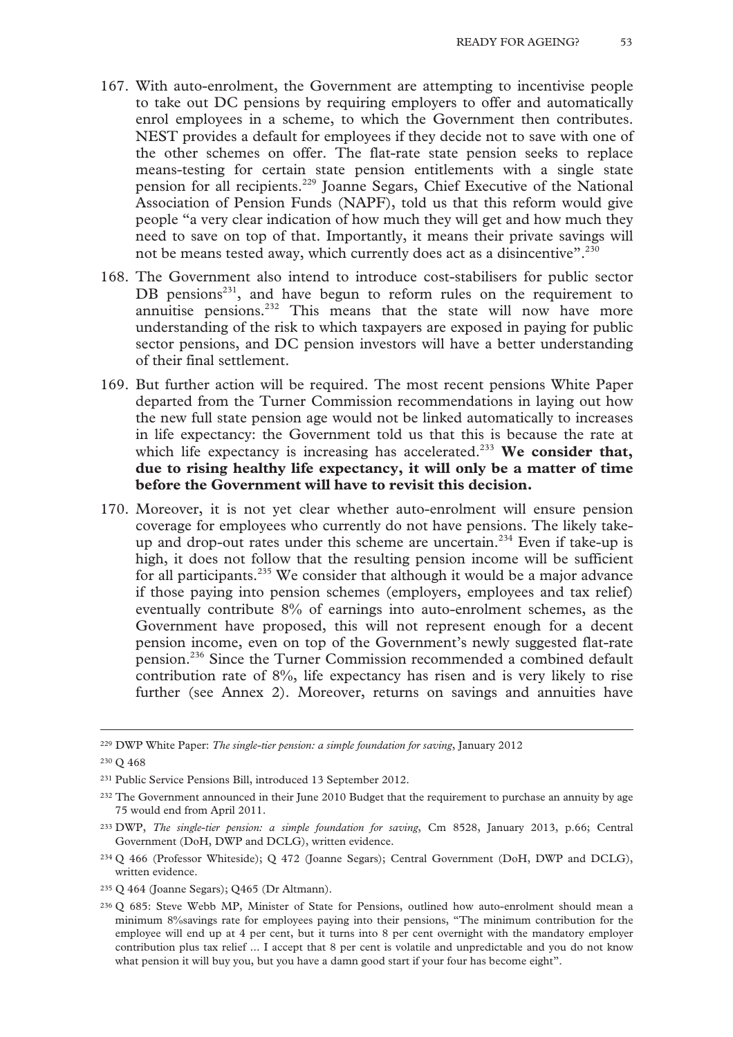167. With auto-enrolment, the Government are attempting to incentivise people to take out DC pensions by requiring employers to offer and automatically enrol employees in a scheme, to which the Government then contributes. NEST provides a default for employees if they decide not to save with one of the other schemes on offer. The flat-rate state pension seeks to replace means-testing for certain state pension entitlements with a single state pension for all recipients.[229] Joanne Segars, Chief Executive of the National Association of Pension Funds (NAPF), told us that this reform would give people "a very clear indication of how much they will get and how much they need to save on top of that. Importantly, it means their private savings will not be means tested away, which currently does act as a disincentive".[230]

168. The Government also intend to introduce cost-stabilisers for public sector DB pensions[231], and have begun to reform rules on the requirement to annuitise pensions.[232] This means that the state will now have more understanding of the risk to which taxpayers are exposed in paying for public sector pensions, and DC pension investors will have a better understanding of their final settlement.

169. But further action will be required. The most recent pensions White Paper departed from the Turner Commission recommendations in laying out how the new full state pension age would not be linked automatically to increases in life expectancy: the Government told us that this is because the rate at which life expectancy is increasing has accelerated.[233] **We consider that, due to rising healthy life expectancy, it will only be a matter of time before the Government will have to revisit this decision.**

170. Moreover, it is not yet clear whether auto-enrolment will ensure pension coverage for employees who currently do not have pensions. The likely take-up and drop-out rates under this scheme are uncertain.[234] Even if take-up is high, it does not follow that the resulting pension income will be sufficient for all participants.[235] We consider that although it would be a major advance if those paying into pension schemes (employers, employees and tax relief) eventually contribute 8% of earnings into auto-enrolment schemes, as the Government have proposed, this will not represent enough for a decent pension income, even on top of the Government's newly suggested flat-rate pension.[236] Since the Turner Commission recommended a combined default contribution rate of 8%, life expectancy has risen and is very likely to rise further (see Annex 2). Moreover, returns on savings and annuities have

---

[229] DWP White Paper: *The single-tier pension: a simple foundation for saving*, January 2012

[230] Q 468

[231] Public Service Pensions Bill, introduced 13 September 2012.

[232] The Government announced in their June 2010 Budget that the requirement to purchase an annuity by age 75 would end from April 2011.

[233] DWP, *The single-tier pension: a simple foundation for saving*, Cm 8528, January 2013, p.66; Central Government (DoH, DWP and DCLG), written evidence.

[234] Q 466 (Professor Whiteside); Q 472 (Joanne Segars); Central Government (DoH, DWP and DCLG), written evidence.

[235] Q 464 (Joanne Segars); Q465 (Dr Altmann).

[236] Q 685: Steve Webb MP, Minister of State for Pensions, outlined how auto-enrolment should mean a minimum 8%savings rate for employees paying into their pensions, "The minimum contribution for the employee will end up at 4 per cent, but it turns into 8 per cent overnight with the mandatory employer contribution plus tax relief ... I accept that 8 per cent is volatile and unpredictable and you do not know what pension it will buy you, but you have a damn good start if your four has become eight".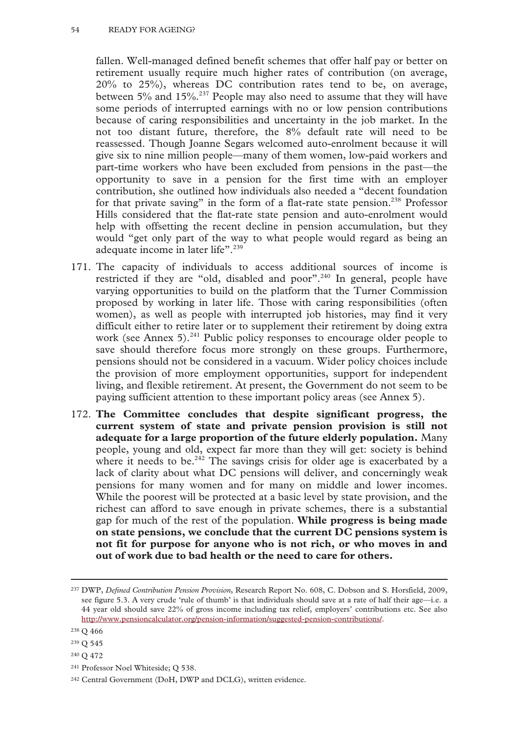fallen. Well-managed defined benefit schemes that offer half pay or better on retirement usually require much higher rates of contribution (on average, 20% to 25%), whereas DC contribution rates tend to be, on average, between 5% and 15%.[237] People may also need to assume that they will have some periods of interrupted earnings with no or low pension contributions because of caring responsibilities and uncertainty in the job market. In the not too distant future, therefore, the 8% default rate will need to be reassessed. Though Joanne Segars welcomed auto-enrolment because it will give six to nine million people—many of them women, low-paid workers and part-time workers who have been excluded from pensions in the past—the opportunity to save in a pension for the first time with an employer contribution, she outlined how individuals also needed a "decent foundation for that private saving" in the form of a flat-rate state pension.[238] Professor Hills considered that the flat-rate state pension and auto-enrolment would help with offsetting the recent decline in pension accumulation, but they would "get only part of the way to what people would regard as being an adequate income in later life".[239]

171. The capacity of individuals to access additional sources of income is restricted if they are "old, disabled and poor".[240] In general, people have varying opportunities to build on the platform that the Turner Commission proposed by working in later life. Those with caring responsibilities (often women), as well as people with interrupted job histories, may find it very difficult either to retire later or to supplement their retirement by doing extra work (see Annex 5).[241] Public policy responses to encourage older people to save should therefore focus more strongly on these groups. Furthermore, pensions should not be considered in a vacuum. Wider policy choices include the provision of more employment opportunities, support for independent living, and flexible retirement. At present, the Government do not seem to be paying sufficient attention to these important policy areas (see Annex 5).

172. **The Committee concludes that despite significant progress, the current system of state and private pension provision is still not adequate for a large proportion of the future elderly population.** Many people, young and old, expect far more than they will get: society is behind where it needs to be.[242] The savings crisis for older age is exacerbated by a lack of clarity about what DC pensions will deliver, and concerningly weak pensions for many women and for many on middle and lower incomes. While the poorest will be protected at a basic level by state provision, and the richest can afford to save enough in private schemes, there is a substantial gap for much of the rest of the population. **While progress is being made on state pensions, we conclude that the current DC pensions system is not fit for purpose for anyone who is not rich, or who moves in and out of work due to bad health or the need to care for others.**

---

[237] DWP, *Defined Contribution Pension Provision*, Research Report No. 608, C. Dobson and S. Horsfield, 2009, see figure 5.3. A very crude 'rule of thumb' is that individuals should save at a rate of half their age—i.e. a 44 year old should save 22% of gross income including tax relief, employers' contributions etc. See also http://www.pensioncalculator.org/pension-information/suggested-pension-contributions/.

[238] Q 466

[239] Q 545

[240] Q 472

[241] Professor Noel Whiteside; Q 538.

[242] Central Government (DoH, DWP and DCLG), written evidence.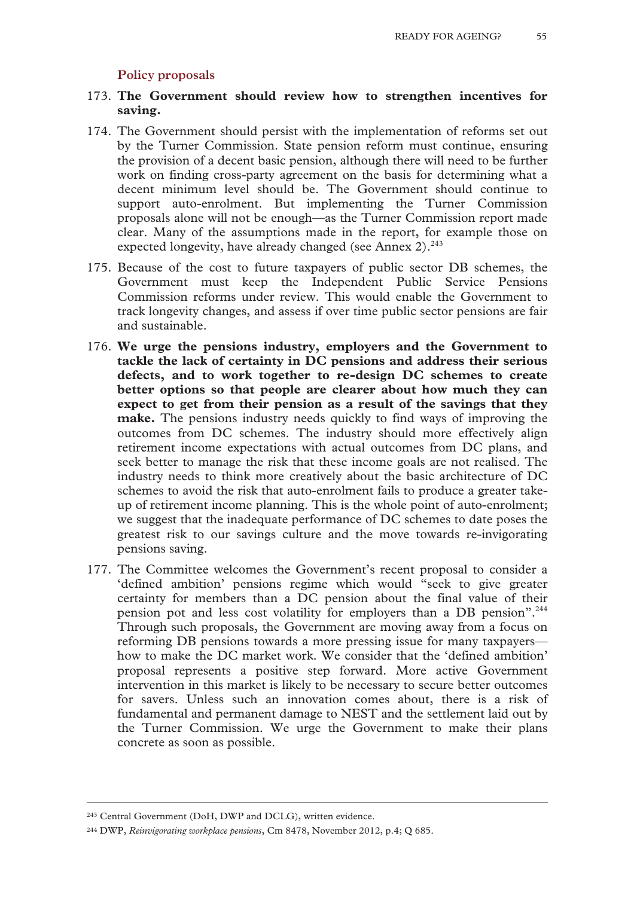### Policy proposals

173. **The Government should review how to strengthen incentives for saving.**

174. The Government should persist with the implementation of reforms set out by the Turner Commission. State pension reform must continue, ensuring the provision of a decent basic pension, although there will need to be further work on finding cross-party agreement on the basis for determining what a decent minimum level should be. The Government should continue to support auto-enrolment. But implementing the Turner Commission proposals alone will not be enough—as the Turner Commission report made clear. Many of the assumptions made in the report, for example those on expected longevity, have already changed (see Annex 2).[243]

175. Because of the cost to future taxpayers of public sector DB schemes, the Government must keep the Independent Public Service Pensions Commission reforms under review. This would enable the Government to track longevity changes, and assess if over time public sector pensions are fair and sustainable.

176. **We urge the pensions industry, employers and the Government to tackle the lack of certainty in DC pensions and address their serious defects, and to work together to re-design DC schemes to create better options so that people are clearer about how much they can expect to get from their pension as a result of the savings that they make.** The pensions industry needs quickly to find ways of improving the outcomes from DC schemes. The industry should more effectively align retirement income expectations with actual outcomes from DC plans, and seek better to manage the risk that these income goals are not realised. The industry needs to think more creatively about the basic architecture of DC schemes to avoid the risk that auto-enrolment fails to produce a greater take-up of retirement income planning. This is the whole point of auto-enrolment; we suggest that the inadequate performance of DC schemes to date poses the greatest risk to our savings culture and the move towards re-invigorating pensions saving.

177. The Committee welcomes the Government's recent proposal to consider a 'defined ambition' pensions regime which would "seek to give greater certainty for members than a DC pension about the final value of their pension pot and less cost volatility for employers than a DB pension".[244] Through such proposals, the Government are moving away from a focus on reforming DB pensions towards a more pressing issue for many taxpayers—how to make the DC market work. We consider that the 'defined ambition' proposal represents a positive step forward. More active Government intervention in this market is likely to be necessary to secure better outcomes for savers. Unless such an innovation comes about, there is a risk of fundamental and permanent damage to NEST and the settlement laid out by the Turner Commission. We urge the Government to make their plans concrete as soon as possible.

---

[243] Central Government (DoH, DWP and DCLG), written evidence.

[244] DWP, *Reinvigorating workplace pensions*, Cm 8478, November 2012, p.4; Q 685.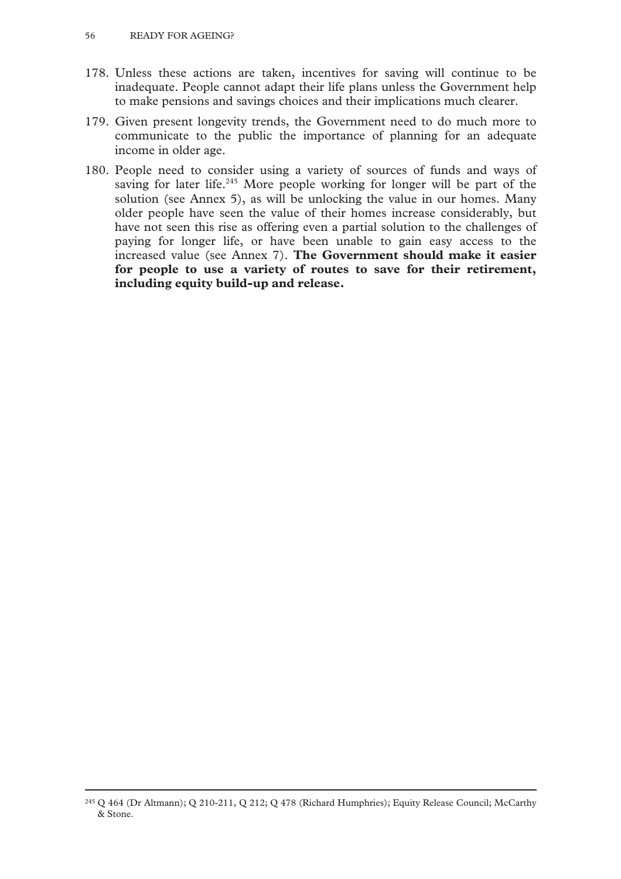178. Unless these actions are taken, incentives for saving will continue to be inadequate. People cannot adapt their life plans unless the Government help to make pensions and savings choices and their implications much clearer.

179. Given present longevity trends, the Government need to do much more to communicate to the public the importance of planning for an adequate income in older age.

180. People need to consider using a variety of sources of funds and ways of saving for later life.[245] More people working for longer will be part of the solution (see Annex 5), as will be unlocking the value in our homes. Many older people have seen the value of their homes increase considerably, but have not seen this rise as offering even a partial solution to the challenges of paying for longer life, or have been unable to gain easy access to the increased value (see Annex 7). **The Government should make it easier for people to use a variety of routes to save for their retirement, including equity build-up and release.**

---

[245] Q 464 (Dr Altmann); Q 210-211, Q 212; Q 478 (Richard Humphries); Equity Release Council; McCarthy & Stone.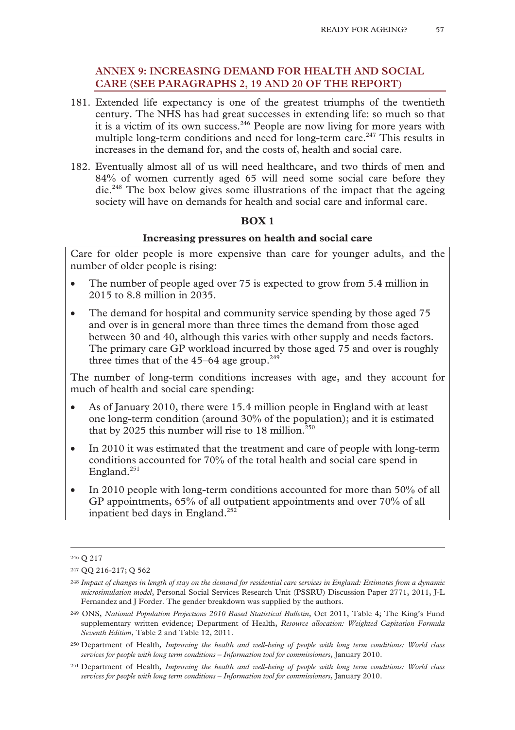## ANNEX 9: INCREASING DEMAND FOR HEALTH AND SOCIAL CARE (SEE PARAGRAPHS 2, 19 AND 20 OF THE REPORT)

181. Extended life expectancy is one of the greatest triumphs of the twentieth century. The NHS has had great successes in extending life: so much so that it is a victim of its own success.[246] People are now living for more years with multiple long-term conditions and need for long-term care.[247] This results in increases in the demand for, and the costs of, health and social care.

182. Eventually almost all of us will need healthcare, and two thirds of men and 84% of women currently aged 65 will need some social care before they die.[248] The box below gives some illustrations of the impact that the ageing society will have on demands for health and social care and informal care.

**BOX 1**

**Increasing pressures on health and social care**

Care for older people is more expensive than care for younger adults, and the number of older people is rising:

- The number of people aged over 75 is expected to grow from 5.4 million in 2015 to 8.8 million in 2035.
- The demand for hospital and community service spending by those aged 75 and over is in general more than three times the demand from those aged between 30 and 40, although this varies with other supply and needs factors. The primary care GP workload incurred by those aged 75 and over is roughly three times that of the 45–64 age group.[249]

The number of long-term conditions increases with age, and they account for much of health and social care spending:

- As of January 2010, there were 15.4 million people in England with at least one long-term condition (around 30% of the population); and it is estimated that by 2025 this number will rise to 18 million.[250]
- In 2010 it was estimated that the treatment and care of people with long-term conditions accounted for 70% of the total health and social care spend in England.[251]
- In 2010 people with long-term conditions accounted for more than 50% of all GP appointments, 65% of all outpatient appointments and over 70% of all inpatient bed days in England.[252]

---

[246] Q 217

[247] QQ 216-217; Q 562

[248] *Impact of changes in length of stay on the demand for residential care services in England: Estimates from a dynamic microsimulation model*, Personal Social Services Research Unit (PSSRU) Discussion Paper 2771, 2011, J-L Fernandez and J Forder. The gender breakdown was supplied by the authors.

[249] ONS, *National Population Projections 2010 Based Statistical Bulletin*, Oct 2011, Table 4; The King's Fund supplementary written evidence; Department of Health, *Resource allocation: Weighted Capitation Formula Seventh Edition*, Table 2 and Table 12, 2011.

[250] Department of Health, *Improving the health and well-being of people with long term conditions: World class services for people with long term conditions – Information tool for commissioners*, January 2010.

[251] Department of Health, *Improving the health and well-being of people with long term conditions: World class services for people with long term conditions – Information tool for commissioners*, January 2010.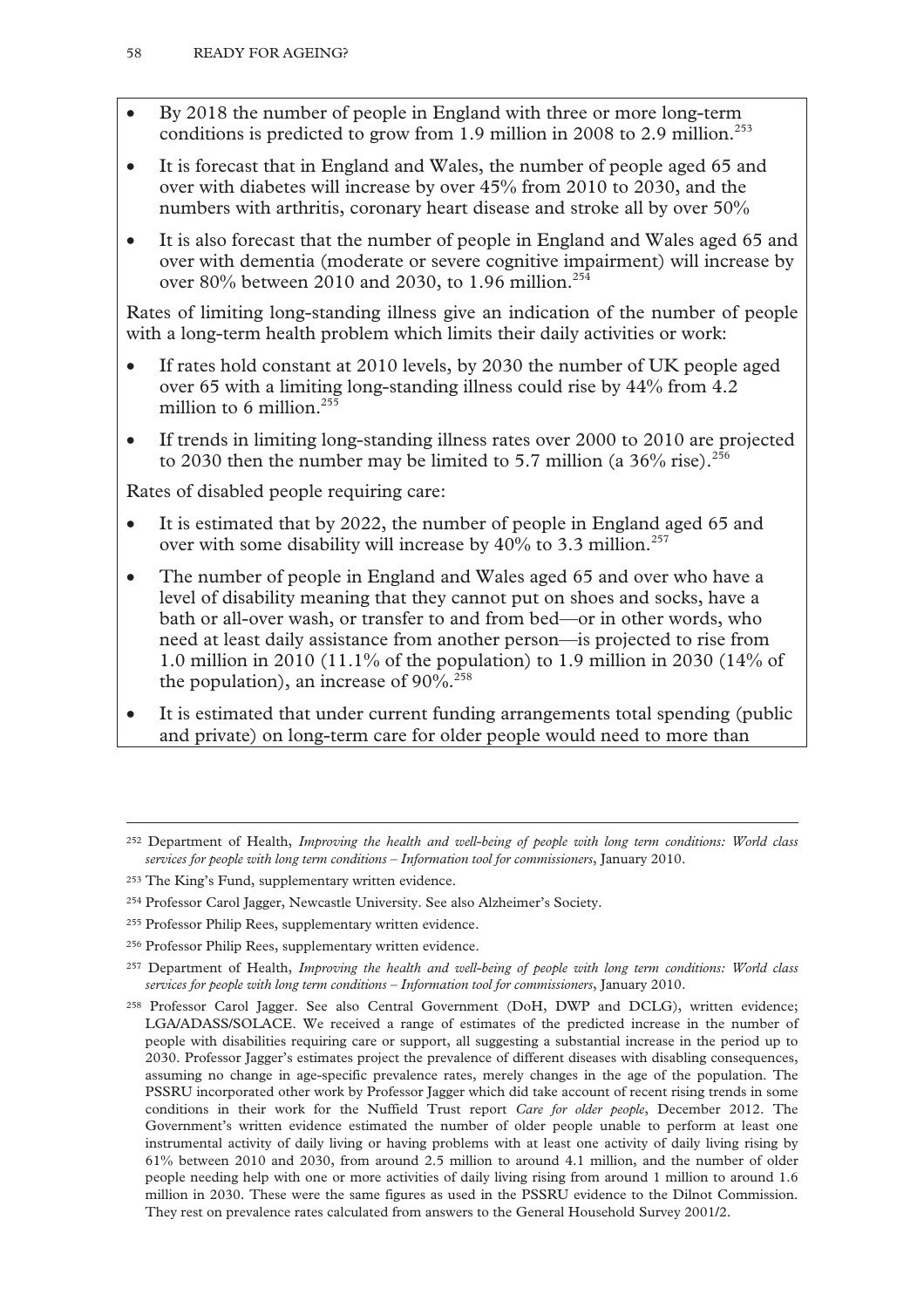- By 2018 the number of people in England with three or more long-term conditions is predicted to grow from 1.9 million in 2008 to 2.9 million.[253]
- It is forecast that in England and Wales, the number of people aged 65 and over with diabetes will increase by over 45% from 2010 to 2030, and the numbers with arthritis, coronary heart disease and stroke all by over 50%
- It is also forecast that the number of people in England and Wales aged 65 and over with dementia (moderate or severe cognitive impairment) will increase by over 80% between 2010 and 2030, to 1.96 million.[254]

Rates of limiting long-standing illness give an indication of the number of people with a long-term health problem which limits their daily activities or work:

- If rates hold constant at 2010 levels, by 2030 the number of UK people aged over 65 with a limiting long-standing illness could rise by 44% from 4.2 million to 6 million.[255]
- If trends in limiting long-standing illness rates over 2000 to 2010 are projected to 2030 then the number may be limited to 5.7 million (a 36% rise).[256]

Rates of disabled people requiring care:

- It is estimated that by 2022, the number of people in England aged 65 and over with some disability will increase by 40% to 3.3 million.[257]
- The number of people in England and Wales aged 65 and over who have a level of disability meaning that they cannot put on shoes and socks, have a bath or all-over wash, or transfer to and from bed—or in other words, who need at least daily assistance from another person—is projected to rise from 1.0 million in 2010 (11.1% of the population) to 1.9 million in 2030 (14% of the population), an increase of 90%.[258]
- It is estimated that under current funding arrangements total spending (public and private) on long-term care for older people would need to more than

---

[252] Department of Health, *Improving the health and well-being of people with long term conditions: World class services for people with long term conditions – Information tool for commissioners*, January 2010.

[253] The King's Fund, supplementary written evidence.

[254] Professor Carol Jagger, Newcastle University. See also Alzheimer's Society.

[255] Professor Philip Rees, supplementary written evidence.

[256] Professor Philip Rees, supplementary written evidence.

[257] Department of Health, *Improving the health and well-being of people with long term conditions: World class services for people with long term conditions – Information tool for commissioners*, January 2010.

[258] Professor Carol Jagger. See also Central Government (DoH, DWP and DCLG), written evidence; LGA/ADASS/SOLACE. We received a range of estimates of the predicted increase in the number of people with disabilities requiring care or support, all suggesting a substantial increase in the period up to 2030. Professor Jagger's estimates project the prevalence of different diseases with disabling consequences, assuming no change in age-specific prevalence rates, merely changes in the age of the population. The PSSRU incorporated other work by Professor Jagger which did take account of recent rising trends in some conditions in their work for the Nuffield Trust report *Care for older people*, December 2012. The Government's written evidence estimated the number of older people unable to perform at least one instrumental activity of daily living or having problems with at least one activity of daily living rising by 61% between 2010 and 2030, from around 2.5 million to around 4.1 million, and the number of older people needing help with one or more activities of daily living rising from around 1 million to around 1.6 million in 2030. These were the same figures as used in the PSSRU evidence to the Dilnot Commission. They rest on prevalence rates calculated from answers to the General Household Survey 2001/2.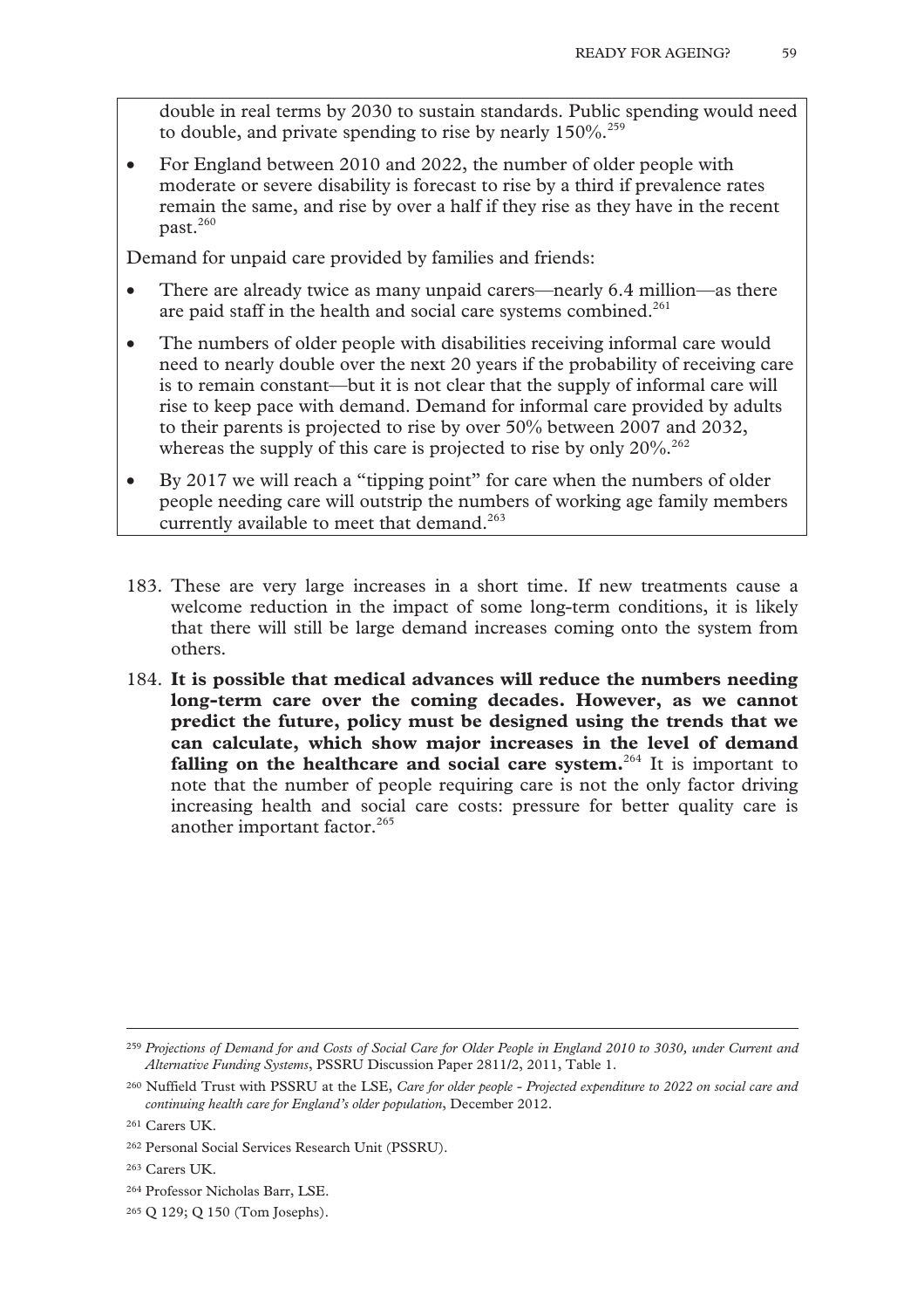double in real terms by 2030 to sustain standards. Public spending would need to double, and private spending to rise by nearly 150%.[259]

- For England between 2010 and 2022, the number of older people with moderate or severe disability is forecast to rise by a third if prevalence rates remain the same, and rise by over a half if they rise as they have in the recent past.[260]

Demand for unpaid care provided by families and friends:

- There are already twice as many unpaid carers—nearly 6.4 million—as there are paid staff in the health and social care systems combined.[261]
- The numbers of older people with disabilities receiving informal care would need to nearly double over the next 20 years if the probability of receiving care is to remain constant—but it is not clear that the supply of informal care will rise to keep pace with demand. Demand for informal care provided by adults to their parents is projected to rise by over 50% between 2007 and 2032, whereas the supply of this care is projected to rise by only 20%.[262]
- By 2017 we will reach a "tipping point" for care when the numbers of older people needing care will outstrip the numbers of working age family members currently available to meet that demand.[263]

183. These are very large increases in a short time. If new treatments cause a welcome reduction in the impact of some long-term conditions, it is likely that there will still be large demand increases coming onto the system from others.

184. **It is possible that medical advances will reduce the numbers needing long-term care over the coming decades. However, as we cannot predict the future, policy must be designed using the trends that we can calculate, which show major increases in the level of demand falling on the healthcare and social care system.**[264] It is important to note that the number of people requiring care is not the only factor driving increasing health and social care costs: pressure for better quality care is another important factor.[265]

---

[259] *Projections of Demand for and Costs of Social Care for Older People in England 2010 to 3030, under Current and Alternative Funding Systems*, PSSRU Discussion Paper 2811/2, 2011, Table 1.

[260] Nuffield Trust with PSSRU at the LSE, *Care for older people - Projected expenditure to 2022 on social care and continuing health care for England's older population*, December 2012.

[261] Carers UK.

[262] Personal Social Services Research Unit (PSSRU).

[263] Carers UK.

[264] Professor Nicholas Barr, LSE.

[265] Q 129; Q 150 (Tom Josephs).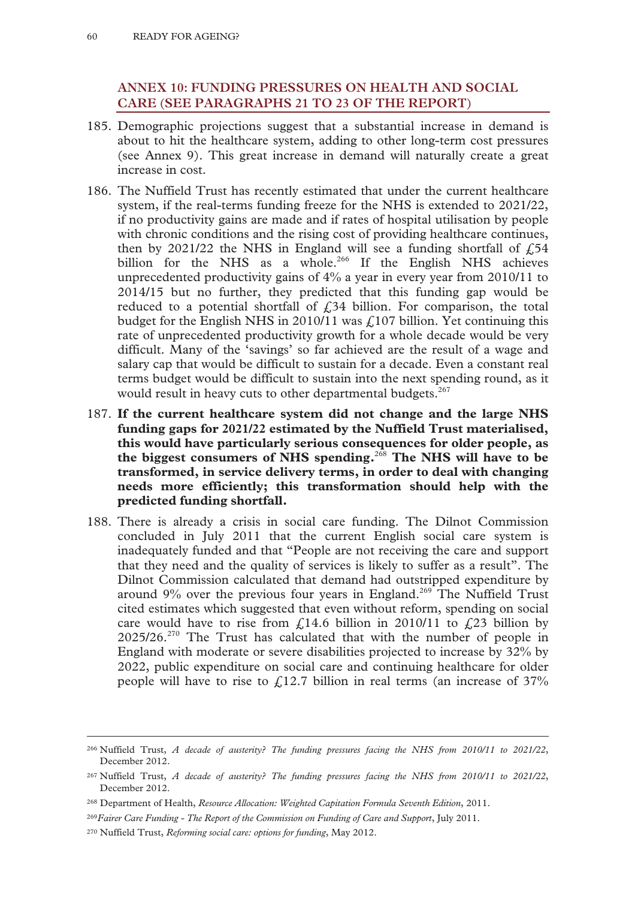## ANNEX 10: FUNDING PRESSURES ON HEALTH AND SOCIAL CARE (SEE PARAGRAPHS 21 TO 23 OF THE REPORT)

185. Demographic projections suggest that a substantial increase in demand is about to hit the healthcare system, adding to other long-term cost pressures (see Annex 9). This great increase in demand will naturally create a great increase in cost.

186. The Nuffield Trust has recently estimated that under the current healthcare system, if the real-terms funding freeze for the NHS is extended to 2021/22, if no productivity gains are made and if rates of hospital utilisation by people with chronic conditions and the rising cost of providing healthcare continues, then by 2021/22 the NHS in England will see a funding shortfall of £54 billion for the NHS as a whole.[266] If the English NHS achieves unprecedented productivity gains of 4% a year in every year from 2010/11 to 2014/15 but no further, they predicted that this funding gap would be reduced to a potential shortfall of £34 billion. For comparison, the total budget for the English NHS in 2010/11 was £107 billion. Yet continuing this rate of unprecedented productivity growth for a whole decade would be very difficult. Many of the 'savings' so far achieved are the result of a wage and salary cap that would be difficult to sustain for a decade. Even a constant real terms budget would be difficult to sustain into the next spending round, as it would result in heavy cuts to other departmental budgets.[267]

187. **If the current healthcare system did not change and the large NHS funding gaps for 2021/22 estimated by the Nuffield Trust materialised, this would have particularly serious consequences for older people, as the biggest consumers of NHS spending.**[268] **The NHS will have to be transformed, in service delivery terms, in order to deal with changing needs more efficiently; this transformation should help with the predicted funding shortfall.**

188. There is already a crisis in social care funding. The Dilnot Commission concluded in July 2011 that the current English social care system is inadequately funded and that "People are not receiving the care and support that they need and the quality of services is likely to suffer as a result". The Dilnot Commission calculated that demand had outstripped expenditure by around 9% over the previous four years in England.[269] The Nuffield Trust cited estimates which suggested that even without reform, spending on social care would have to rise from £14.6 billion in 2010/11 to £23 billion by 2025/26.[270] The Trust has calculated that with the number of people in England with moderate or severe disabilities projected to increase by 32% by 2022, public expenditure on social care and continuing healthcare for older people will have to rise to £12.7 billion in real terms (an increase of 37%

---

[266] Nuffield Trust, *A decade of austerity? The funding pressures facing the NHS from 2010/11 to 2021/22*, December 2012.

[267] Nuffield Trust, *A decade of austerity? The funding pressures facing the NHS from 2010/11 to 2021/22*, December 2012.

[268] Department of Health, *Resource Allocation: Weighted Capitation Formula Seventh Edition*, 2011.

[269] *Fairer Care Funding - The Report of the Commission on Funding of Care and Support*, July 2011.

[270] Nuffield Trust, *Reforming social care: options for funding*, May 2012.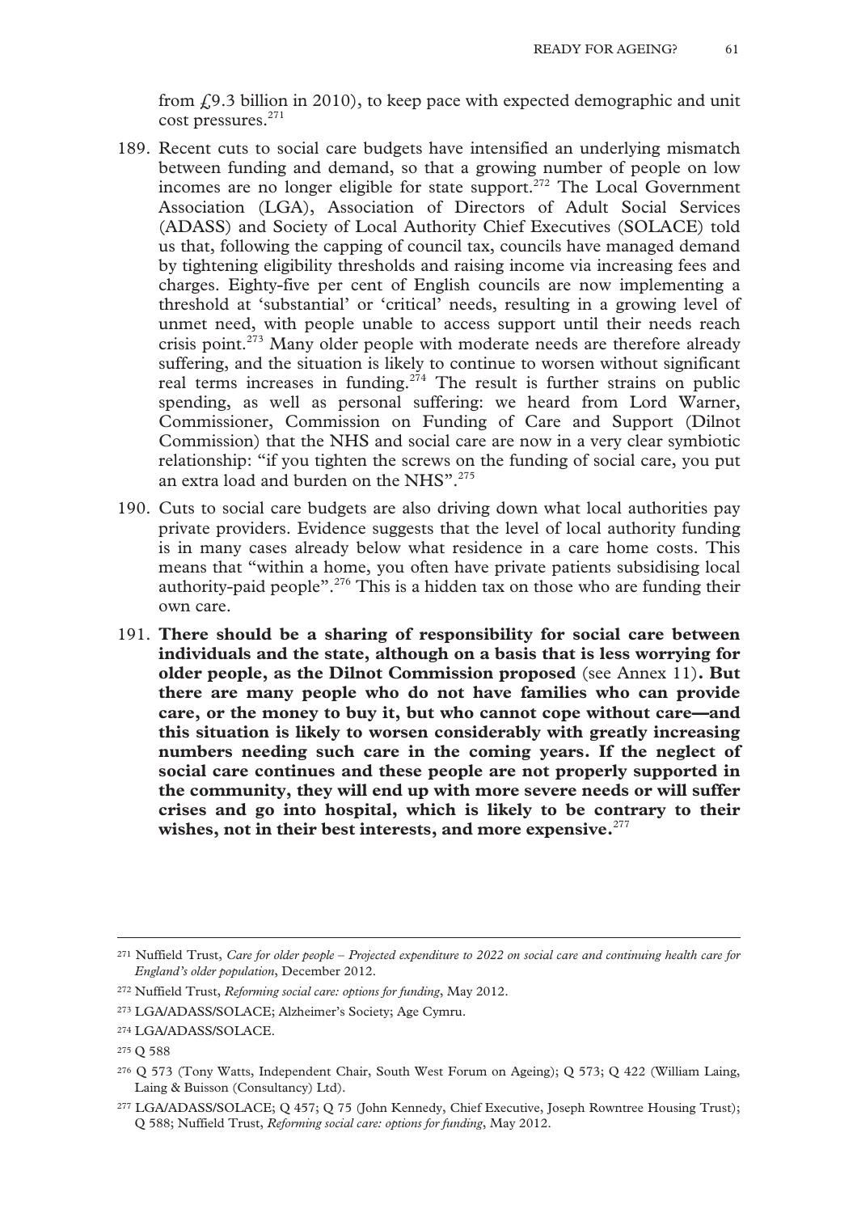from £9.3 billion in 2010), to keep pace with expected demographic and unit cost pressures.[271]

189. Recent cuts to social care budgets have intensified an underlying mismatch between funding and demand, so that a growing number of people on low incomes are no longer eligible for state support.[272] The Local Government Association (LGA), Association of Directors of Adult Social Services (ADASS) and Society of Local Authority Chief Executives (SOLACE) told us that, following the capping of council tax, councils have managed demand by tightening eligibility thresholds and raising income via increasing fees and charges. Eighty-five per cent of English councils are now implementing a threshold at 'substantial' or 'critical' needs, resulting in a growing level of unmet need, with people unable to access support until their needs reach crisis point.[273] Many older people with moderate needs are therefore already suffering, and the situation is likely to continue to worsen without significant real terms increases in funding.[274] The result is further strains on public spending, as well as personal suffering: we heard from Lord Warner, Commissioner, Commission on Funding of Care and Support (Dilnot Commission) that the NHS and social care are now in a very clear symbiotic relationship: "if you tighten the screws on the funding of social care, you put an extra load and burden on the NHS".[275]

190. Cuts to social care budgets are also driving down what local authorities pay private providers. Evidence suggests that the level of local authority funding is in many cases already below what residence in a care home costs. This means that "within a home, you often have private patients subsidising local authority-paid people".[276] This is a hidden tax on those who are funding their own care.

191. **There should be a sharing of responsibility for social care between individuals and the state, although on a basis that is less worrying for older people, as the Dilnot Commission proposed** (see Annex 11)**. But there are many people who do not have families who can provide care, or the money to buy it, but who cannot cope without care—and this situation is likely to worsen considerably with greatly increasing numbers needing such care in the coming years. If the neglect of social care continues and these people are not properly supported in the community, they will end up with more severe needs or will suffer crises and go into hospital, which is likely to be contrary to their wishes, not in their best interests, and more expensive.**[277]

---

[271] Nuffield Trust, *Care for older people – Projected expenditure to 2022 on social care and continuing health care for England's older population*, December 2012.

[272] Nuffield Trust, *Reforming social care: options for funding*, May 2012.

[273] LGA/ADASS/SOLACE; Alzheimer's Society; Age Cymru.

[274] LGA/ADASS/SOLACE.

[275] Q 588

[276] Q 573 (Tony Watts, Independent Chair, South West Forum on Ageing); Q 573; Q 422 (William Laing, Laing & Buisson (Consultancy) Ltd).

[277] LGA/ADASS/SOLACE; Q 457; Q 75 (John Kennedy, Chief Executive, Joseph Rowntree Housing Trust); Q 588; Nuffield Trust, *Reforming social care: options for funding*, May 2012.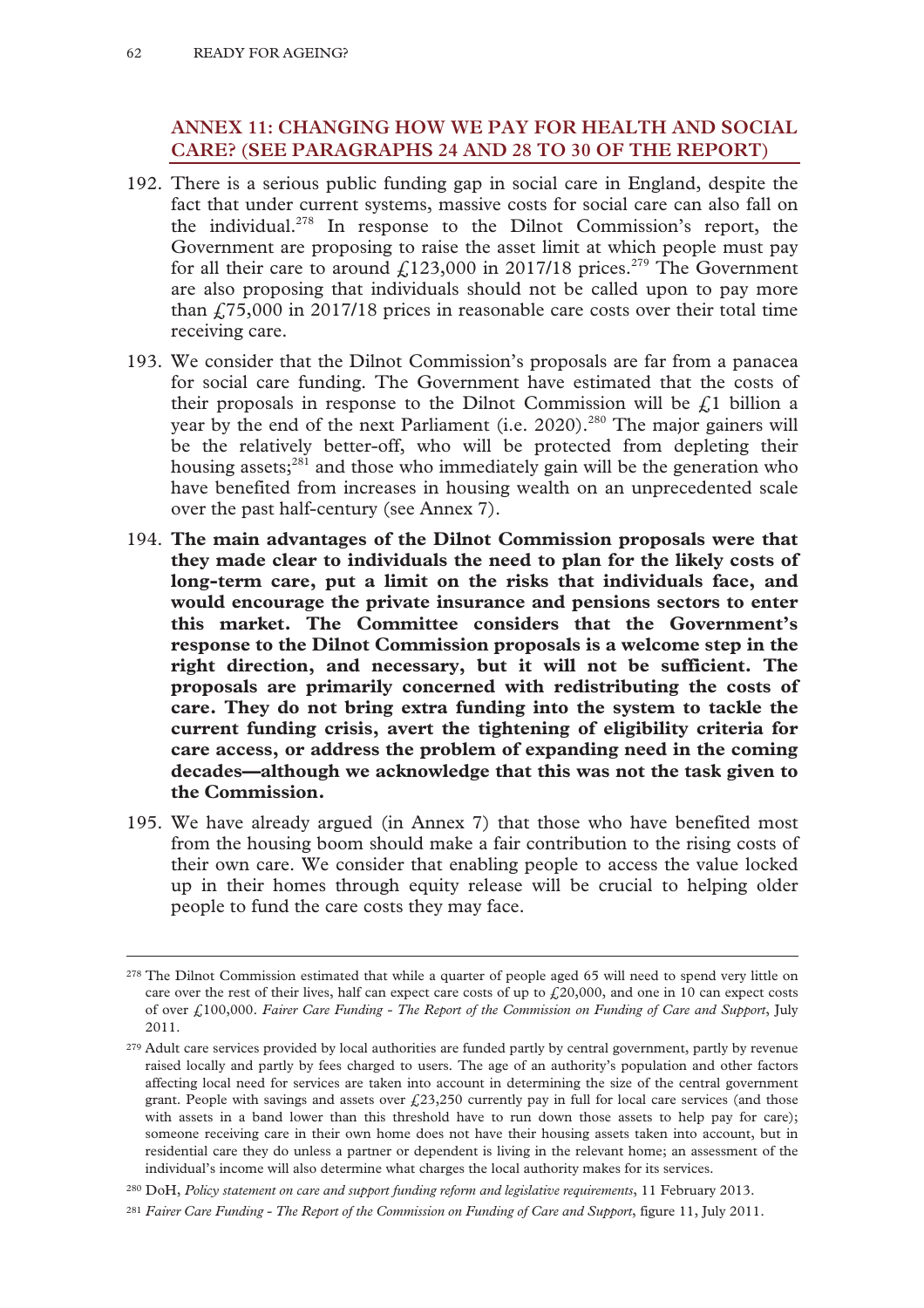## ANNEX 11: CHANGING HOW WE PAY FOR HEALTH AND SOCIAL CARE? (SEE PARAGRAPHS 24 AND 28 TO 30 OF THE REPORT)

192. There is a serious public funding gap in social care in England, despite the fact that under current systems, massive costs for social care can also fall on the individual.[278] In response to the Dilnot Commission's report, the Government are proposing to raise the asset limit at which people must pay for all their care to around £123,000 in 2017/18 prices.[279] The Government are also proposing that individuals should not be called upon to pay more than £75,000 in 2017/18 prices in reasonable care costs over their total time receiving care.

193. We consider that the Dilnot Commission's proposals are far from a panacea for social care funding. The Government have estimated that the costs of their proposals in response to the Dilnot Commission will be £1 billion a year by the end of the next Parliament (i.e. 2020).[280] The major gainers will be the relatively better-off, who will be protected from depleting their housing assets;[281] and those who immediately gain will be the generation who have benefited from increases in housing wealth on an unprecedented scale over the past half-century (see Annex 7).

194. **The main advantages of the Dilnot Commission proposals were that they made clear to individuals the need to plan for the likely costs of long-term care, put a limit on the risks that individuals face, and would encourage the private insurance and pensions sectors to enter this market. The Committee considers that the Government's response to the Dilnot Commission proposals is a welcome step in the right direction, and necessary, but it will not be sufficient. The proposals are primarily concerned with redistributing the costs of care. They do not bring extra funding into the system to tackle the current funding crisis, avert the tightening of eligibility criteria for care access, or address the problem of expanding need in the coming decades—although we acknowledge that this was not the task given to the Commission.**

195. We have already argued (in Annex 7) that those who have benefited most from the housing boom should make a fair contribution to the rising costs of their own care. We consider that enabling people to access the value locked up in their homes through equity release will be crucial to helping older people to fund the care costs they may face.

---

[278] The Dilnot Commission estimated that while a quarter of people aged 65 will need to spend very little on care over the rest of their lives, half can expect care costs of up to £20,000, and one in 10 can expect costs of over £100,000. *Fairer Care Funding - The Report of the Commission on Funding of Care and Support*, July 2011.

[279] Adult care services provided by local authorities are funded partly by central government, partly by revenue raised locally and partly by fees charged to users. The age of an authority's population and other factors affecting local need for services are taken into account in determining the size of the central government grant. People with savings and assets over £23,250 currently pay in full for local care services (and those with assets in a band lower than this threshold have to run down those assets to help pay for care); someone receiving care in their own home does not have their housing assets taken into account, but in residential care they do unless a partner or dependent is living in the relevant home; an assessment of the individual's income will also determine what charges the local authority makes for its services.

[280] DoH, *Policy statement on care and support funding reform and legislative requirements*, 11 February 2013.

[281] *Fairer Care Funding - The Report of the Commission on Funding of Care and Support*, figure 11, July 2011.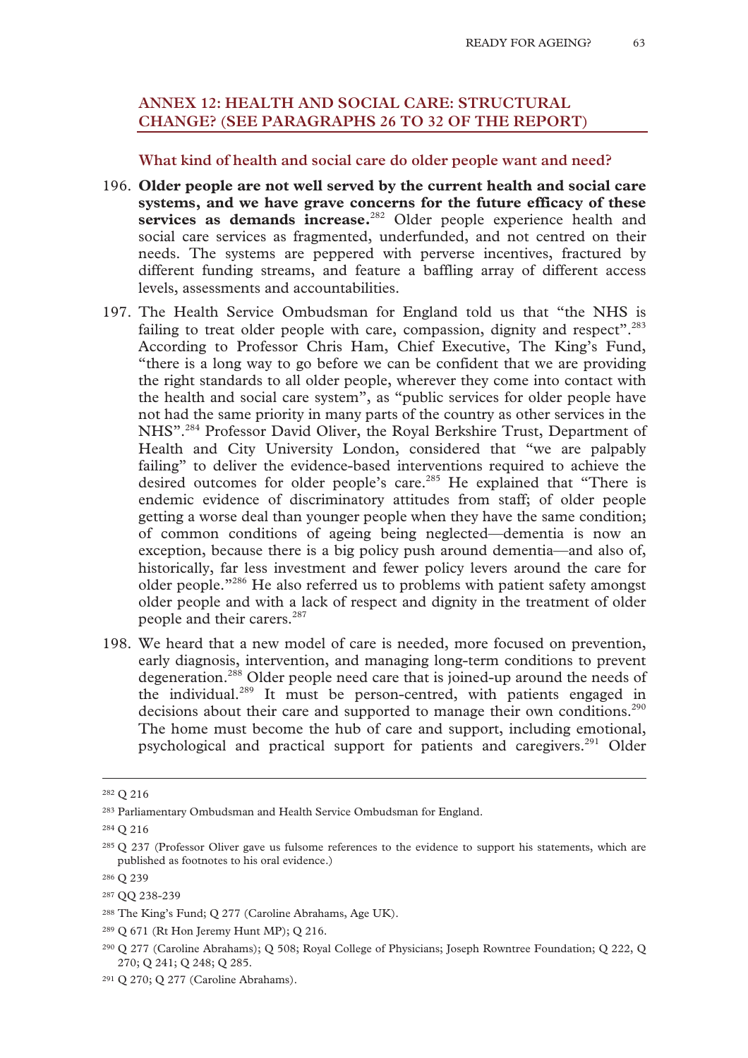## ANNEX 12: HEALTH AND SOCIAL CARE: STRUCTURAL CHANGE? (SEE PARAGRAPHS 26 TO 32 OF THE REPORT)

### What kind of health and social care do older people want and need?

196. **Older people are not well served by the current health and social care systems, and we have grave concerns for the future efficacy of these services as demands increase.**[282] Older people experience health and social care services as fragmented, underfunded, and not centred on their needs. The systems are peppered with perverse incentives, fractured by different funding streams, and feature a baffling array of different access levels, assessments and accountabilities.

197. The Health Service Ombudsman for England told us that "the NHS is failing to treat older people with care, compassion, dignity and respect".[283] According to Professor Chris Ham, Chief Executive, The King's Fund, "there is a long way to go before we can be confident that we are providing the right standards to all older people, wherever they come into contact with the health and social care system", as "public services for older people have not had the same priority in many parts of the country as other services in the NHS".[284] Professor David Oliver, the Royal Berkshire Trust, Department of Health and City University London, considered that "we are palpably failing" to deliver the evidence-based interventions required to achieve the desired outcomes for older people's care.[285] He explained that "There is endemic evidence of discriminatory attitudes from staff; of older people getting a worse deal than younger people when they have the same condition; of common conditions of ageing being neglected—dementia is now an exception, because there is a big policy push around dementia—and also of, historically, far less investment and fewer policy levers around the care for older people."[286] He also referred us to problems with patient safety amongst older people and with a lack of respect and dignity in the treatment of older people and their carers.[287]

198. We heard that a new model of care is needed, more focused on prevention, early diagnosis, intervention, and managing long-term conditions to prevent degeneration.[288] Older people need care that is joined-up around the needs of the individual.[289] It must be person-centred, with patients engaged in decisions about their care and supported to manage their own conditions.[290] The home must become the hub of care and support, including emotional, psychological and practical support for patients and caregivers.[291] Older

---

[282] Q 216

[283] Parliamentary Ombudsman and Health Service Ombudsman for England.

[284] Q 216

[285] Q 237 (Professor Oliver gave us fulsome references to the evidence to support his statements, which are published as footnotes to his oral evidence.)

[286] Q 239

[287] QQ 238-239

[288] The King's Fund; Q 277 (Caroline Abrahams, Age UK).

[289] Q 671 (Rt Hon Jeremy Hunt MP); Q 216.

[290] Q 277 (Caroline Abrahams); Q 508; Royal College of Physicians; Joseph Rowntree Foundation; Q 222, Q 270; Q 241; Q 248; Q 285.

[291] Q 270; Q 277 (Caroline Abrahams).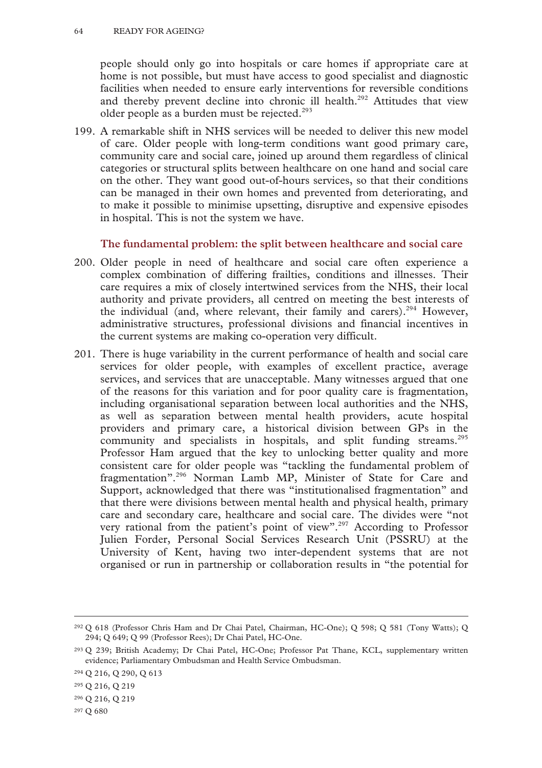people should only go into hospitals or care homes if appropriate care at home is not possible, but must have access to good specialist and diagnostic facilities when needed to ensure early interventions for reversible conditions and thereby prevent decline into chronic ill health.[292] Attitudes that view older people as a burden must be rejected.[293]

199. A remarkable shift in NHS services will be needed to deliver this new model of care. Older people with long-term conditions want good primary care, community care and social care, joined up around them regardless of clinical categories or structural splits between healthcare on one hand and social care on the other. They want good out-of-hours services, so that their conditions can be managed in their own homes and prevented from deteriorating, and to make it possible to minimise upsetting, disruptive and expensive episodes in hospital. This is not the system we have.

### The fundamental problem: the split between healthcare and social care

200. Older people in need of healthcare and social care often experience a complex combination of differing frailties, conditions and illnesses. Their care requires a mix of closely intertwined services from the NHS, their local authority and private providers, all centred on meeting the best interests of the individual (and, where relevant, their family and carers).[294] However, administrative structures, professional divisions and financial incentives in the current systems are making co-operation very difficult.

201. There is huge variability in the current performance of health and social care services for older people, with examples of excellent practice, average services, and services that are unacceptable. Many witnesses argued that one of the reasons for this variation and for poor quality care is fragmentation, including organisational separation between local authorities and the NHS, as well as separation between mental health providers, acute hospital providers and primary care, a historical division between GPs in the community and specialists in hospitals, and split funding streams.[295] Professor Ham argued that the key to unlocking better quality and more consistent care for older people was "tackling the fundamental problem of fragmentation".[296] Norman Lamb MP, Minister of State for Care and Support, acknowledged that there was "institutionalised fragmentation" and that there were divisions between mental health and physical health, primary care and secondary care, healthcare and social care. The divides were "not very rational from the patient's point of view".[297] According to Professor Julien Forder, Personal Social Services Research Unit (PSSRU) at the University of Kent, having two inter-dependent systems that are not organised or run in partnership or collaboration results in "the potential for

---

[292] Q 618 (Professor Chris Ham and Dr Chai Patel, Chairman, HC-One); Q 598; Q 581 (Tony Watts); Q 294; Q 649; Q 99 (Professor Rees); Dr Chai Patel, HC-One.

[293] Q 239; British Academy; Dr Chai Patel, HC-One; Professor Pat Thane, KCL, supplementary written evidence; Parliamentary Ombudsman and Health Service Ombudsman.

[294] Q 216, Q 290, Q 613

[295] Q 216, Q 219

[296] Q 216, Q 219

[297] Q 680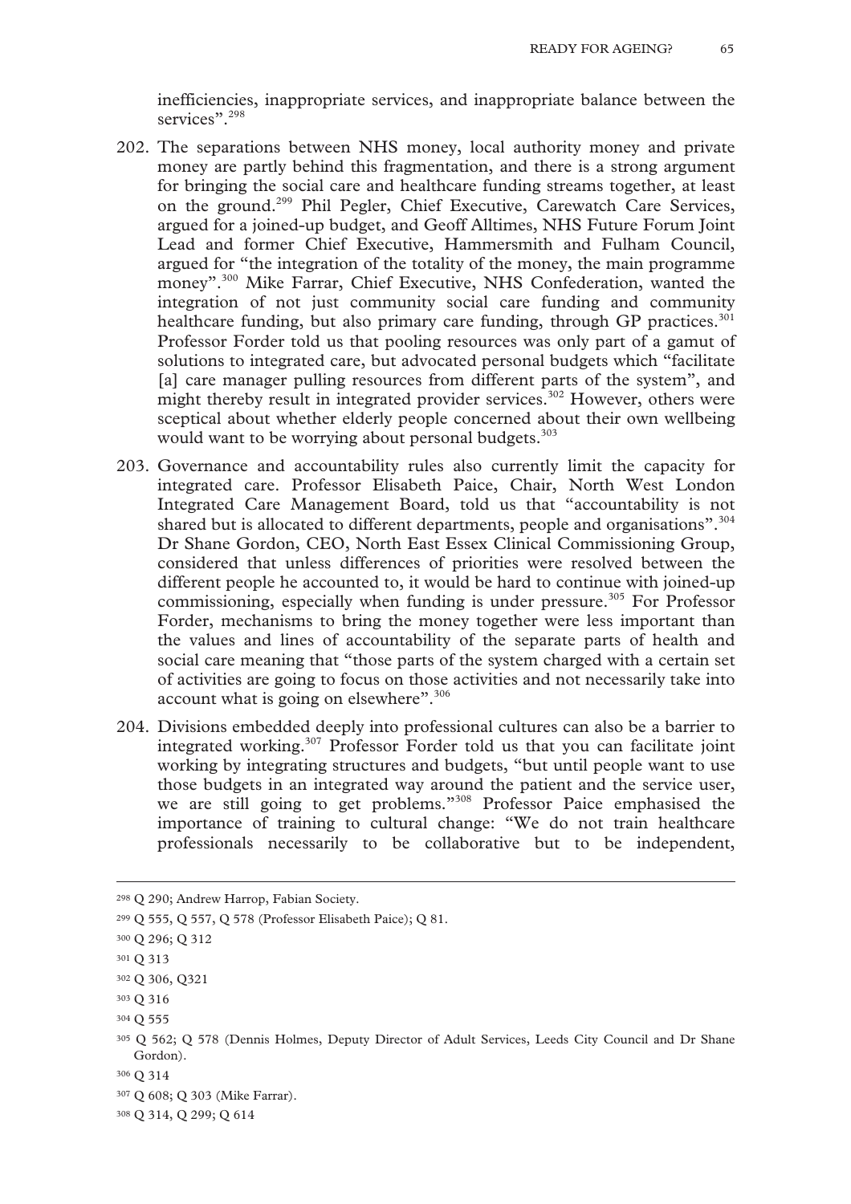inefficiencies, inappropriate services, and inappropriate balance between the services".[298]

202. The separations between NHS money, local authority money and private money are partly behind this fragmentation, and there is a strong argument for bringing the social care and healthcare funding streams together, at least on the ground.[299] Phil Pegler, Chief Executive, Carewatch Care Services, argued for a joined-up budget, and Geoff Alltimes, NHS Future Forum Joint Lead and former Chief Executive, Hammersmith and Fulham Council, argued for "the integration of the totality of the money, the main programme money".[300] Mike Farrar, Chief Executive, NHS Confederation, wanted the integration of not just community social care funding and community healthcare funding, but also primary care funding, through GP practices.[301] Professor Forder told us that pooling resources was only part of a gamut of solutions to integrated care, but advocated personal budgets which "facilitate [a] care manager pulling resources from different parts of the system", and might thereby result in integrated provider services.[302] However, others were sceptical about whether elderly people concerned about their own wellbeing would want to be worrying about personal budgets.[303]

203. Governance and accountability rules also currently limit the capacity for integrated care. Professor Elisabeth Paice, Chair, North West London Integrated Care Management Board, told us that "accountability is not shared but is allocated to different departments, people and organisations".[304] Dr Shane Gordon, CEO, North East Essex Clinical Commissioning Group, considered that unless differences of priorities were resolved between the different people he accounted to, it would be hard to continue with joined-up commissioning, especially when funding is under pressure.[305] For Professor Forder, mechanisms to bring the money together were less important than the values and lines of accountability of the separate parts of health and social care meaning that "those parts of the system charged with a certain set of activities are going to focus on those activities and not necessarily take into account what is going on elsewhere".[306]

204. Divisions embedded deeply into professional cultures can also be a barrier to integrated working.[307] Professor Forder told us that you can facilitate joint working by integrating structures and budgets, "but until people want to use those budgets in an integrated way around the patient and the service user, we are still going to get problems."[308] Professor Paice emphasised the importance of training to cultural change: "We do not train healthcare professionals necessarily to be collaborative but to be independent,

---

298 Q 290; Andrew Harrop, Fabian Society.

299 Q 555, Q 557, Q 578 (Professor Elisabeth Paice); Q 81.

300 Q 296; Q 312

301 Q 313

302 Q 306, Q321

303 Q 316

304 Q 555

305 Q 562; Q 578 (Dennis Holmes, Deputy Director of Adult Services, Leeds City Council and Dr Shane Gordon).

306 Q 314

307 Q 608; Q 303 (Mike Farrar).

308 Q 314, Q 299; Q 614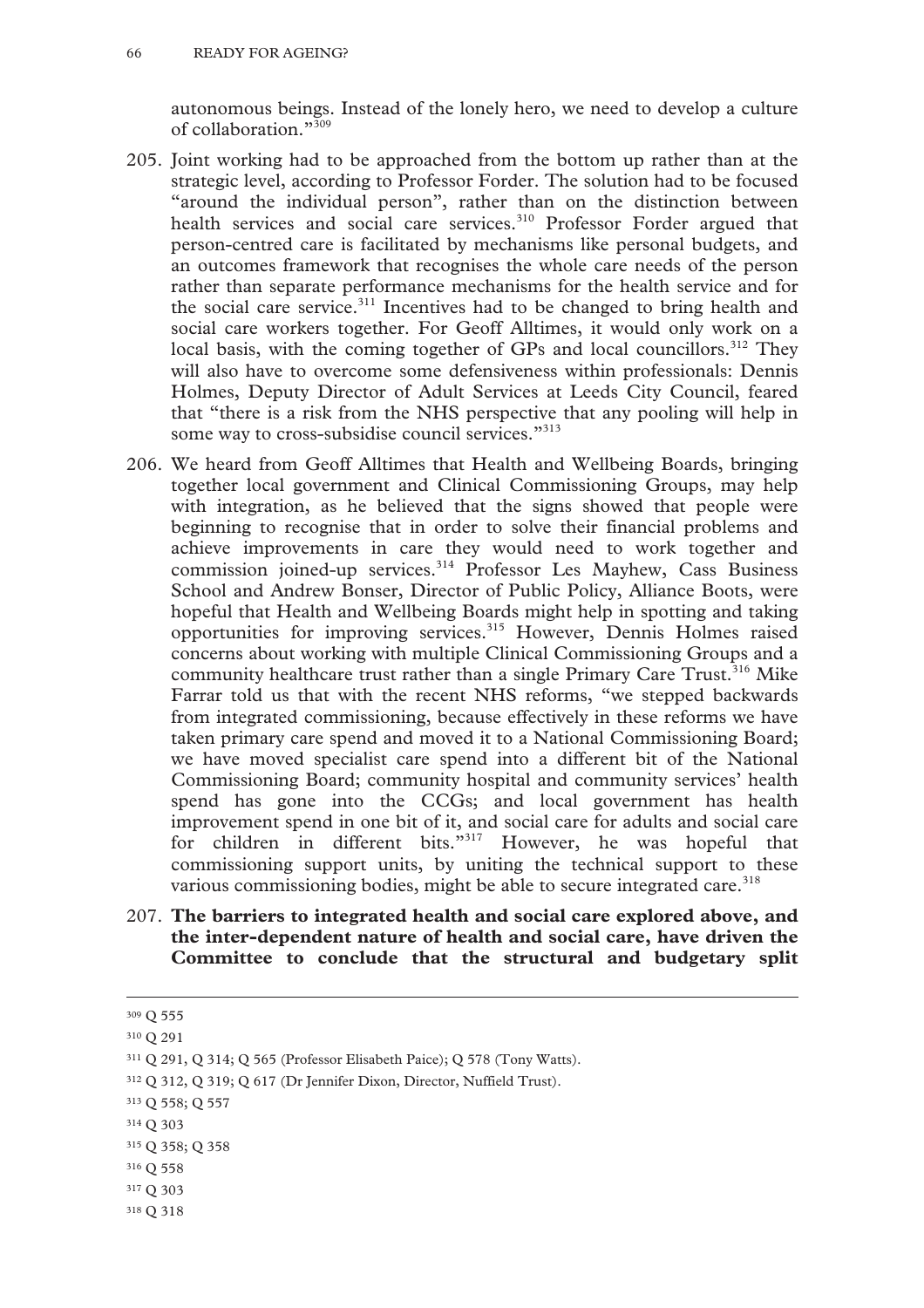autonomous beings. Instead of the lonely hero, we need to develop a culture of collaboration."[309]

205. Joint working had to be approached from the bottom up rather than at the strategic level, according to Professor Forder. The solution had to be focused "around the individual person", rather than on the distinction between health services and social care services.[310] Professor Forder argued that person-centred care is facilitated by mechanisms like personal budgets, and an outcomes framework that recognises the whole care needs of the person rather than separate performance mechanisms for the health service and for the social care service.[311] Incentives had to be changed to bring health and social care workers together. For Geoff Alltimes, it would only work on a local basis, with the coming together of GPs and local councillors.[312] They will also have to overcome some defensiveness within professionals: Dennis Holmes, Deputy Director of Adult Services at Leeds City Council, feared that "there is a risk from the NHS perspective that any pooling will help in some way to cross-subsidise council services."[313]

206. We heard from Geoff Alltimes that Health and Wellbeing Boards, bringing together local government and Clinical Commissioning Groups, may help with integration, as he believed that the signs showed that people were beginning to recognise that in order to solve their financial problems and achieve improvements in care they would need to work together and commission joined-up services.[314] Professor Les Mayhew, Cass Business School and Andrew Bonser, Director of Public Policy, Alliance Boots, were hopeful that Health and Wellbeing Boards might help in spotting and taking opportunities for improving services.[315] However, Dennis Holmes raised concerns about working with multiple Clinical Commissioning Groups and a community healthcare trust rather than a single Primary Care Trust.[316] Mike Farrar told us that with the recent NHS reforms, "we stepped backwards from integrated commissioning, because effectively in these reforms we have taken primary care spend and moved it to a National Commissioning Board; we have moved specialist care spend into a different bit of the National Commissioning Board; community hospital and community services' health spend has gone into the CCGs; and local government has health improvement spend in one bit of it, and social care for adults and social care for children in different bits."[317] However, he was hopeful that commissioning support units, by uniting the technical support to these various commissioning bodies, might be able to secure integrated care.[318]

207. **The barriers to integrated health and social care explored above, and the inter-dependent nature of health and social care, have driven the Committee to conclude that the structural and budgetary split**

---

[309] Q 555

[310] Q 291

[311] Q 291, Q 314; Q 565 (Professor Elisabeth Paice); Q 578 (Tony Watts).

[312] Q 312, Q 319; Q 617 (Dr Jennifer Dixon, Director, Nuffield Trust).

[313] Q 558; Q 557

[314] Q 303

[315] Q 358; Q 358

[316] Q 558

[317] Q 303

[318] Q 318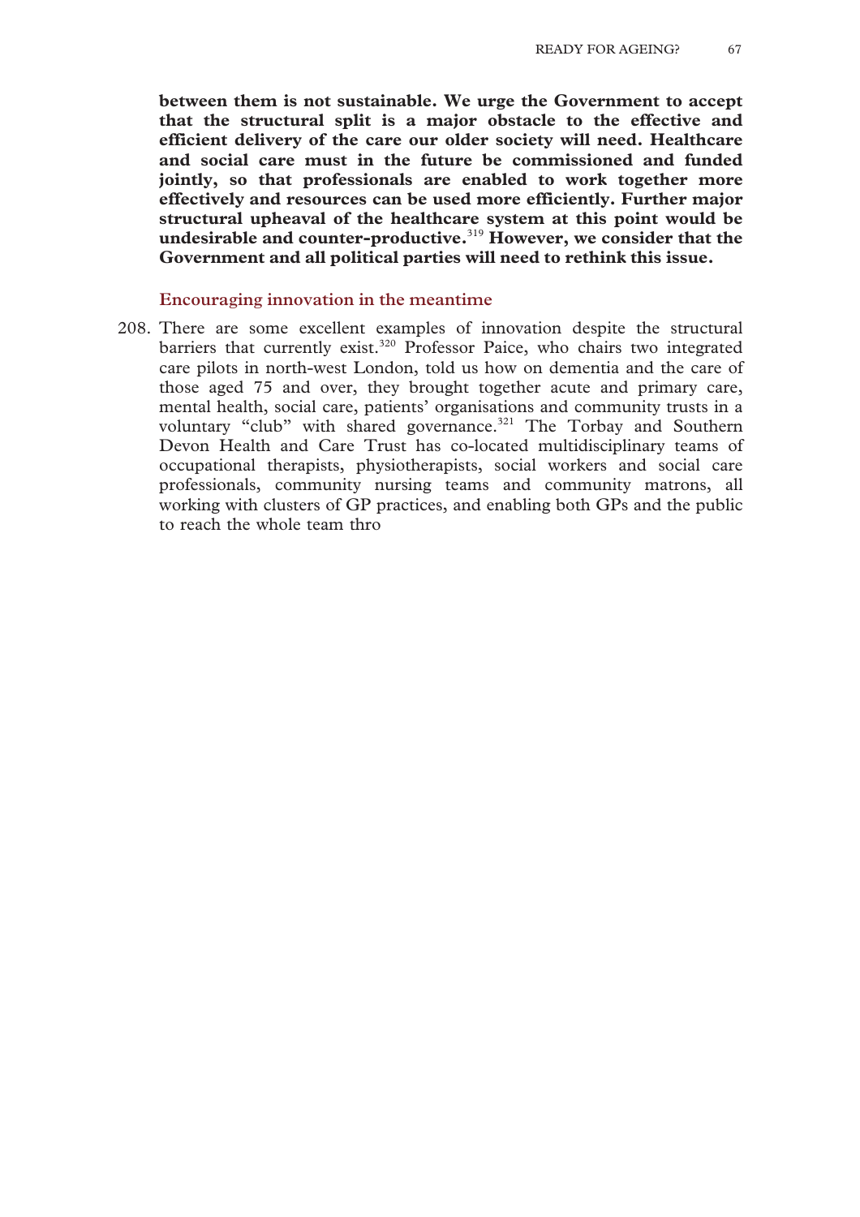**between them is not sustainable. We urge the Government to accept that the structural split is a major obstacle to the effective and efficient delivery of the care our older society will need. Healthcare and social care must in the future be commissioned and funded jointly, so that professionals are enabled to work together more effectively and resources can be used more efficiently. Further major structural upheaval of the healthcare system at this point would be undesirable and counter-productive.**[319] **However, we consider that the Government and all political parties will need to rethink this issue.**

### Encouraging innovation in the meantime

208. There are some excellent examples of innovation despite the structural barriers that currently exist.[320] Professor Paice, who chairs two integrated care pilots in north-west London, told us how on dementia and the care of those aged 75 and over, they brought together acute and primary care, mental health, social care, patients' organisations and community trusts in a voluntary "club" with shared governance.[321] The Torbay and Southern Devon Health and Care Trust has co-located multidisciplinary teams of occupational therapists, physiotherapists, social workers and social care professionals, community nursing teams and community matrons, all working with clusters of GP practices, and enabling both GPs and the public to reach the whole team thro